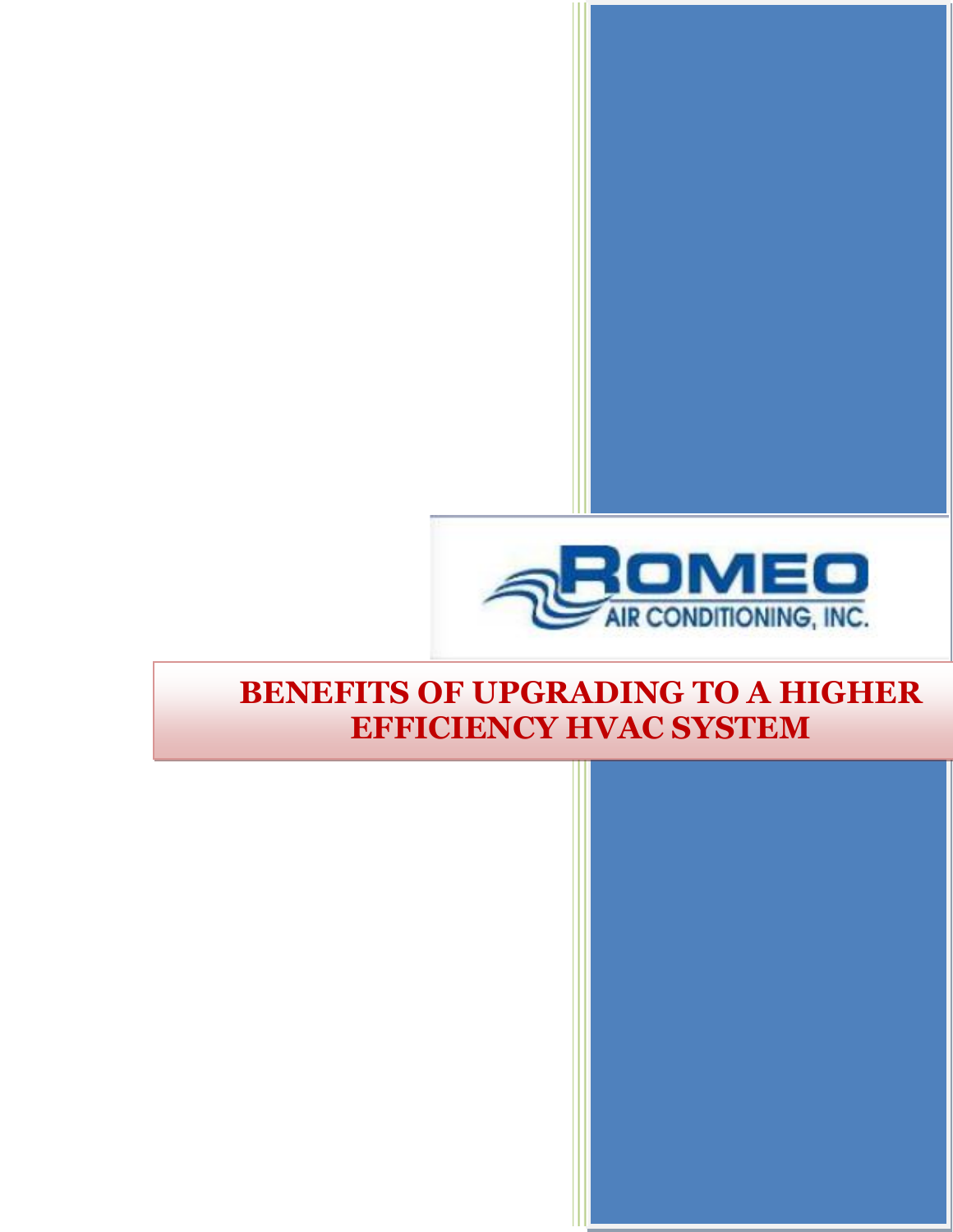ROMEO
AIR CONDITIONING, INC.

# BENEFITS OF UPGRADING TO A HIGHER EFFICIENCY HVAC SYSTEM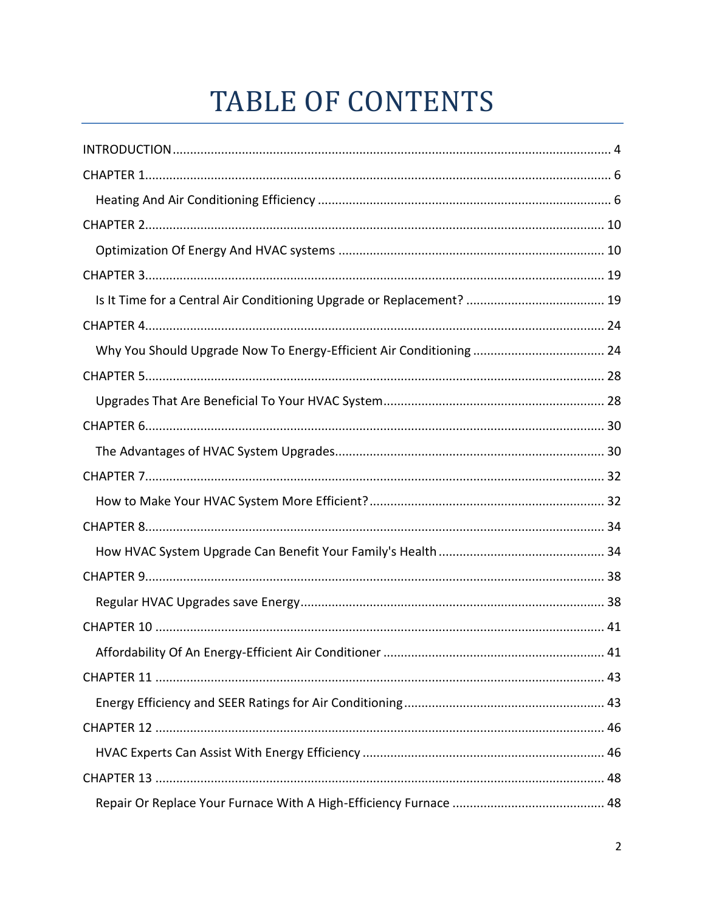# TABLE OF CONTENTS

INTRODUCTION ........ 4

CHAPTER 1 ........ 6

- Heating And Air Conditioning Efficiency ........ 6

CHAPTER 2 ........ 10

- Optimization Of Energy And HVAC systems ........ 10

CHAPTER 3 ........ 19

- Is It Time for a Central Air Conditioning Upgrade or Replacement? ........ 19

CHAPTER 4 ........ 24

- Why You Should Upgrade Now To Energy-Efficient Air Conditioning ........ 24

CHAPTER 5 ........ 28

- Upgrades That Are Beneficial To Your HVAC System ........ 28

CHAPTER 6 ........ 30

- The Advantages of HVAC System Upgrades ........ 30

CHAPTER 7 ........ 32

- How to Make Your HVAC System More Efficient? ........ 32

CHAPTER 8 ........ 34

- How HVAC System Upgrade Can Benefit Your Family's Health ........ 34

CHAPTER 9 ........ 38

- Regular HVAC Upgrades save Energy ........ 38

CHAPTER 10 ........ 41

- Affordability Of An Energy-Efficient Air Conditioner ........ 41

CHAPTER 11 ........ 43

- Energy Efficiency and SEER Ratings for Air Conditioning ........ 43

CHAPTER 12 ........ 46

- HVAC Experts Can Assist With Energy Efficiency ........ 46

CHAPTER 13 ........ 48

- Repair Or Replace Your Furnace With A High-Efficiency Furnace ........ 48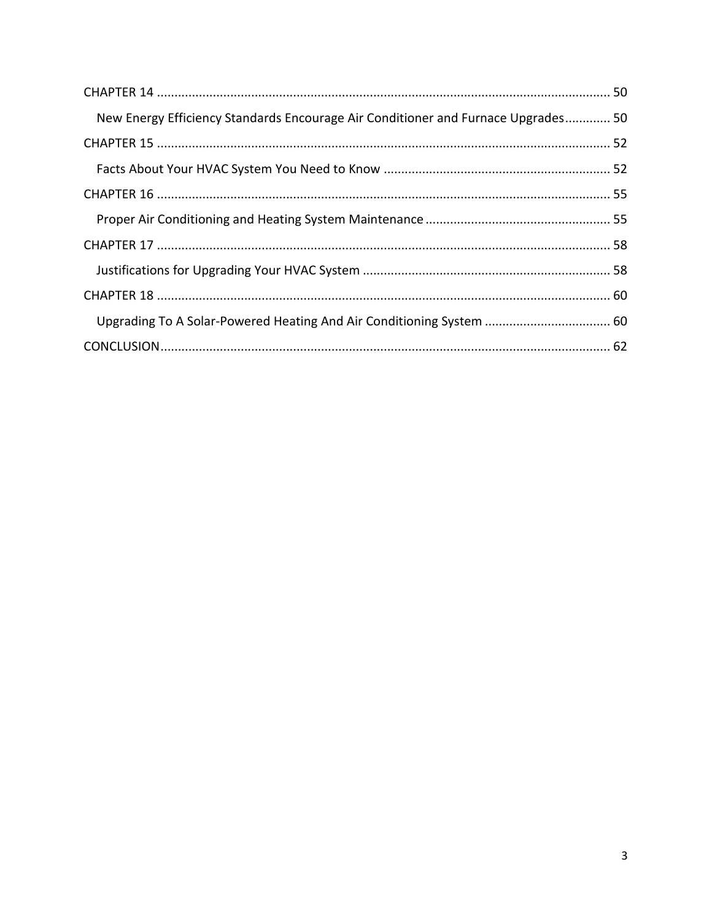CHAPTER 14 ................................................................................................................................ 50

New Energy Efficiency Standards Encourage Air Conditioner and Furnace Upgrades ............ 50

CHAPTER 15 ................................................................................................................................ 52

Facts About Your HVAC System You Need to Know ................................................................ 52

CHAPTER 16 ................................................................................................................................ 55

Proper Air Conditioning and Heating System Maintenance .................................................... 55

CHAPTER 17 ................................................................................................................................ 58

Justifications for Upgrading Your HVAC System ...................................................................... 58

CHAPTER 18 ................................................................................................................................ 60

Upgrading To A Solar-Powered Heating And Air Conditioning System .................................... 60

CONCLUSION ............................................................................................................................... 62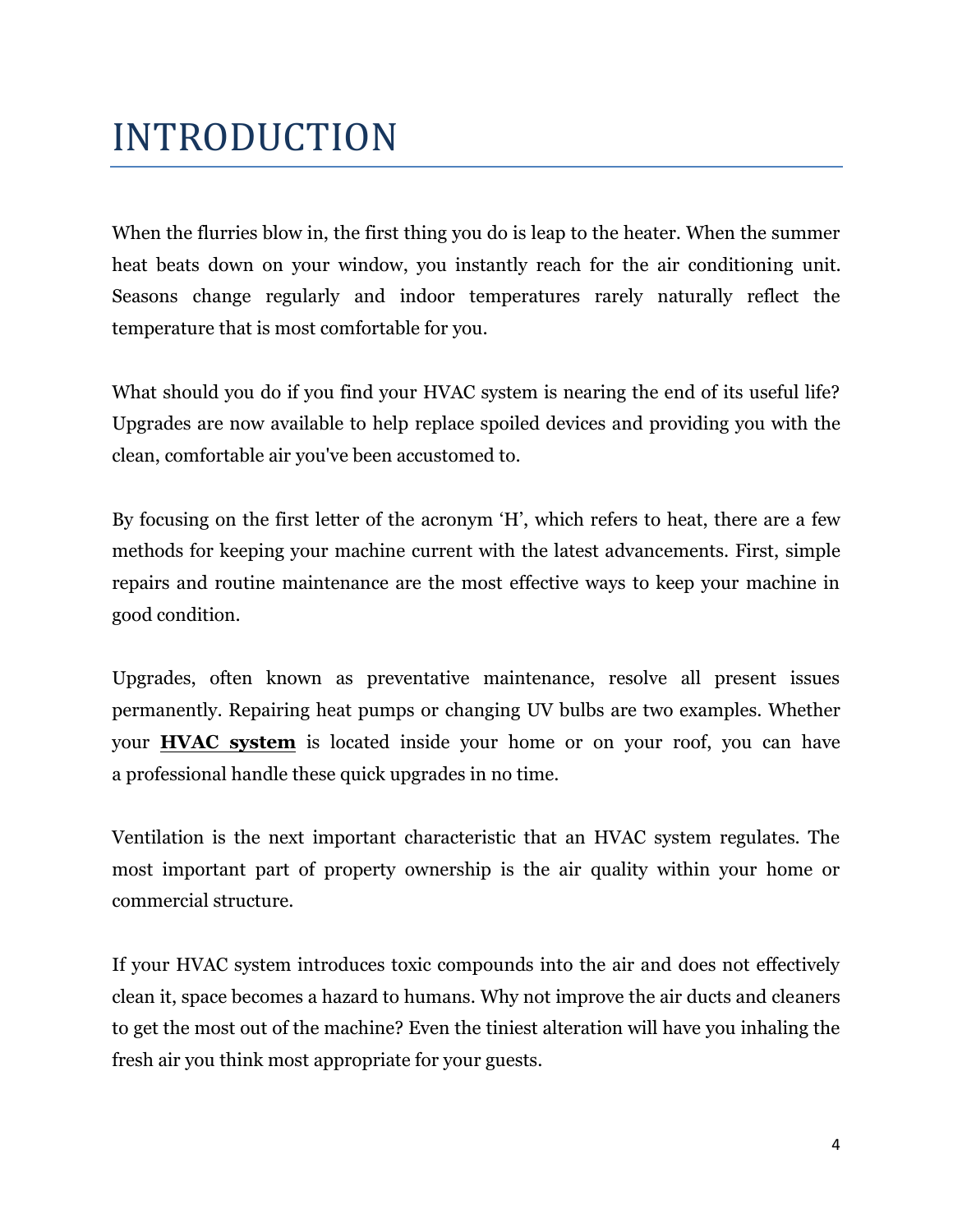# INTRODUCTION

When the flurries blow in, the first thing you do is leap to the heater. When the summer heat beats down on your window, you instantly reach for the air conditioning unit. Seasons change regularly and indoor temperatures rarely naturally reflect the temperature that is most comfortable for you.

What should you do if you find your HVAC system is nearing the end of its useful life? Upgrades are now available to help replace spoiled devices and providing you with the clean, comfortable air you've been accustomed to.

By focusing on the first letter of the acronym 'H', which refers to heat, there are a few methods for keeping your machine current with the latest advancements. First, simple repairs and routine maintenance are the most effective ways to keep your machine in good condition.

Upgrades, often known as preventative maintenance, resolve all present issues permanently. Repairing heat pumps or changing UV bulbs are two examples. Whether your **HVAC system** is located inside your home or on your roof, you can have a professional handle these quick upgrades in no time.

Ventilation is the next important characteristic that an HVAC system regulates. The most important part of property ownership is the air quality within your home or commercial structure.

If your HVAC system introduces toxic compounds into the air and does not effectively clean it, space becomes a hazard to humans. Why not improve the air ducts and cleaners to get the most out of the machine? Even the tiniest alteration will have you inhaling the fresh air you think most appropriate for your guests.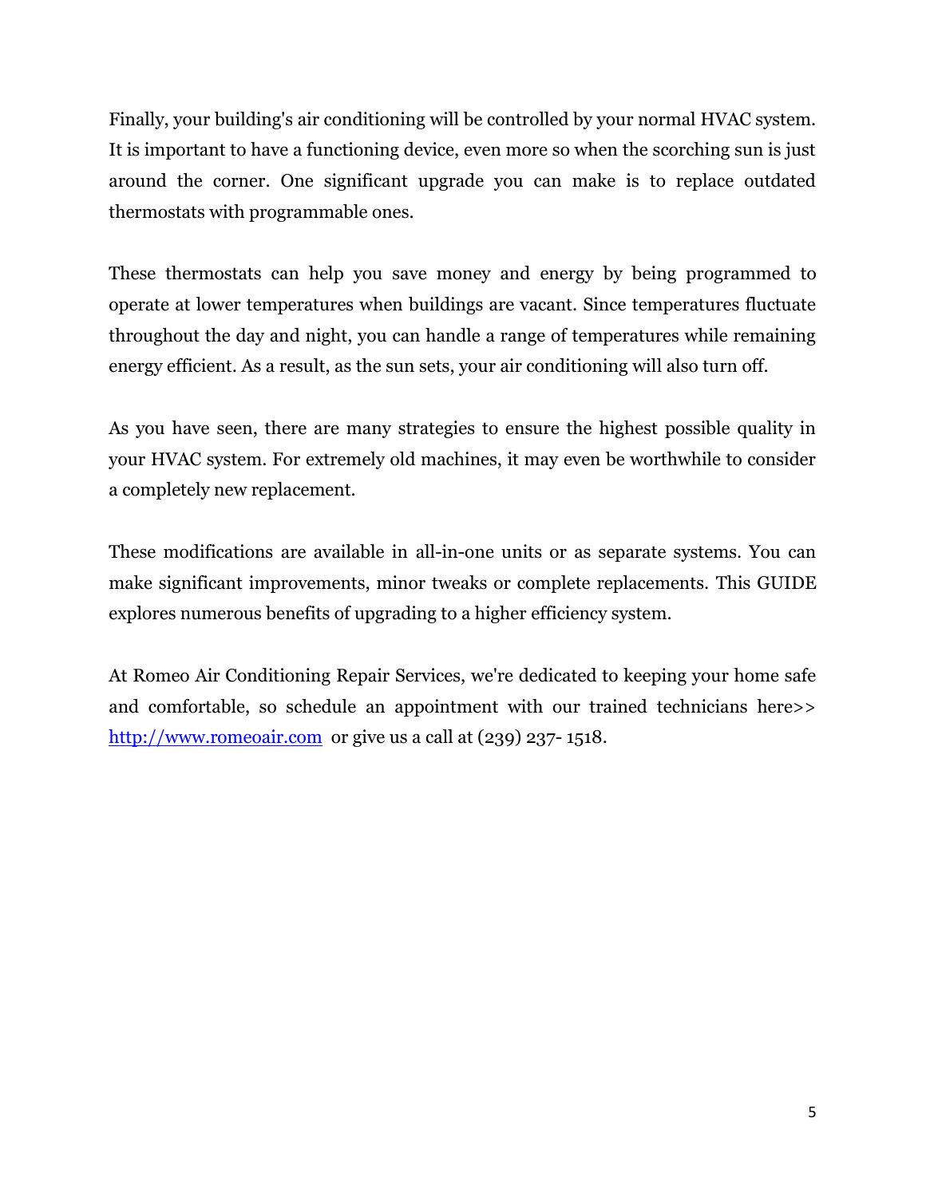Finally, your building's air conditioning will be controlled by your normal HVAC system. It is important to have a functioning device, even more so when the scorching sun is just around the corner. One significant upgrade you can make is to replace outdated thermostats with programmable ones.

These thermostats can help you save money and energy by being programmed to operate at lower temperatures when buildings are vacant. Since temperatures fluctuate throughout the day and night, you can handle a range of temperatures while remaining energy efficient. As a result, as the sun sets, your air conditioning will also turn off.

As you have seen, there are many strategies to ensure the highest possible quality in your HVAC system. For extremely old machines, it may even be worthwhile to consider a completely new replacement.

These modifications are available in all-in-one units or as separate systems. You can make significant improvements, minor tweaks or complete replacements. This GUIDE explores numerous benefits of upgrading to a higher efficiency system.

At Romeo Air Conditioning Repair Services, we're dedicated to keeping your home safe and comfortable, so schedule an appointment with our trained technicians here>> [http://www.romeoair.com](http://www.romeoair.com) or give us a call at (239) 237- 1518.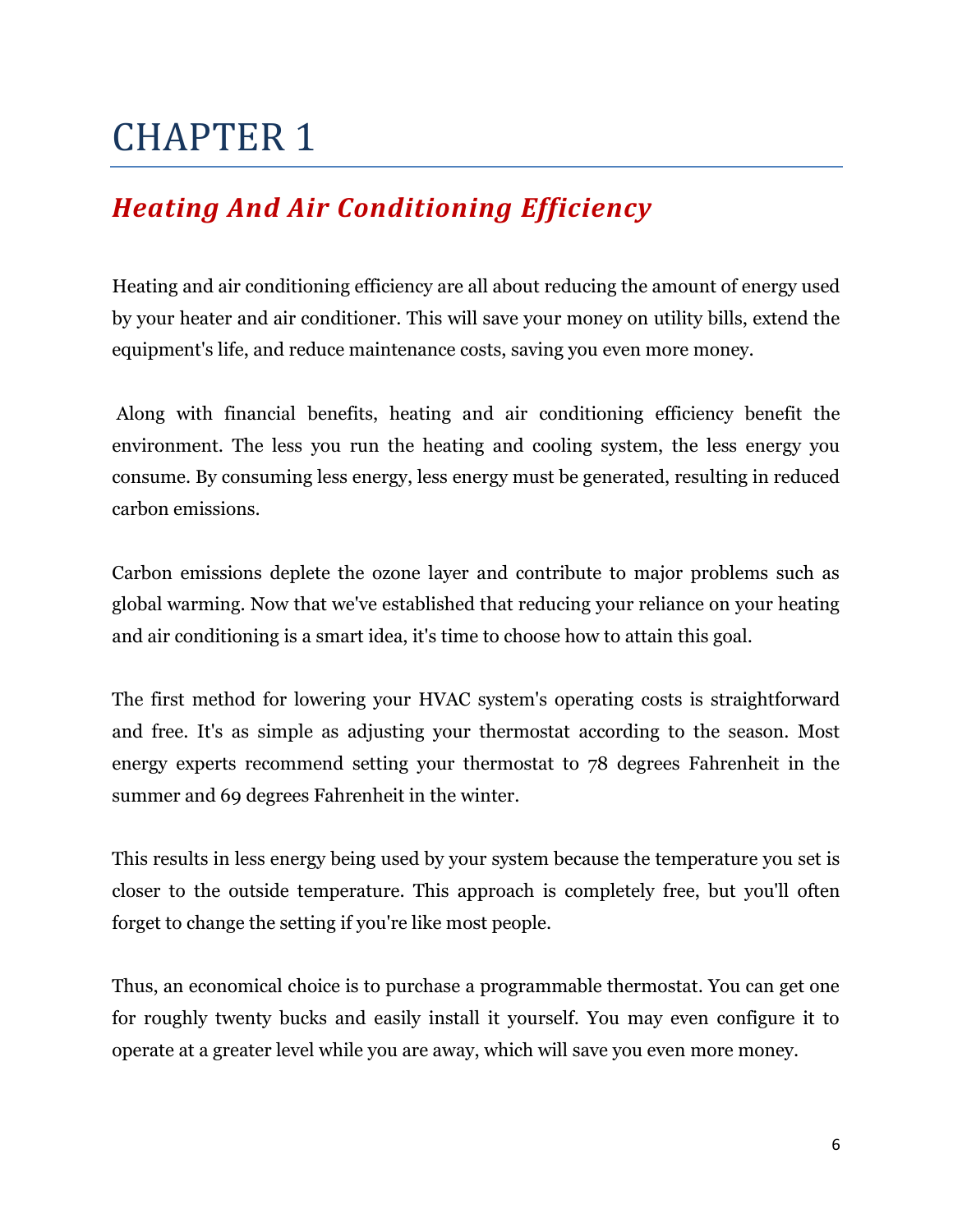# CHAPTER 1

## *Heating And Air Conditioning Efficiency*

Heating and air conditioning efficiency are all about reducing the amount of energy used by your heater and air conditioner. This will save your money on utility bills, extend the equipment's life, and reduce maintenance costs, saving you even more money.

Along with financial benefits, heating and air conditioning efficiency benefit the environment. The less you run the heating and cooling system, the less energy you consume. By consuming less energy, less energy must be generated, resulting in reduced carbon emissions.

Carbon emissions deplete the ozone layer and contribute to major problems such as global warming. Now that we've established that reducing your reliance on your heating and air conditioning is a smart idea, it's time to choose how to attain this goal.

The first method for lowering your HVAC system's operating costs is straightforward and free. It's as simple as adjusting your thermostat according to the season. Most energy experts recommend setting your thermostat to 78 degrees Fahrenheit in the summer and 69 degrees Fahrenheit in the winter.

This results in less energy being used by your system because the temperature you set is closer to the outside temperature. This approach is completely free, but you'll often forget to change the setting if you're like most people.

Thus, an economical choice is to purchase a programmable thermostat. You can get one for roughly twenty bucks and easily install it yourself. You may even configure it to operate at a greater level while you are away, which will save you even more money.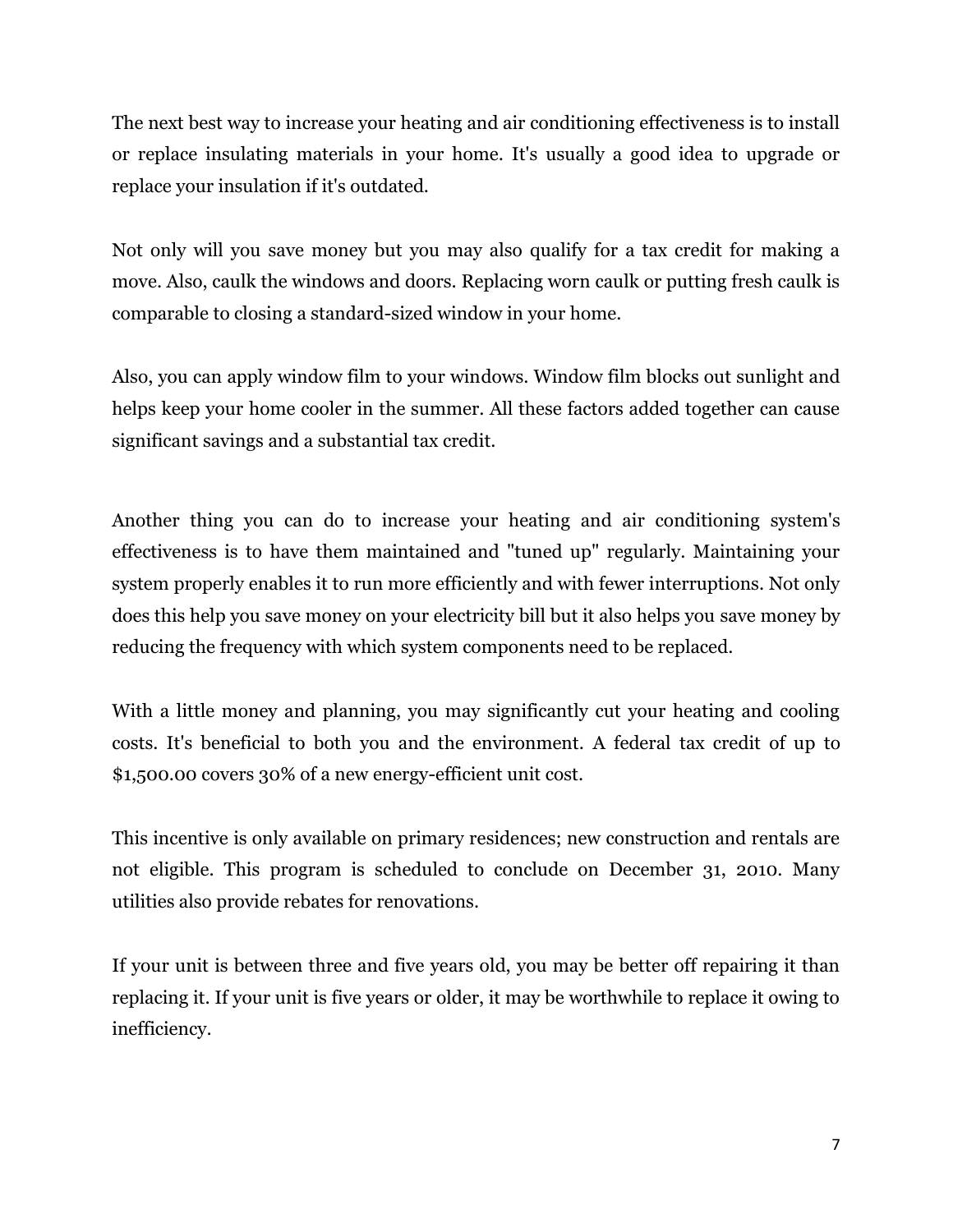The next best way to increase your heating and air conditioning effectiveness is to install or replace insulating materials in your home. It's usually a good idea to upgrade or replace your insulation if it's outdated.

Not only will you save money but you may also qualify for a tax credit for making a move. Also, caulk the windows and doors. Replacing worn caulk or putting fresh caulk is comparable to closing a standard-sized window in your home.

Also, you can apply window film to your windows. Window film blocks out sunlight and helps keep your home cooler in the summer. All these factors added together can cause significant savings and a substantial tax credit.

Another thing you can do to increase your heating and air conditioning system's effectiveness is to have them maintained and "tuned up" regularly. Maintaining your system properly enables it to run more efficiently and with fewer interruptions. Not only does this help you save money on your electricity bill but it also helps you save money by reducing the frequency with which system components need to be replaced.

With a little money and planning, you may significantly cut your heating and cooling costs. It's beneficial to both you and the environment. A federal tax credit of up to $1,500.00 covers 30% of a new energy-efficient unit cost.

This incentive is only available on primary residences; new construction and rentals are not eligible. This program is scheduled to conclude on December 31, 2010. Many utilities also provide rebates for renovations.

If your unit is between three and five years old, you may be better off repairing it than replacing it. If your unit is five years or older, it may be worthwhile to replace it owing to inefficiency.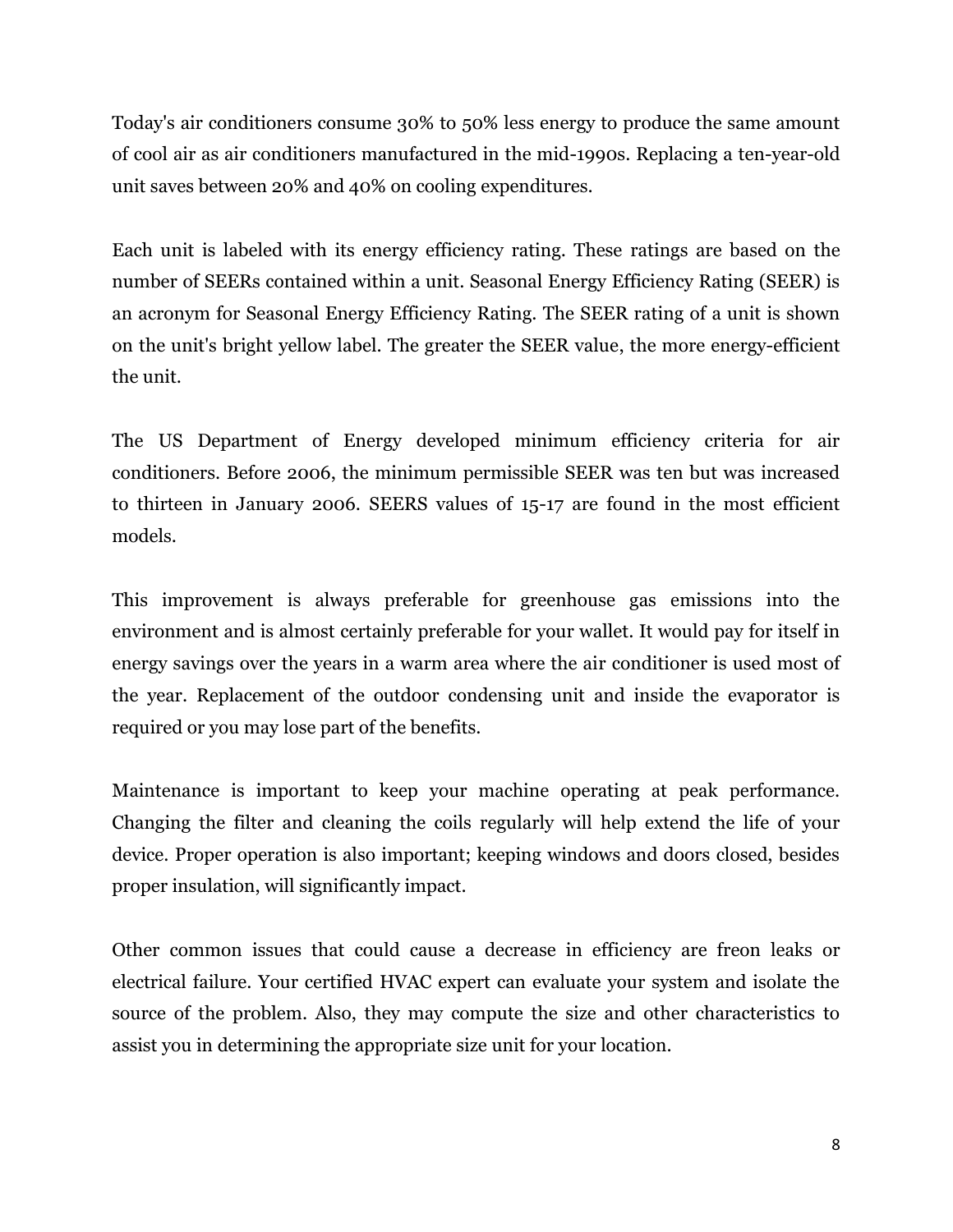Today's air conditioners consume 30% to 50% less energy to produce the same amount of cool air as air conditioners manufactured in the mid-1990s. Replacing a ten-year-old unit saves between 20% and 40% on cooling expenditures.

Each unit is labeled with its energy efficiency rating. These ratings are based on the number of SEERs contained within a unit. Seasonal Energy Efficiency Rating (SEER) is an acronym for Seasonal Energy Efficiency Rating. The SEER rating of a unit is shown on the unit's bright yellow label. The greater the SEER value, the more energy-efficient the unit.

The US Department of Energy developed minimum efficiency criteria for air conditioners. Before 2006, the minimum permissible SEER was ten but was increased to thirteen in January 2006. SEERS values of 15-17 are found in the most efficient models.

This improvement is always preferable for greenhouse gas emissions into the environment and is almost certainly preferable for your wallet. It would pay for itself in energy savings over the years in a warm area where the air conditioner is used most of the year. Replacement of the outdoor condensing unit and inside the evaporator is required or you may lose part of the benefits.

Maintenance is important to keep your machine operating at peak performance. Changing the filter and cleaning the coils regularly will help extend the life of your device. Proper operation is also important; keeping windows and doors closed, besides proper insulation, will significantly impact.

Other common issues that could cause a decrease in efficiency are freon leaks or electrical failure. Your certified HVAC expert can evaluate your system and isolate the source of the problem. Also, they may compute the size and other characteristics to assist you in determining the appropriate size unit for your location.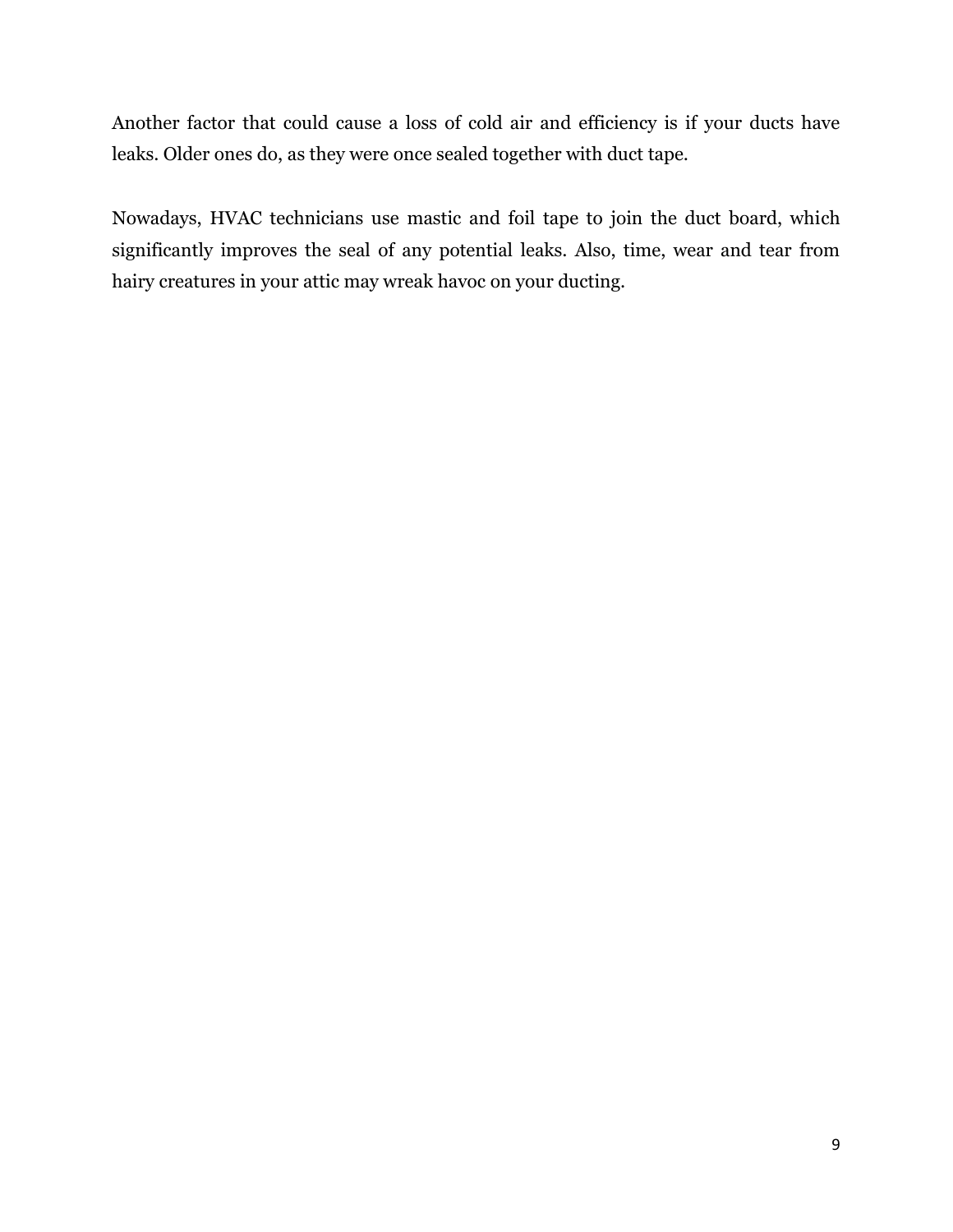Another factor that could cause a loss of cold air and efficiency is if your ducts have leaks. Older ones do, as they were once sealed together with duct tape.

Nowadays, HVAC technicians use mastic and foil tape to join the duct board, which significantly improves the seal of any potential leaks. Also, time, wear and tear from hairy creatures in your attic may wreak havoc on your ducting.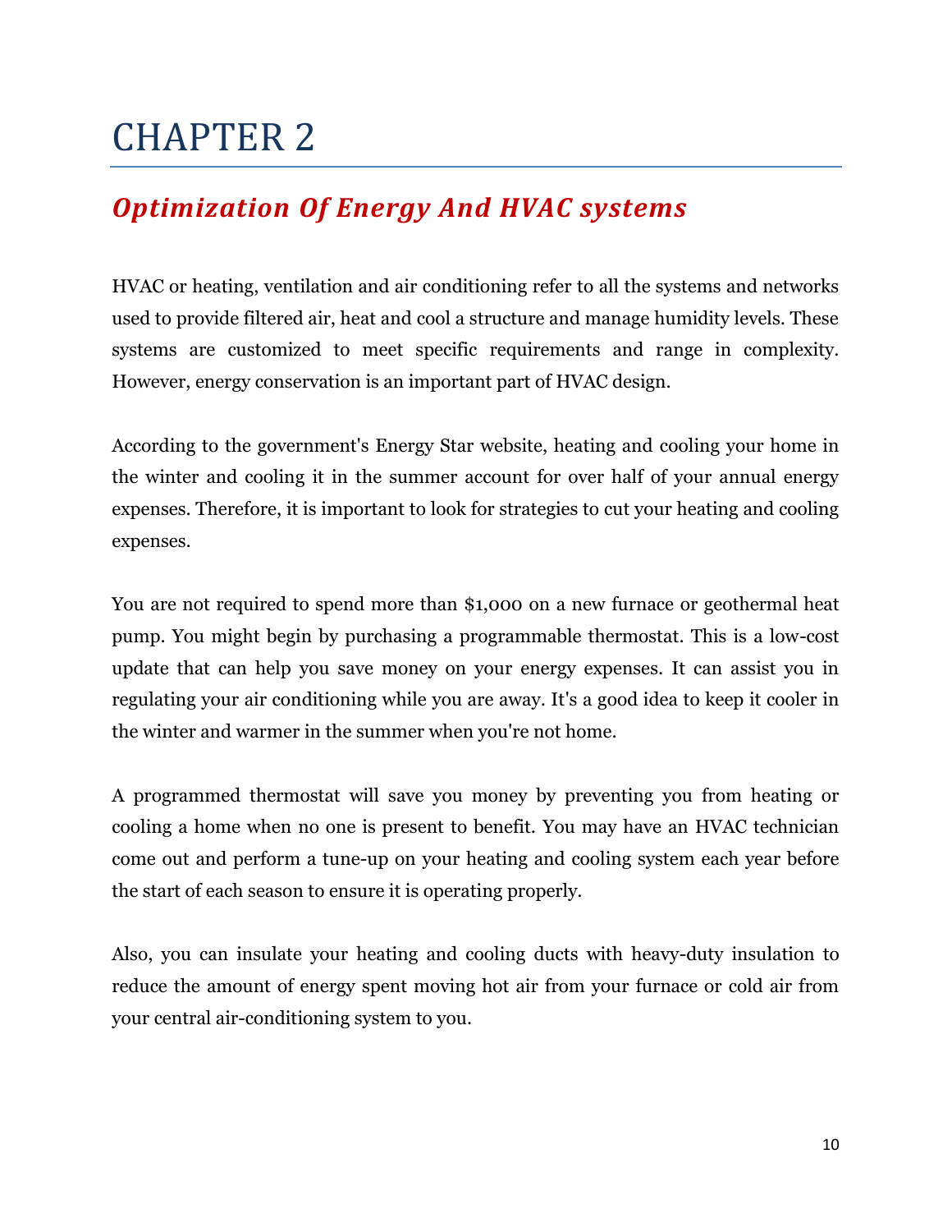# CHAPTER 2

## *Optimization Of Energy And HVAC systems*

HVAC or heating, ventilation and air conditioning refer to all the systems and networks used to provide filtered air, heat and cool a structure and manage humidity levels. These systems are customized to meet specific requirements and range in complexity. However, energy conservation is an important part of HVAC design.

According to the government's Energy Star website, heating and cooling your home in the winter and cooling it in the summer account for over half of your annual energy expenses. Therefore, it is important to look for strategies to cut your heating and cooling expenses.

You are not required to spend more than $1,000 on a new furnace or geothermal heat pump. You might begin by purchasing a programmable thermostat. This is a low-cost update that can help you save money on your energy expenses. It can assist you in regulating your air conditioning while you are away. It's a good idea to keep it cooler in the winter and warmer in the summer when you're not home.

A programmed thermostat will save you money by preventing you from heating or cooling a home when no one is present to benefit. You may have an HVAC technician come out and perform a tune-up on your heating and cooling system each year before the start of each season to ensure it is operating properly.

Also, you can insulate your heating and cooling ducts with heavy-duty insulation to reduce the amount of energy spent moving hot air from your furnace or cold air from your central air-conditioning system to you.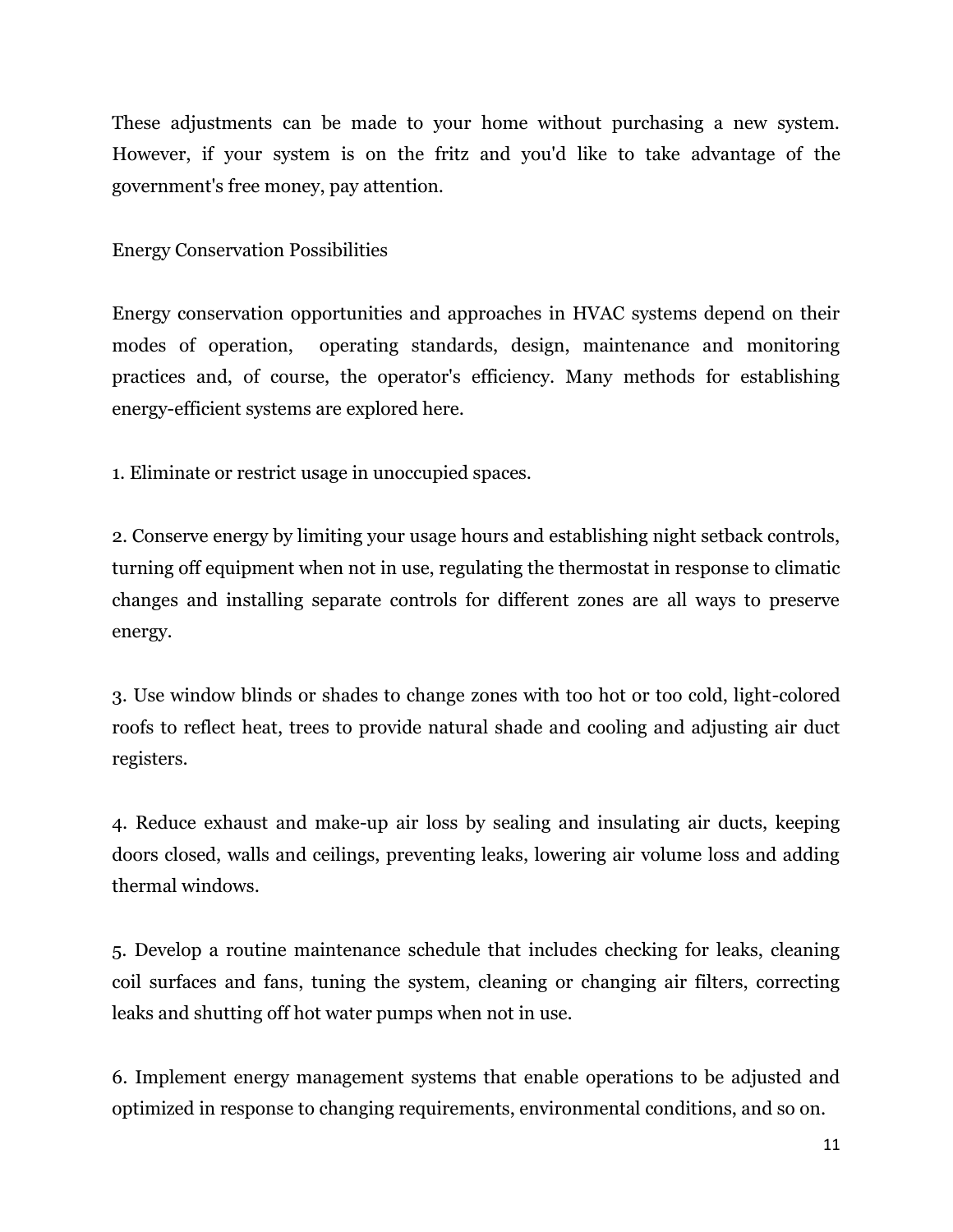These adjustments can be made to your home without purchasing a new system. However, if your system is on the fritz and you'd like to take advantage of the government's free money, pay attention.

## Energy Conservation Possibilities

Energy conservation opportunities and approaches in HVAC systems depend on their modes of operation, operating standards, design, maintenance and monitoring practices and, of course, the operator's efficiency. Many methods for establishing energy-efficient systems are explored here.

1. Eliminate or restrict usage in unoccupied spaces.

2. Conserve energy by limiting your usage hours and establishing night setback controls, turning off equipment when not in use, regulating the thermostat in response to climatic changes and installing separate controls for different zones are all ways to preserve energy.

3. Use window blinds or shades to change zones with too hot or too cold, light-colored roofs to reflect heat, trees to provide natural shade and cooling and adjusting air duct registers.

4. Reduce exhaust and make-up air loss by sealing and insulating air ducts, keeping doors closed, walls and ceilings, preventing leaks, lowering air volume loss and adding thermal windows.

5. Develop a routine maintenance schedule that includes checking for leaks, cleaning coil surfaces and fans, tuning the system, cleaning or changing air filters, correcting leaks and shutting off hot water pumps when not in use.

6. Implement energy management systems that enable operations to be adjusted and optimized in response to changing requirements, environmental conditions, and so on.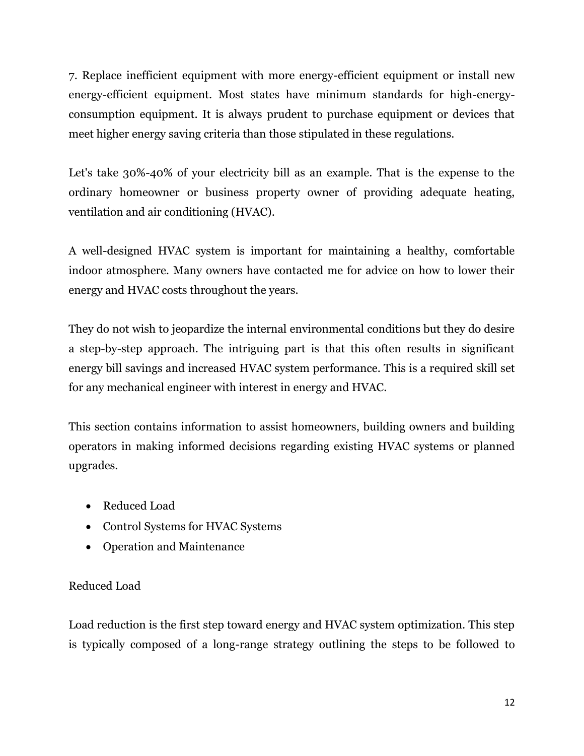7. Replace inefficient equipment with more energy-efficient equipment or install new energy-efficient equipment. Most states have minimum standards for high-energy-consumption equipment. It is always prudent to purchase equipment or devices that meet higher energy saving criteria than those stipulated in these regulations.

Let's take 30%-40% of your electricity bill as an example. That is the expense to the ordinary homeowner or business property owner of providing adequate heating, ventilation and air conditioning (HVAC).

A well-designed HVAC system is important for maintaining a healthy, comfortable indoor atmosphere. Many owners have contacted me for advice on how to lower their energy and HVAC costs throughout the years.

They do not wish to jeopardize the internal environmental conditions but they do desire a step-by-step approach. The intriguing part is that this often results in significant energy bill savings and increased HVAC system performance. This is a required skill set for any mechanical engineer with interest in energy and HVAC.

This section contains information to assist homeowners, building owners and building operators in making informed decisions regarding existing HVAC systems or planned upgrades.

- Reduced Load
- Control Systems for HVAC Systems
- Operation and Maintenance

## Reduced Load

Load reduction is the first step toward energy and HVAC system optimization. This step is typically composed of a long-range strategy outlining the steps to be followed to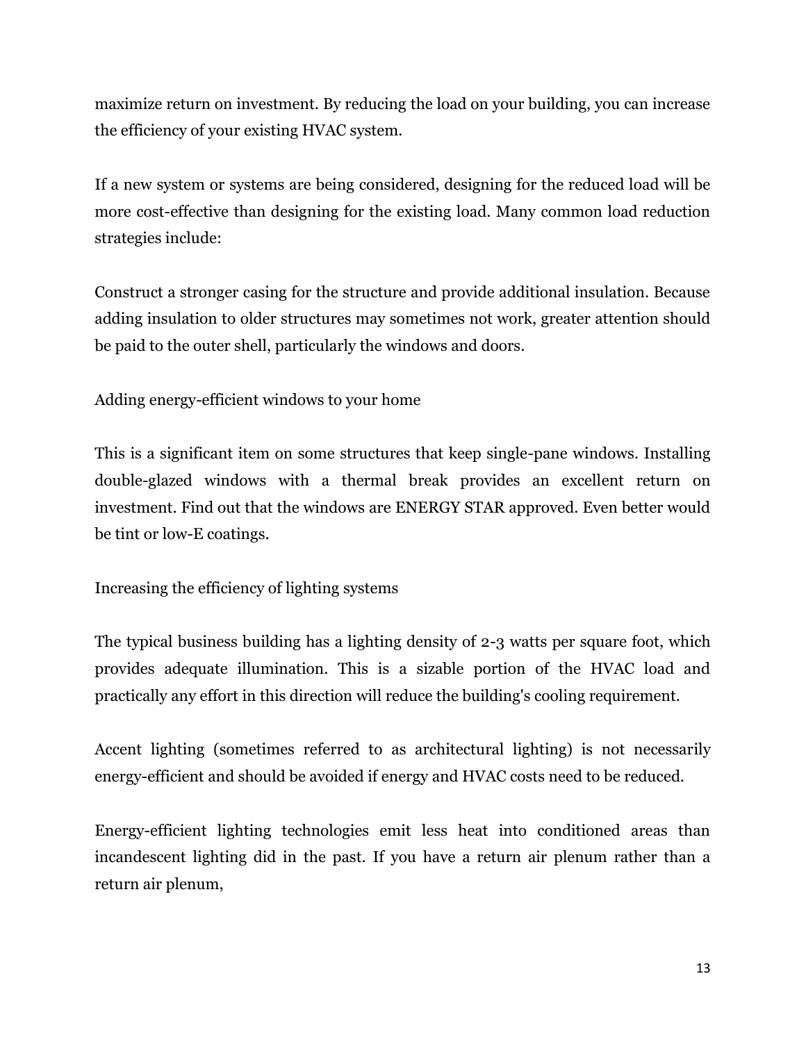maximize return on investment. By reducing the load on your building, you can increase the efficiency of your existing HVAC system.

If a new system or systems are being considered, designing for the reduced load will be more cost-effective than designing for the existing load. Many common load reduction strategies include:

Construct a stronger casing for the structure and provide additional insulation. Because adding insulation to older structures may sometimes not work, greater attention should be paid to the outer shell, particularly the windows and doors.

Adding energy-efficient windows to your home

This is a significant item on some structures that keep single-pane windows. Installing double-glazed windows with a thermal break provides an excellent return on investment. Find out that the windows are ENERGY STAR approved. Even better would be tint or low-E coatings.

Increasing the efficiency of lighting systems

The typical business building has a lighting density of 2-3 watts per square foot, which provides adequate illumination. This is a sizable portion of the HVAC load and practically any effort in this direction will reduce the building's cooling requirement.

Accent lighting (sometimes referred to as architectural lighting) is not necessarily energy-efficient and should be avoided if energy and HVAC costs need to be reduced.

Energy-efficient lighting technologies emit less heat into conditioned areas than incandescent lighting did in the past. If you have a return air plenum rather than a return air plenum,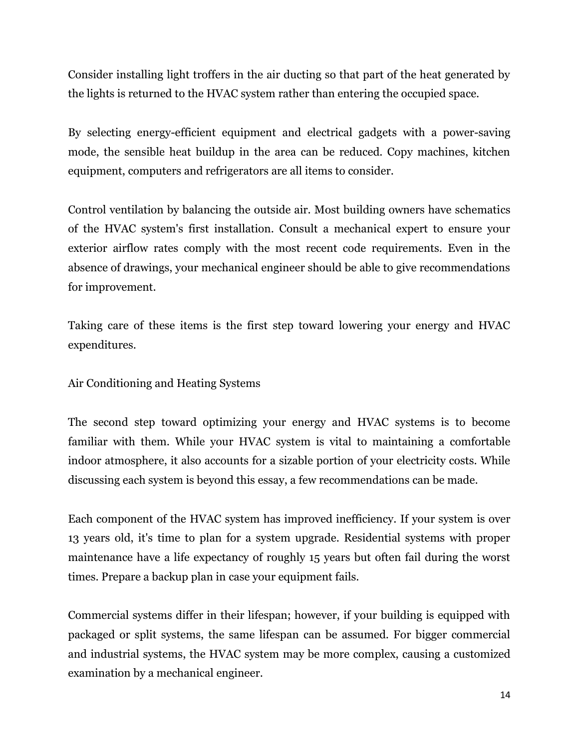Consider installing light troffers in the air ducting so that part of the heat generated by the lights is returned to the HVAC system rather than entering the occupied space.

By selecting energy-efficient equipment and electrical gadgets with a power-saving mode, the sensible heat buildup in the area can be reduced. Copy machines, kitchen equipment, computers and refrigerators are all items to consider.

Control ventilation by balancing the outside air. Most building owners have schematics of the HVAC system's first installation. Consult a mechanical expert to ensure your exterior airflow rates comply with the most recent code requirements. Even in the absence of drawings, your mechanical engineer should be able to give recommendations for improvement.

Taking care of these items is the first step toward lowering your energy and HVAC expenditures.

## Air Conditioning and Heating Systems

The second step toward optimizing your energy and HVAC systems is to become familiar with them. While your HVAC system is vital to maintaining a comfortable indoor atmosphere, it also accounts for a sizable portion of your electricity costs. While discussing each system is beyond this essay, a few recommendations can be made.

Each component of the HVAC system has improved inefficiency. If your system is over 13 years old, it's time to plan for a system upgrade. Residential systems with proper maintenance have a life expectancy of roughly 15 years but often fail during the worst times. Prepare a backup plan in case your equipment fails.

Commercial systems differ in their lifespan; however, if your building is equipped with packaged or split systems, the same lifespan can be assumed. For bigger commercial and industrial systems, the HVAC system may be more complex, causing a customized examination by a mechanical engineer.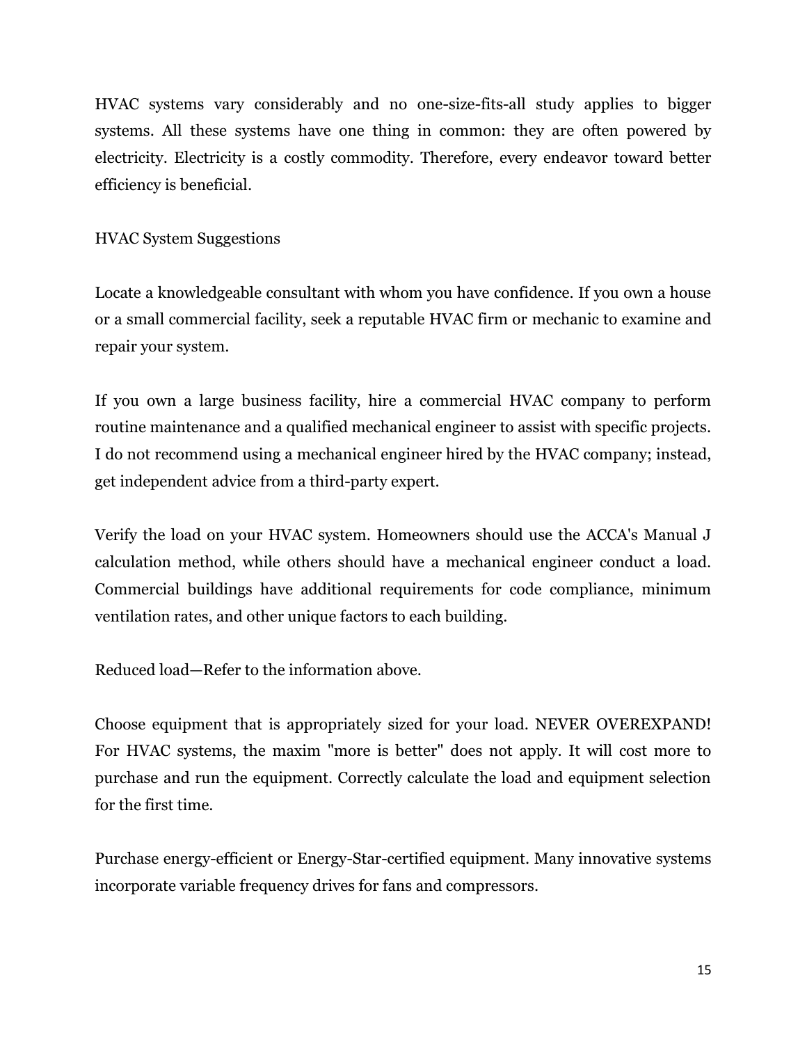HVAC systems vary considerably and no one-size-fits-all study applies to bigger systems. All these systems have one thing in common: they are often powered by electricity. Electricity is a costly commodity. Therefore, every endeavor toward better efficiency is beneficial.

## HVAC System Suggestions

Locate a knowledgeable consultant with whom you have confidence. If you own a house or a small commercial facility, seek a reputable HVAC firm or mechanic to examine and repair your system.

If you own a large business facility, hire a commercial HVAC company to perform routine maintenance and a qualified mechanical engineer to assist with specific projects. I do not recommend using a mechanical engineer hired by the HVAC company; instead, get independent advice from a third-party expert.

Verify the load on your HVAC system. Homeowners should use the ACCA's Manual J calculation method, while others should have a mechanical engineer conduct a load. Commercial buildings have additional requirements for code compliance, minimum ventilation rates, and other unique factors to each building.

Reduced load—Refer to the information above.

Choose equipment that is appropriately sized for your load. NEVER OVEREXPAND! For HVAC systems, the maxim "more is better" does not apply. It will cost more to purchase and run the equipment. Correctly calculate the load and equipment selection for the first time.

Purchase energy-efficient or Energy-Star-certified equipment. Many innovative systems incorporate variable frequency drives for fans and compressors.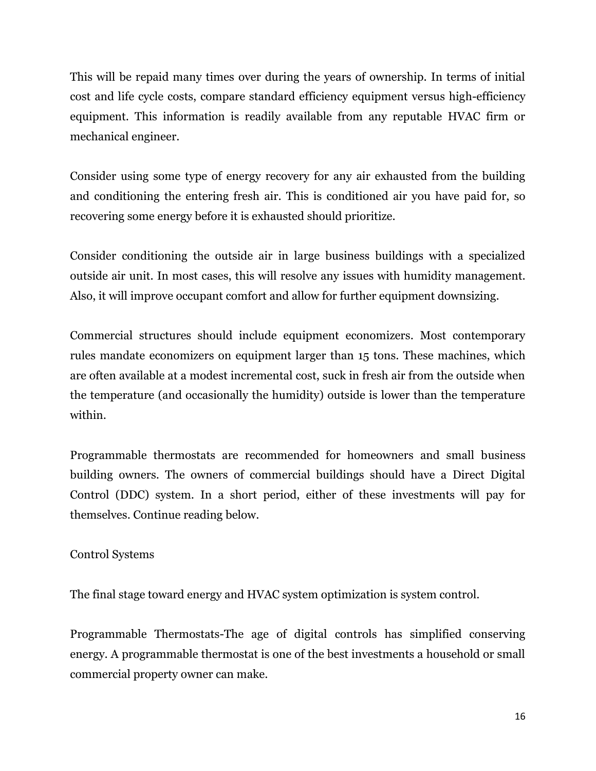This will be repaid many times over during the years of ownership. In terms of initial cost and life cycle costs, compare standard efficiency equipment versus high-efficiency equipment. This information is readily available from any reputable HVAC firm or mechanical engineer.

Consider using some type of energy recovery for any air exhausted from the building and conditioning the entering fresh air. This is conditioned air you have paid for, so recovering some energy before it is exhausted should prioritize.

Consider conditioning the outside air in large business buildings with a specialized outside air unit. In most cases, this will resolve any issues with humidity management. Also, it will improve occupant comfort and allow for further equipment downsizing.

Commercial structures should include equipment economizers. Most contemporary rules mandate economizers on equipment larger than 15 tons. These machines, which are often available at a modest incremental cost, suck in fresh air from the outside when the temperature (and occasionally the humidity) outside is lower than the temperature within.

Programmable thermostats are recommended for homeowners and small business building owners. The owners of commercial buildings should have a Direct Digital Control (DDC) system. In a short period, either of these investments will pay for themselves. Continue reading below.

## Control Systems

The final stage toward energy and HVAC system optimization is system control.

Programmable Thermostats-The age of digital controls has simplified conserving energy. A programmable thermostat is one of the best investments a household or small commercial property owner can make.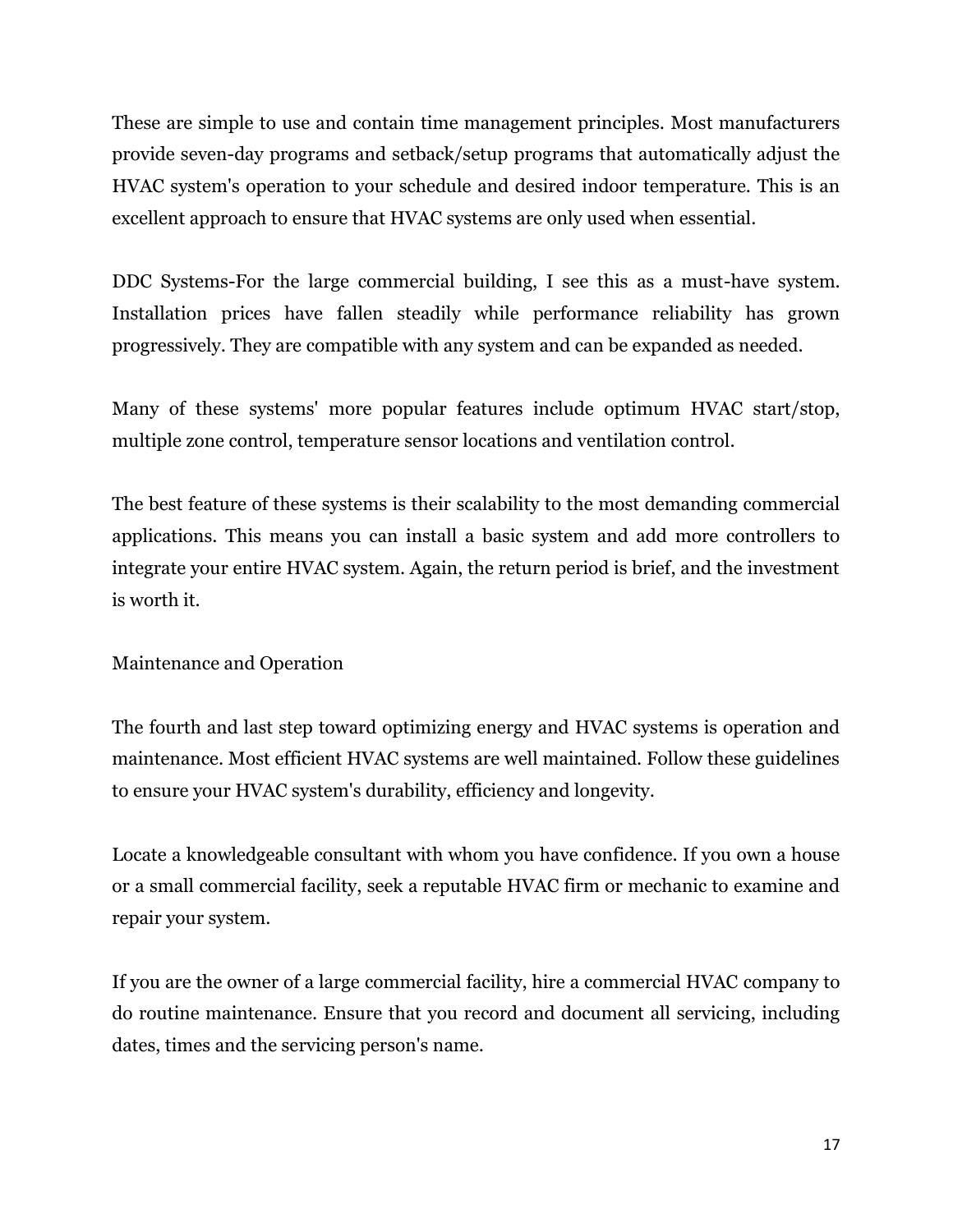These are simple to use and contain time management principles. Most manufacturers provide seven-day programs and setback/setup programs that automatically adjust the HVAC system's operation to your schedule and desired indoor temperature. This is an excellent approach to ensure that HVAC systems are only used when essential.

DDC Systems-For the large commercial building, I see this as a must-have system. Installation prices have fallen steadily while performance reliability has grown progressively. They are compatible with any system and can be expanded as needed.

Many of these systems' more popular features include optimum HVAC start/stop, multiple zone control, temperature sensor locations and ventilation control.

The best feature of these systems is their scalability to the most demanding commercial applications. This means you can install a basic system and add more controllers to integrate your entire HVAC system. Again, the return period is brief, and the investment is worth it.

## Maintenance and Operation

The fourth and last step toward optimizing energy and HVAC systems is operation and maintenance. Most efficient HVAC systems are well maintained. Follow these guidelines to ensure your HVAC system's durability, efficiency and longevity.

Locate a knowledgeable consultant with whom you have confidence. If you own a house or a small commercial facility, seek a reputable HVAC firm or mechanic to examine and repair your system.

If you are the owner of a large commercial facility, hire a commercial HVAC company to do routine maintenance. Ensure that you record and document all servicing, including dates, times and the servicing person's name.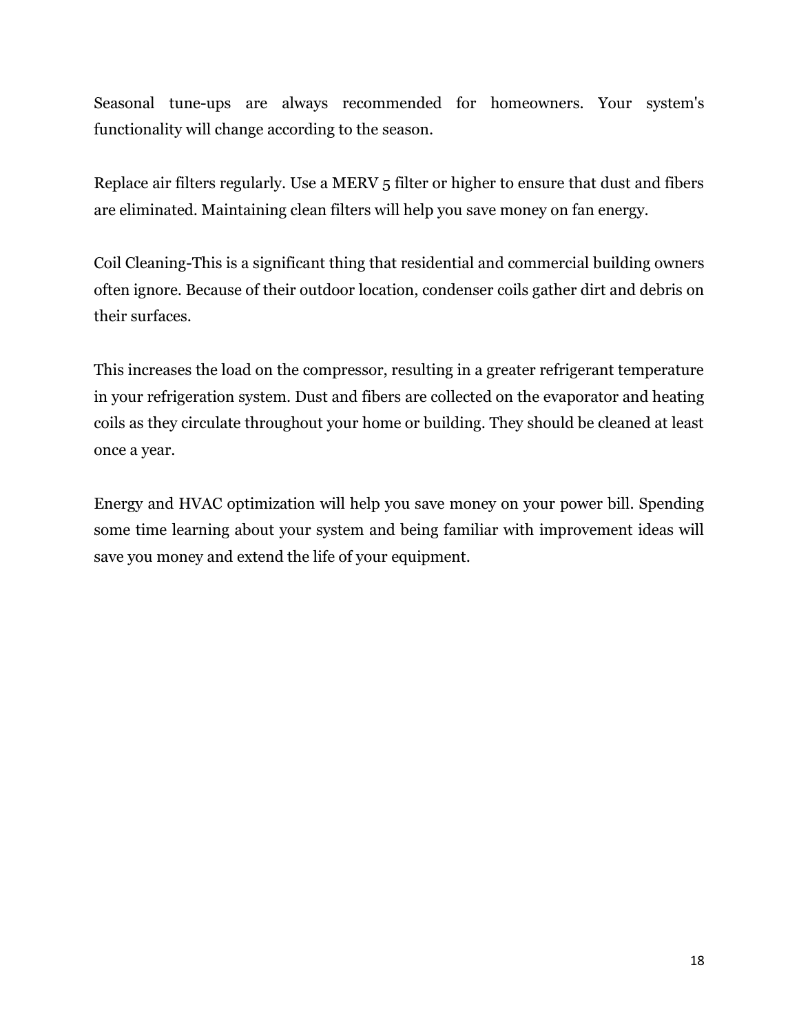Seasonal tune-ups are always recommended for homeowners. Your system's functionality will change according to the season.

Replace air filters regularly. Use a MERV 5 filter or higher to ensure that dust and fibers are eliminated. Maintaining clean filters will help you save money on fan energy.

Coil Cleaning-This is a significant thing that residential and commercial building owners often ignore. Because of their outdoor location, condenser coils gather dirt and debris on their surfaces.

This increases the load on the compressor, resulting in a greater refrigerant temperature in your refrigeration system. Dust and fibers are collected on the evaporator and heating coils as they circulate throughout your home or building. They should be cleaned at least once a year.

Energy and HVAC optimization will help you save money on your power bill. Spending some time learning about your system and being familiar with improvement ideas will save you money and extend the life of your equipment.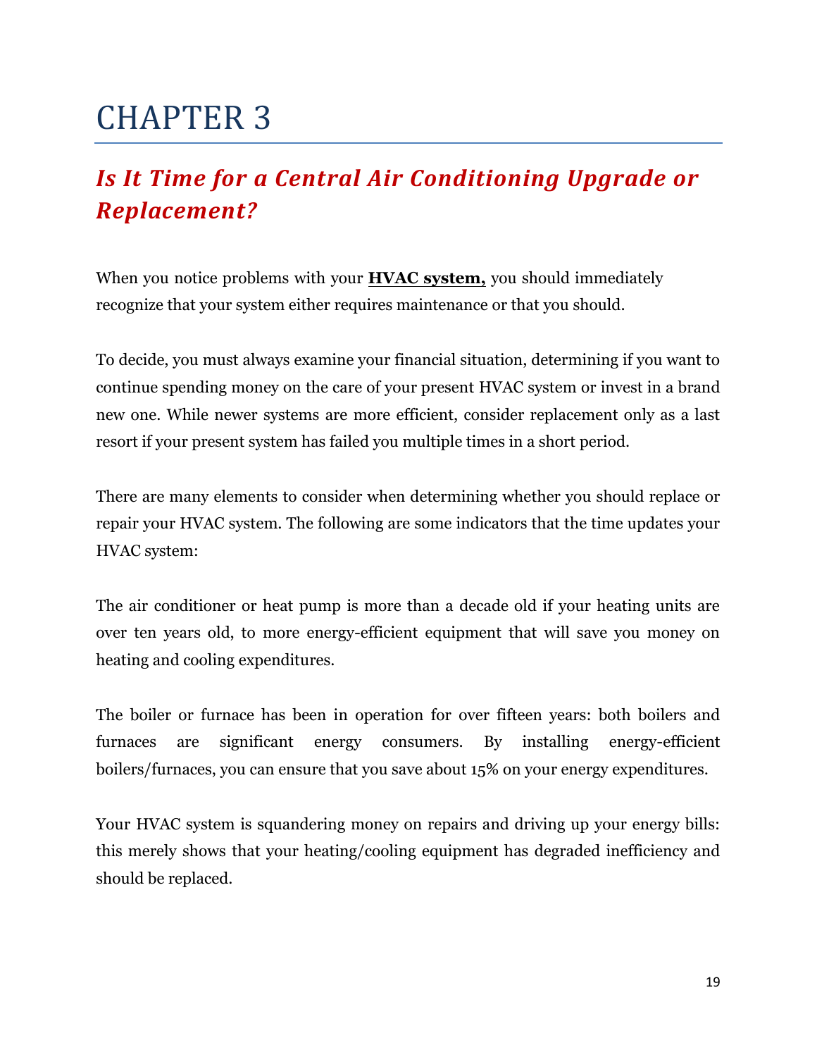# CHAPTER 3

## *Is It Time for a Central Air Conditioning Upgrade or Replacement?*

When you notice problems with your **HVAC system,** you should immediately recognize that your system either requires maintenance or that you should.

To decide, you must always examine your financial situation, determining if you want to continue spending money on the care of your present HVAC system or invest in a brand new one. While newer systems are more efficient, consider replacement only as a last resort if your present system has failed you multiple times in a short period.

There are many elements to consider when determining whether you should replace or repair your HVAC system. The following are some indicators that the time updates your HVAC system:

The air conditioner or heat pump is more than a decade old if your heating units are over ten years old, to more energy-efficient equipment that will save you money on heating and cooling expenditures.

The boiler or furnace has been in operation for over fifteen years: both boilers and furnaces are significant energy consumers. By installing energy-efficient boilers/furnaces, you can ensure that you save about 15% on your energy expenditures.

Your HVAC system is squandering money on repairs and driving up your energy bills: this merely shows that your heating/cooling equipment has degraded inefficiency and should be replaced.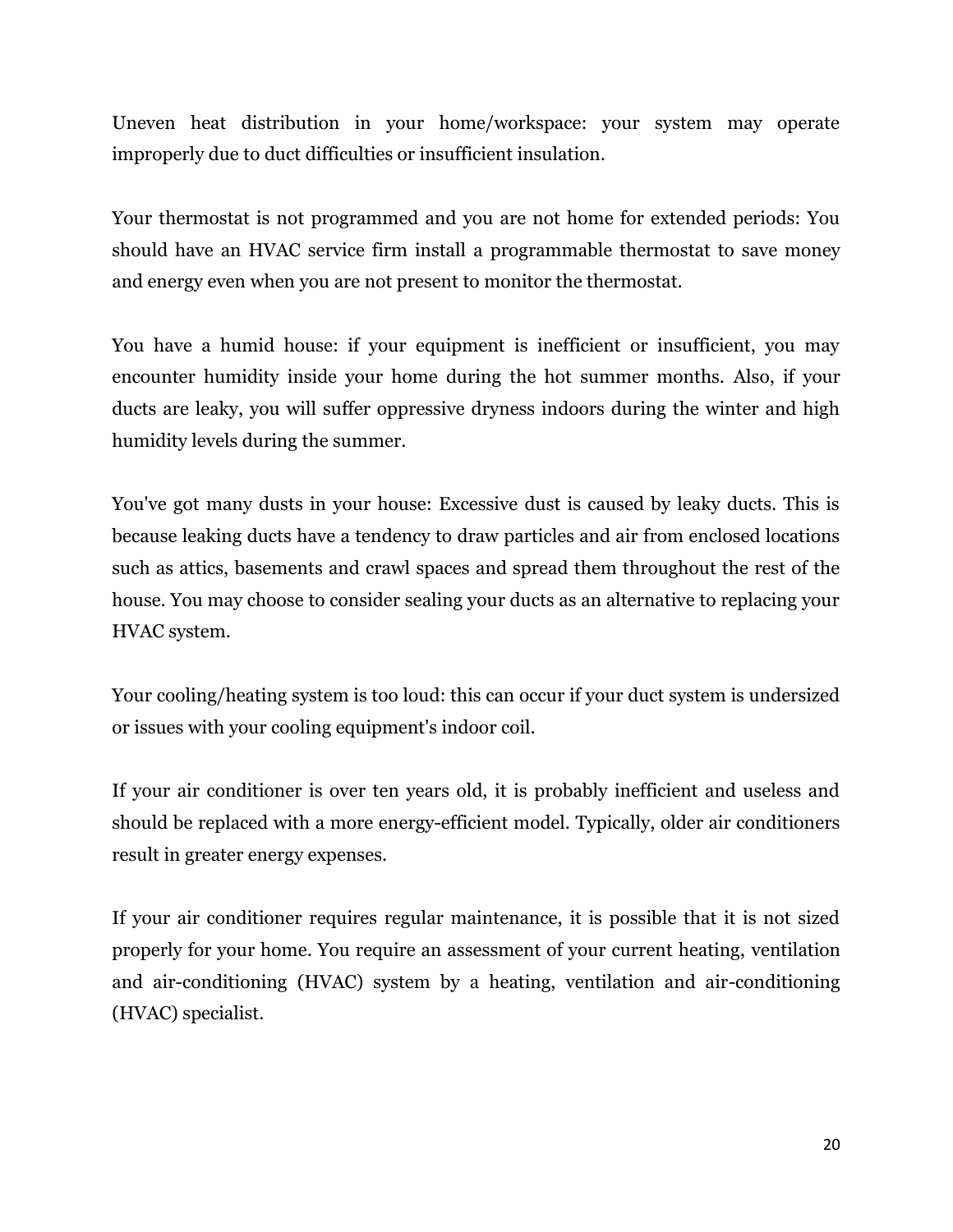Uneven heat distribution in your home/workspace: your system may operate improperly due to duct difficulties or insufficient insulation.

Your thermostat is not programmed and you are not home for extended periods: You should have an HVAC service firm install a programmable thermostat to save money and energy even when you are not present to monitor the thermostat.

You have a humid house: if your equipment is inefficient or insufficient, you may encounter humidity inside your home during the hot summer months. Also, if your ducts are leaky, you will suffer oppressive dryness indoors during the winter and high humidity levels during the summer.

You've got many dusts in your house: Excessive dust is caused by leaky ducts. This is because leaking ducts have a tendency to draw particles and air from enclosed locations such as attics, basements and crawl spaces and spread them throughout the rest of the house. You may choose to consider sealing your ducts as an alternative to replacing your HVAC system.

Your cooling/heating system is too loud: this can occur if your duct system is undersized or issues with your cooling equipment's indoor coil.

If your air conditioner is over ten years old, it is probably inefficient and useless and should be replaced with a more energy-efficient model. Typically, older air conditioners result in greater energy expenses.

If your air conditioner requires regular maintenance, it is possible that it is not sized properly for your home. You require an assessment of your current heating, ventilation and air-conditioning (HVAC) system by a heating, ventilation and air-conditioning (HVAC) specialist.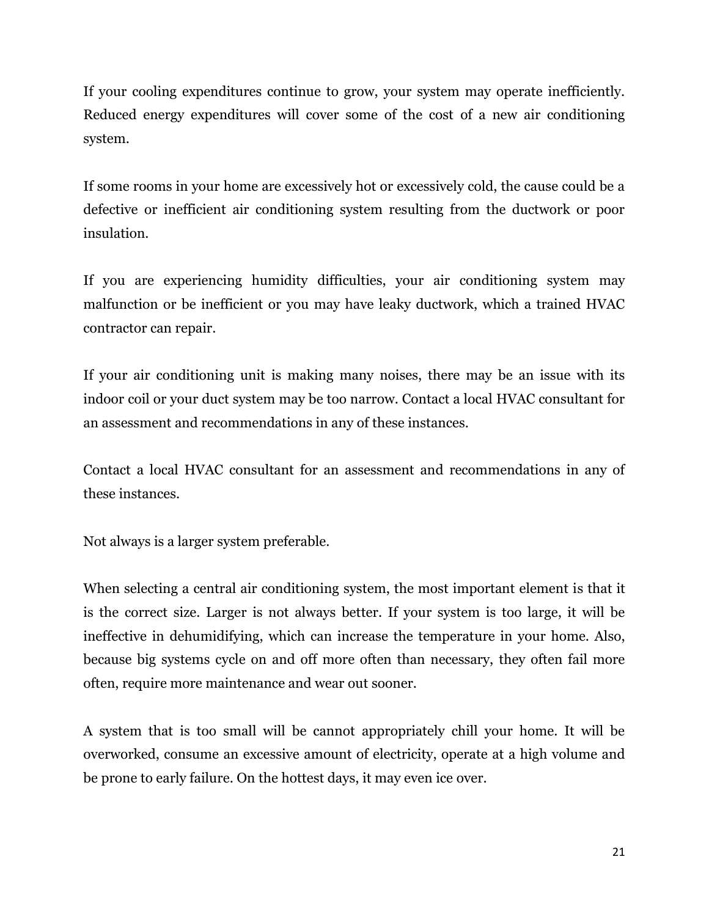If your cooling expenditures continue to grow, your system may operate inefficiently. Reduced energy expenditures will cover some of the cost of a new air conditioning system.

If some rooms in your home are excessively hot or excessively cold, the cause could be a defective or inefficient air conditioning system resulting from the ductwork or poor insulation.

If you are experiencing humidity difficulties, your air conditioning system may malfunction or be inefficient or you may have leaky ductwork, which a trained HVAC contractor can repair.

If your air conditioning unit is making many noises, there may be an issue with its indoor coil or your duct system may be too narrow. Contact a local HVAC consultant for an assessment and recommendations in any of these instances.

Contact a local HVAC consultant for an assessment and recommendations in any of these instances.

Not always is a larger system preferable.

When selecting a central air conditioning system, the most important element is that it is the correct size. Larger is not always better. If your system is too large, it will be ineffective in dehumidifying, which can increase the temperature in your home. Also, because big systems cycle on and off more often than necessary, they often fail more often, require more maintenance and wear out sooner.

A system that is too small will be cannot appropriately chill your home. It will be overworked, consume an excessive amount of electricity, operate at a high volume and be prone to early failure. On the hottest days, it may even ice over.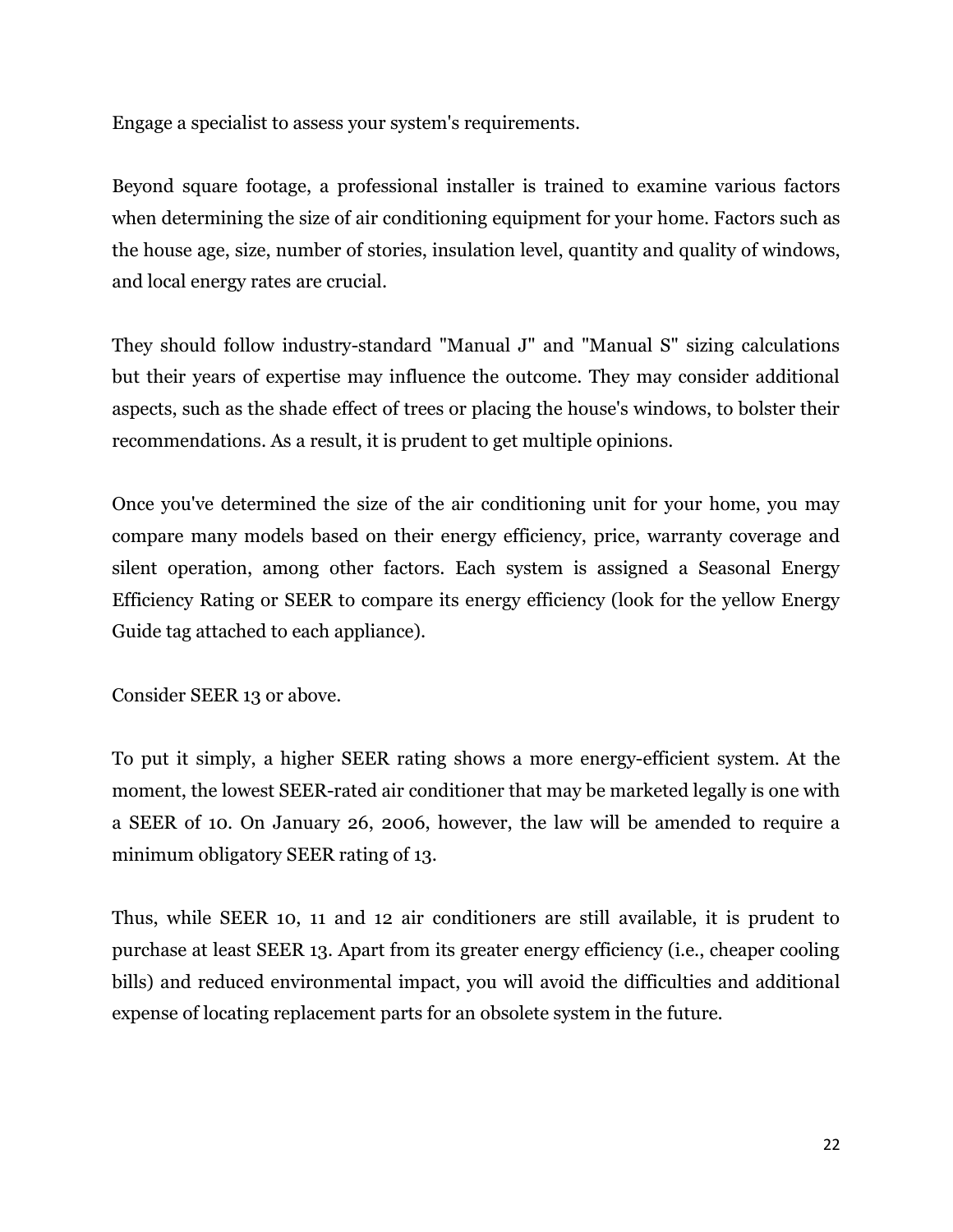Engage a specialist to assess your system's requirements.

Beyond square footage, a professional installer is trained to examine various factors when determining the size of air conditioning equipment for your home. Factors such as the house age, size, number of stories, insulation level, quantity and quality of windows, and local energy rates are crucial.

They should follow industry-standard "Manual J" and "Manual S" sizing calculations but their years of expertise may influence the outcome. They may consider additional aspects, such as the shade effect of trees or placing the house's windows, to bolster their recommendations. As a result, it is prudent to get multiple opinions.

Once you've determined the size of the air conditioning unit for your home, you may compare many models based on their energy efficiency, price, warranty coverage and silent operation, among other factors. Each system is assigned a Seasonal Energy Efficiency Rating or SEER to compare its energy efficiency (look for the yellow Energy Guide tag attached to each appliance).

Consider SEER 13 or above.

To put it simply, a higher SEER rating shows a more energy-efficient system. At the moment, the lowest SEER-rated air conditioner that may be marketed legally is one with a SEER of 10. On January 26, 2006, however, the law will be amended to require a minimum obligatory SEER rating of 13.

Thus, while SEER 10, 11 and 12 air conditioners are still available, it is prudent to purchase at least SEER 13. Apart from its greater energy efficiency (i.e., cheaper cooling bills) and reduced environmental impact, you will avoid the difficulties and additional expense of locating replacement parts for an obsolete system in the future.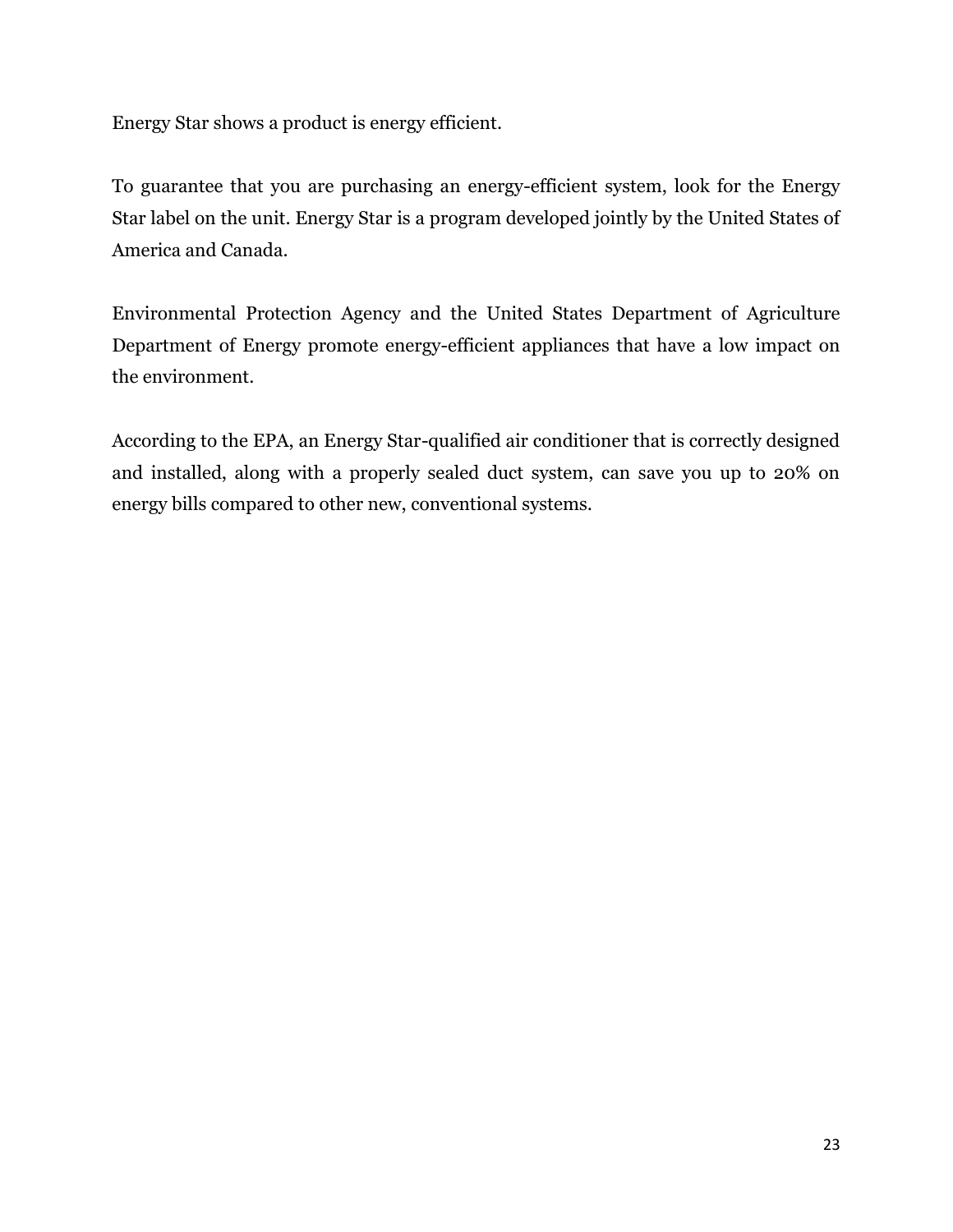Energy Star shows a product is energy efficient.

To guarantee that you are purchasing an energy-efficient system, look for the Energy Star label on the unit. Energy Star is a program developed jointly by the United States of America and Canada.

Environmental Protection Agency and the United States Department of Agriculture Department of Energy promote energy-efficient appliances that have a low impact on the environment.

According to the EPA, an Energy Star-qualified air conditioner that is correctly designed and installed, along with a properly sealed duct system, can save you up to 20% on energy bills compared to other new, conventional systems.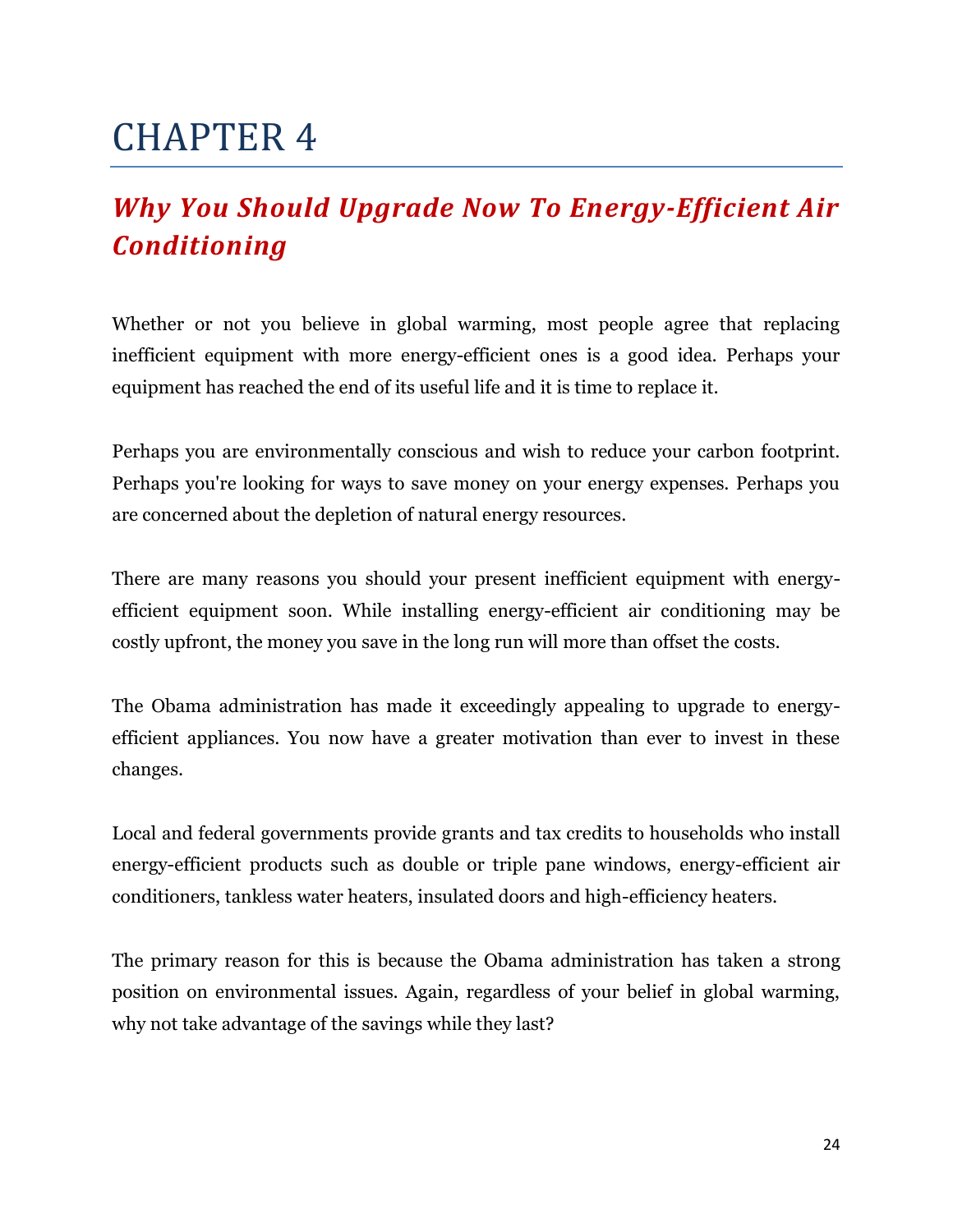# CHAPTER 4

## *Why You Should Upgrade Now To Energy-Efficient Air Conditioning*

Whether or not you believe in global warming, most people agree that replacing inefficient equipment with more energy-efficient ones is a good idea. Perhaps your equipment has reached the end of its useful life and it is time to replace it.

Perhaps you are environmentally conscious and wish to reduce your carbon footprint. Perhaps you're looking for ways to save money on your energy expenses. Perhaps you are concerned about the depletion of natural energy resources.

There are many reasons you should your present inefficient equipment with energy-efficient equipment soon. While installing energy-efficient air conditioning may be costly upfront, the money you save in the long run will more than offset the costs.

The Obama administration has made it exceedingly appealing to upgrade to energy-efficient appliances. You now have a greater motivation than ever to invest in these changes.

Local and federal governments provide grants and tax credits to households who install energy-efficient products such as double or triple pane windows, energy-efficient air conditioners, tankless water heaters, insulated doors and high-efficiency heaters.

The primary reason for this is because the Obama administration has taken a strong position on environmental issues. Again, regardless of your belief in global warming, why not take advantage of the savings while they last?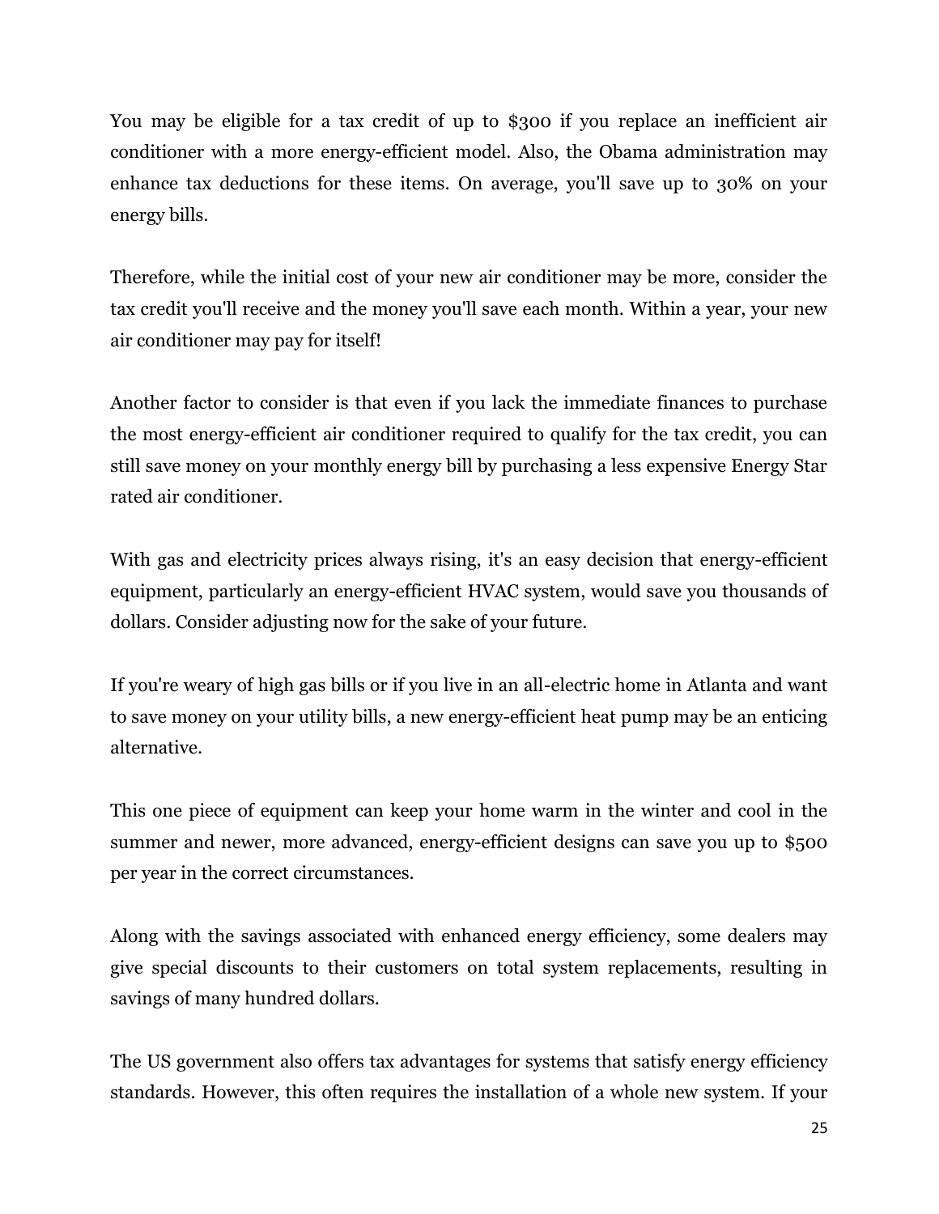You may be eligible for a tax credit of up to $300 if you replace an inefficient air conditioner with a more energy-efficient model. Also, the Obama administration may enhance tax deductions for these items. On average, you'll save up to 30% on your energy bills.

Therefore, while the initial cost of your new air conditioner may be more, consider the tax credit you'll receive and the money you'll save each month. Within a year, your new air conditioner may pay for itself!

Another factor to consider is that even if you lack the immediate finances to purchase the most energy-efficient air conditioner required to qualify for the tax credit, you can still save money on your monthly energy bill by purchasing a less expensive Energy Star rated air conditioner.

With gas and electricity prices always rising, it's an easy decision that energy-efficient equipment, particularly an energy-efficient HVAC system, would save you thousands of dollars. Consider adjusting now for the sake of your future.

If you're weary of high gas bills or if you live in an all-electric home in Atlanta and want to save money on your utility bills, a new energy-efficient heat pump may be an enticing alternative.

This one piece of equipment can keep your home warm in the winter and cool in the summer and newer, more advanced, energy-efficient designs can save you up to $500 per year in the correct circumstances.

Along with the savings associated with enhanced energy efficiency, some dealers may give special discounts to their customers on total system replacements, resulting in savings of many hundred dollars.

The US government also offers tax advantages for systems that satisfy energy efficiency standards. However, this often requires the installation of a whole new system. If your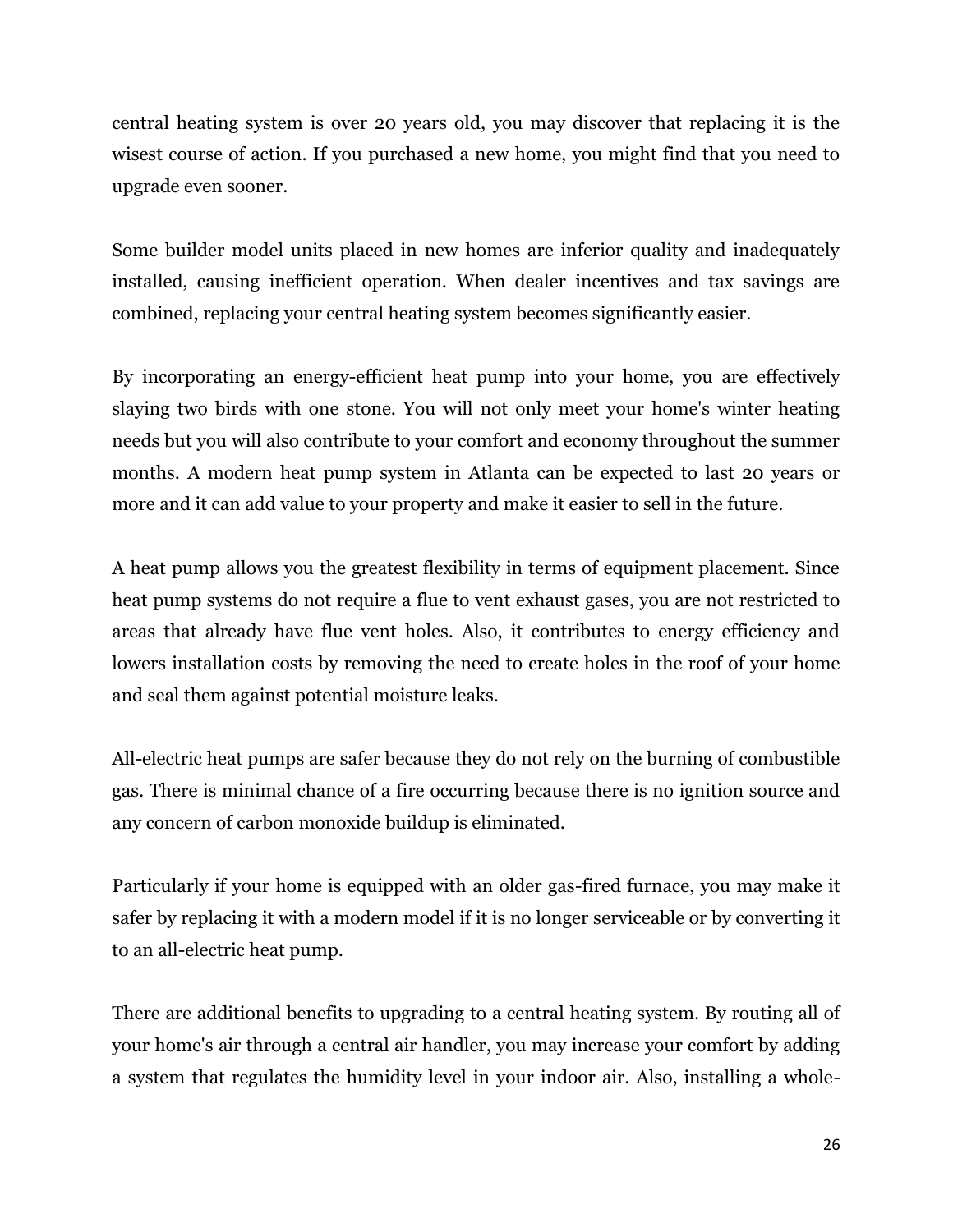central heating system is over 20 years old, you may discover that replacing it is the wisest course of action. If you purchased a new home, you might find that you need to upgrade even sooner.

Some builder model units placed in new homes are inferior quality and inadequately installed, causing inefficient operation. When dealer incentives and tax savings are combined, replacing your central heating system becomes significantly easier.

By incorporating an energy-efficient heat pump into your home, you are effectively slaying two birds with one stone. You will not only meet your home's winter heating needs but you will also contribute to your comfort and economy throughout the summer months. A modern heat pump system in Atlanta can be expected to last 20 years or more and it can add value to your property and make it easier to sell in the future.

A heat pump allows you the greatest flexibility in terms of equipment placement. Since heat pump systems do not require a flue to vent exhaust gases, you are not restricted to areas that already have flue vent holes. Also, it contributes to energy efficiency and lowers installation costs by removing the need to create holes in the roof of your home and seal them against potential moisture leaks.

All-electric heat pumps are safer because they do not rely on the burning of combustible gas. There is minimal chance of a fire occurring because there is no ignition source and any concern of carbon monoxide buildup is eliminated.

Particularly if your home is equipped with an older gas-fired furnace, you may make it safer by replacing it with a modern model if it is no longer serviceable or by converting it to an all-electric heat pump.

There are additional benefits to upgrading to a central heating system. By routing all of your home's air through a central air handler, you may increase your comfort by adding a system that regulates the humidity level in your indoor air. Also, installing a whole-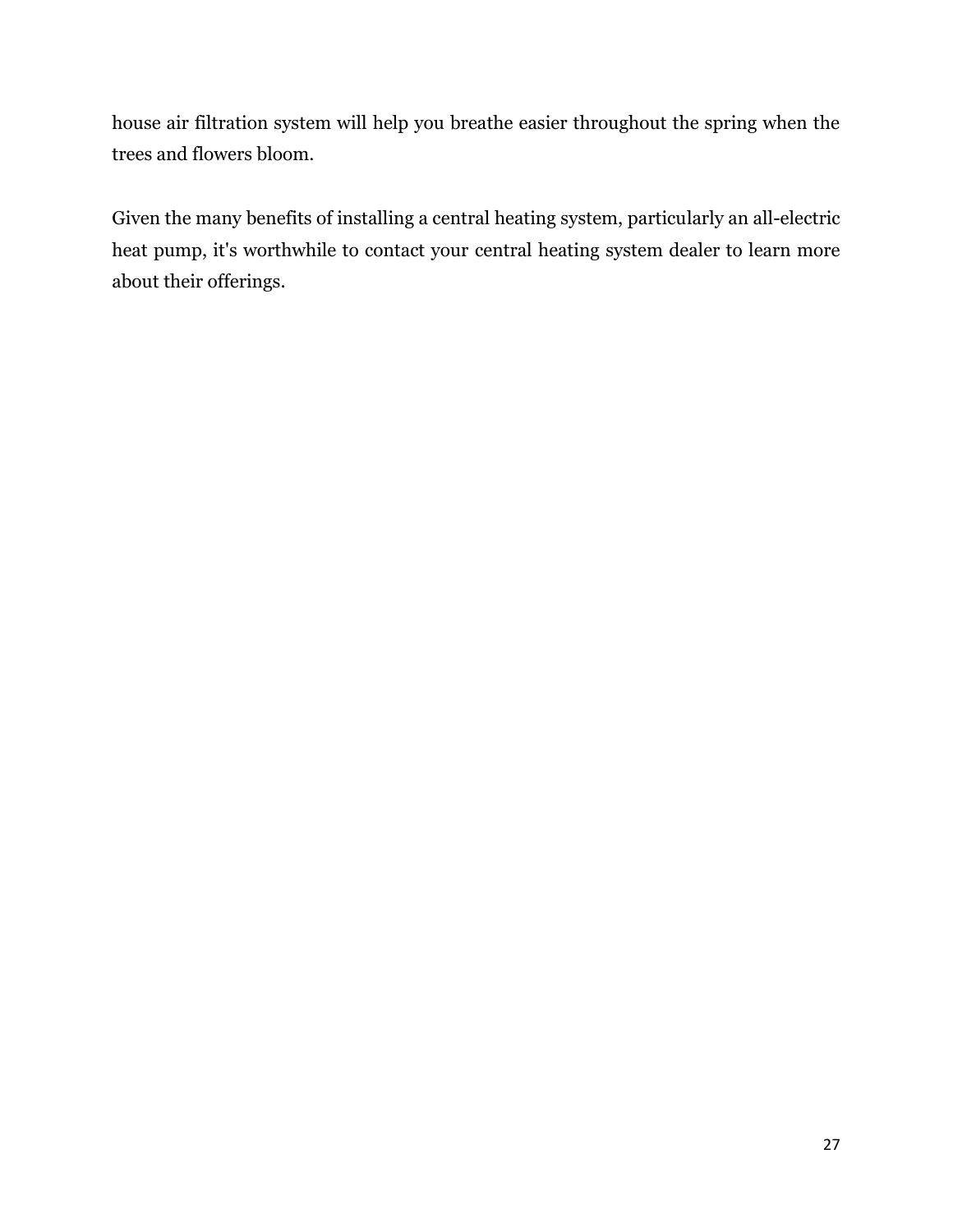house air filtration system will help you breathe easier throughout the spring when the trees and flowers bloom.

Given the many benefits of installing a central heating system, particularly an all-electric heat pump, it's worthwhile to contact your central heating system dealer to learn more about their offerings.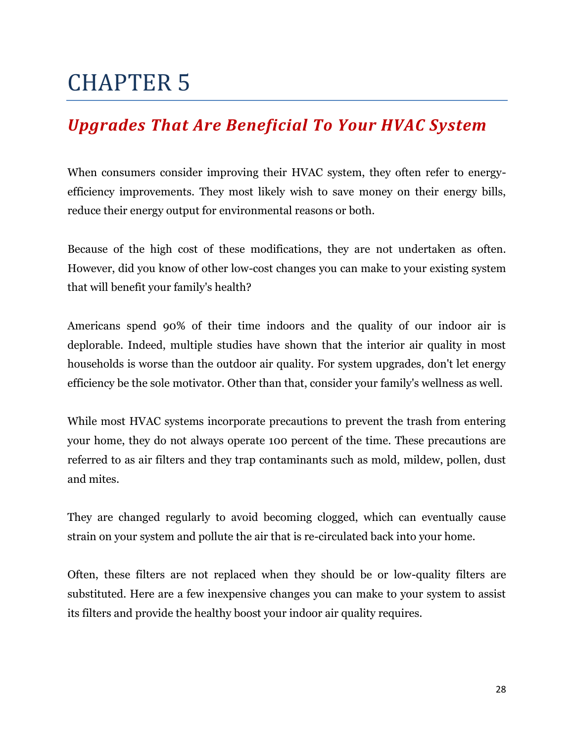# CHAPTER 5

## *Upgrades That Are Beneficial To Your HVAC System*

When consumers consider improving their HVAC system, they often refer to energy-efficiency improvements. They most likely wish to save money on their energy bills, reduce their energy output for environmental reasons or both.

Because of the high cost of these modifications, they are not undertaken as often. However, did you know of other low-cost changes you can make to your existing system that will benefit your family's health?

Americans spend 90% of their time indoors and the quality of our indoor air is deplorable. Indeed, multiple studies have shown that the interior air quality in most households is worse than the outdoor air quality. For system upgrades, don't let energy efficiency be the sole motivator. Other than that, consider your family's wellness as well.

While most HVAC systems incorporate precautions to prevent the trash from entering your home, they do not always operate 100 percent of the time. These precautions are referred to as air filters and they trap contaminants such as mold, mildew, pollen, dust and mites.

They are changed regularly to avoid becoming clogged, which can eventually cause strain on your system and pollute the air that is re-circulated back into your home.

Often, these filters are not replaced when they should be or low-quality filters are substituted. Here are a few inexpensive changes you can make to your system to assist its filters and provide the healthy boost your indoor air quality requires.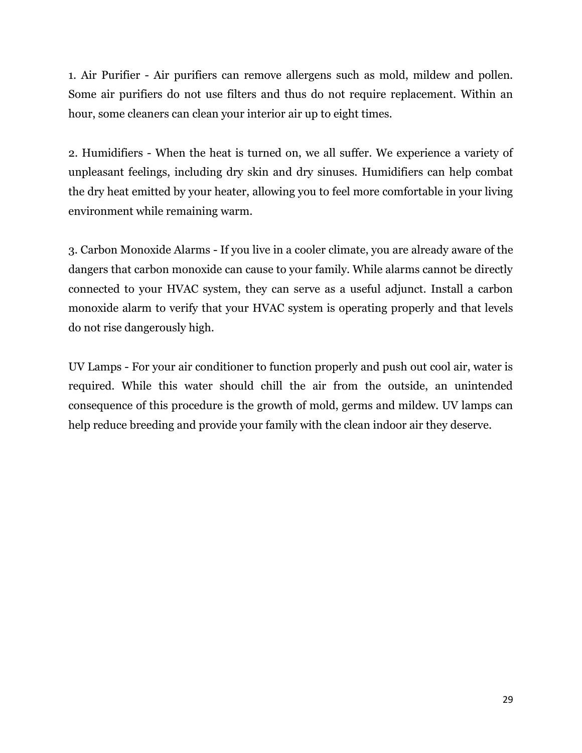1. Air Purifier - Air purifiers can remove allergens such as mold, mildew and pollen. Some air purifiers do not use filters and thus do not require replacement. Within an hour, some cleaners can clean your interior air up to eight times.

2. Humidifiers - When the heat is turned on, we all suffer. We experience a variety of unpleasant feelings, including dry skin and dry sinuses. Humidifiers can help combat the dry heat emitted by your heater, allowing you to feel more comfortable in your living environment while remaining warm.

3. Carbon Monoxide Alarms - If you live in a cooler climate, you are already aware of the dangers that carbon monoxide can cause to your family. While alarms cannot be directly connected to your HVAC system, they can serve as a useful adjunct. Install a carbon monoxide alarm to verify that your HVAC system is operating properly and that levels do not rise dangerously high.

UV Lamps - For your air conditioner to function properly and push out cool air, water is required. While this water should chill the air from the outside, an unintended consequence of this procedure is the growth of mold, germs and mildew. UV lamps can help reduce breeding and provide your family with the clean indoor air they deserve.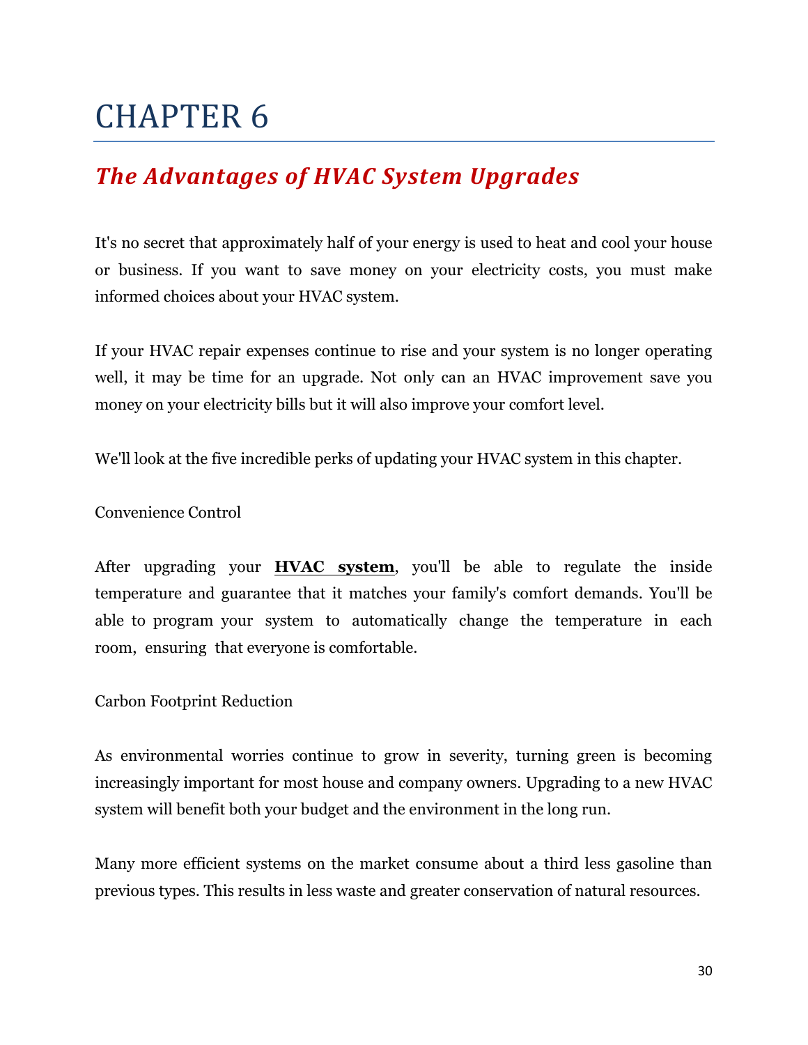# CHAPTER 6

## *The Advantages of HVAC System Upgrades*

It's no secret that approximately half of your energy is used to heat and cool your house or business. If you want to save money on your electricity costs, you must make informed choices about your HVAC system.

If your HVAC repair expenses continue to rise and your system is no longer operating well, it may be time for an upgrade. Not only can an HVAC improvement save you money on your electricity bills but it will also improve your comfort level.

We'll look at the five incredible perks of updating your HVAC system in this chapter.

Convenience Control

After upgrading your **HVAC system**, you'll be able to regulate the inside temperature and guarantee that it matches your family's comfort demands. You'll be able to program your system to automatically change the temperature in each room, ensuring that everyone is comfortable.

Carbon Footprint Reduction

As environmental worries continue to grow in severity, turning green is becoming increasingly important for most house and company owners. Upgrading to a new HVAC system will benefit both your budget and the environment in the long run.

Many more efficient systems on the market consume about a third less gasoline than previous types. This results in less waste and greater conservation of natural resources.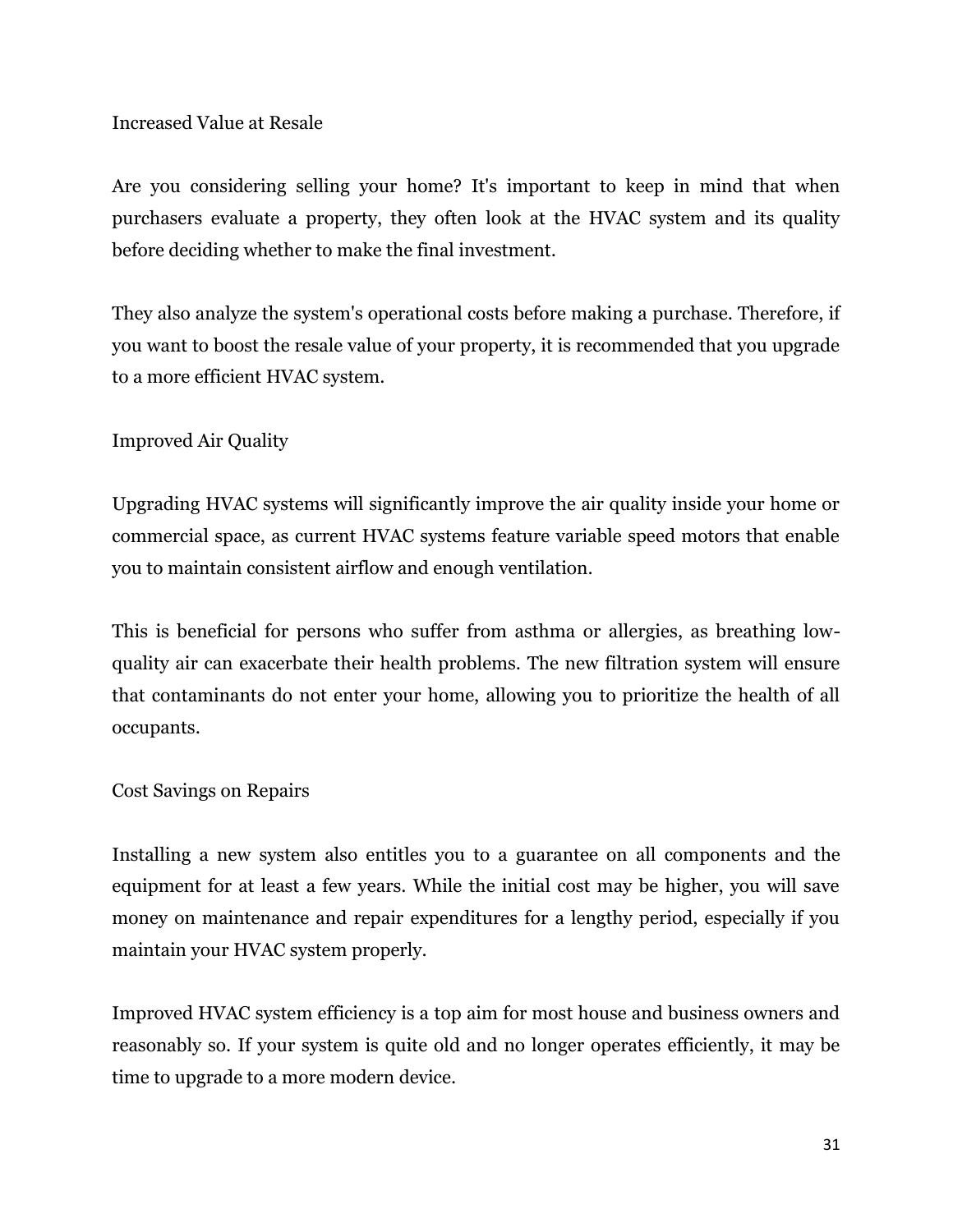## Increased Value at Resale

Are you considering selling your home? It's important to keep in mind that when purchasers evaluate a property, they often look at the HVAC system and its quality before deciding whether to make the final investment.

They also analyze the system's operational costs before making a purchase. Therefore, if you want to boost the resale value of your property, it is recommended that you upgrade to a more efficient HVAC system.

## Improved Air Quality

Upgrading HVAC systems will significantly improve the air quality inside your home or commercial space, as current HVAC systems feature variable speed motors that enable you to maintain consistent airflow and enough ventilation.

This is beneficial for persons who suffer from asthma or allergies, as breathing low-quality air can exacerbate their health problems. The new filtration system will ensure that contaminants do not enter your home, allowing you to prioritize the health of all occupants.

## Cost Savings on Repairs

Installing a new system also entitles you to a guarantee on all components and the equipment for at least a few years. While the initial cost may be higher, you will save money on maintenance and repair expenditures for a lengthy period, especially if you maintain your HVAC system properly.

Improved HVAC system efficiency is a top aim for most house and business owners and reasonably so. If your system is quite old and no longer operates efficiently, it may be time to upgrade to a more modern device.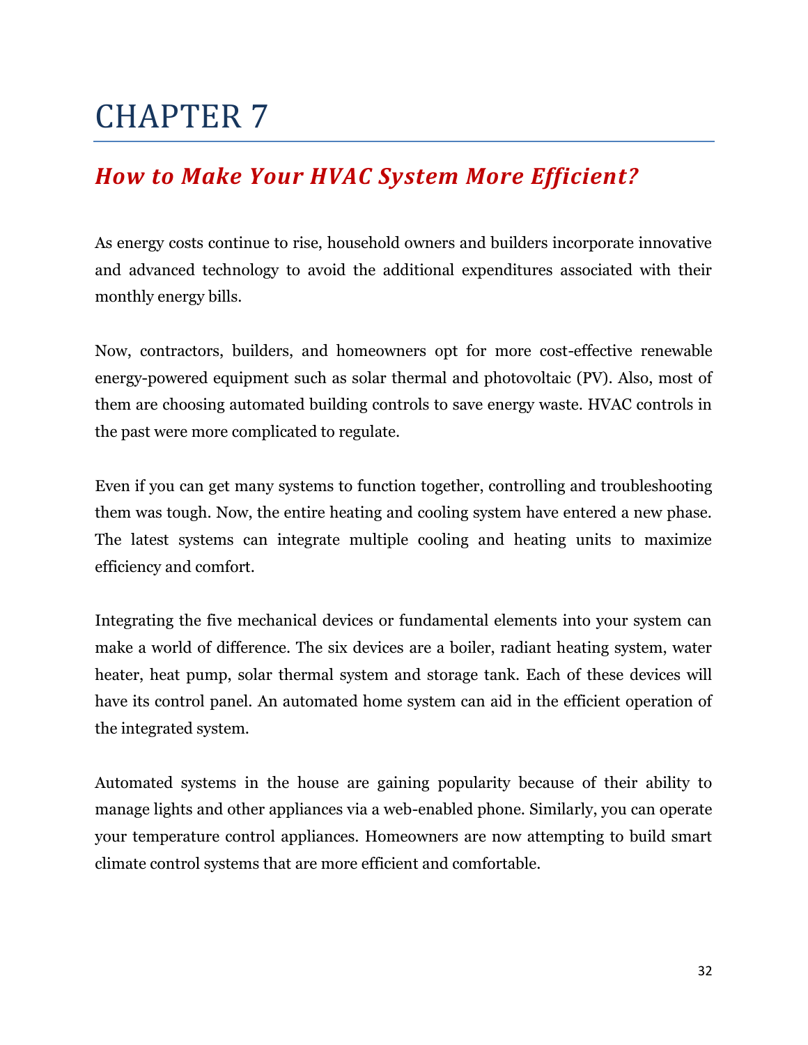# CHAPTER 7

## *How to Make Your HVAC System More Efficient?*

As energy costs continue to rise, household owners and builders incorporate innovative and advanced technology to avoid the additional expenditures associated with their monthly energy bills.

Now, contractors, builders, and homeowners opt for more cost-effective renewable energy-powered equipment such as solar thermal and photovoltaic (PV). Also, most of them are choosing automated building controls to save energy waste. HVAC controls in the past were more complicated to regulate.

Even if you can get many systems to function together, controlling and troubleshooting them was tough. Now, the entire heating and cooling system have entered a new phase. The latest systems can integrate multiple cooling and heating units to maximize efficiency and comfort.

Integrating the five mechanical devices or fundamental elements into your system can make a world of difference. The six devices are a boiler, radiant heating system, water heater, heat pump, solar thermal system and storage tank. Each of these devices will have its control panel. An automated home system can aid in the efficient operation of the integrated system.

Automated systems in the house are gaining popularity because of their ability to manage lights and other appliances via a web-enabled phone. Similarly, you can operate your temperature control appliances. Homeowners are now attempting to build smart climate control systems that are more efficient and comfortable.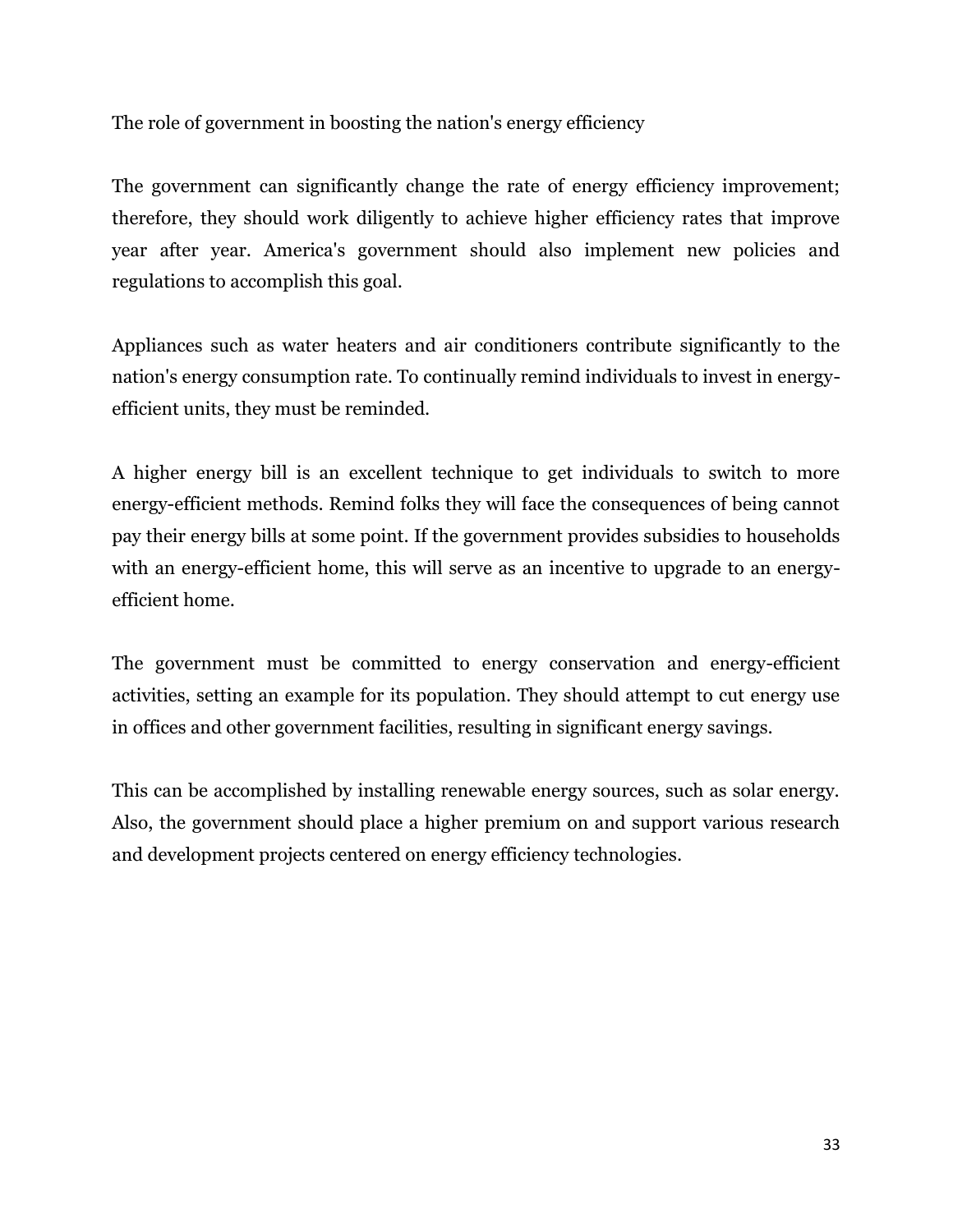## The role of government in boosting the nation's energy efficiency

The government can significantly change the rate of energy efficiency improvement; therefore, they should work diligently to achieve higher efficiency rates that improve year after year. America's government should also implement new policies and regulations to accomplish this goal.

Appliances such as water heaters and air conditioners contribute significantly to the nation's energy consumption rate. To continually remind individuals to invest in energy-efficient units, they must be reminded.

A higher energy bill is an excellent technique to get individuals to switch to more energy-efficient methods. Remind folks they will face the consequences of being cannot pay their energy bills at some point. If the government provides subsidies to households with an energy-efficient home, this will serve as an incentive to upgrade to an energy-efficient home.

The government must be committed to energy conservation and energy-efficient activities, setting an example for its population. They should attempt to cut energy use in offices and other government facilities, resulting in significant energy savings.

This can be accomplished by installing renewable energy sources, such as solar energy. Also, the government should place a higher premium on and support various research and development projects centered on energy efficiency technologies.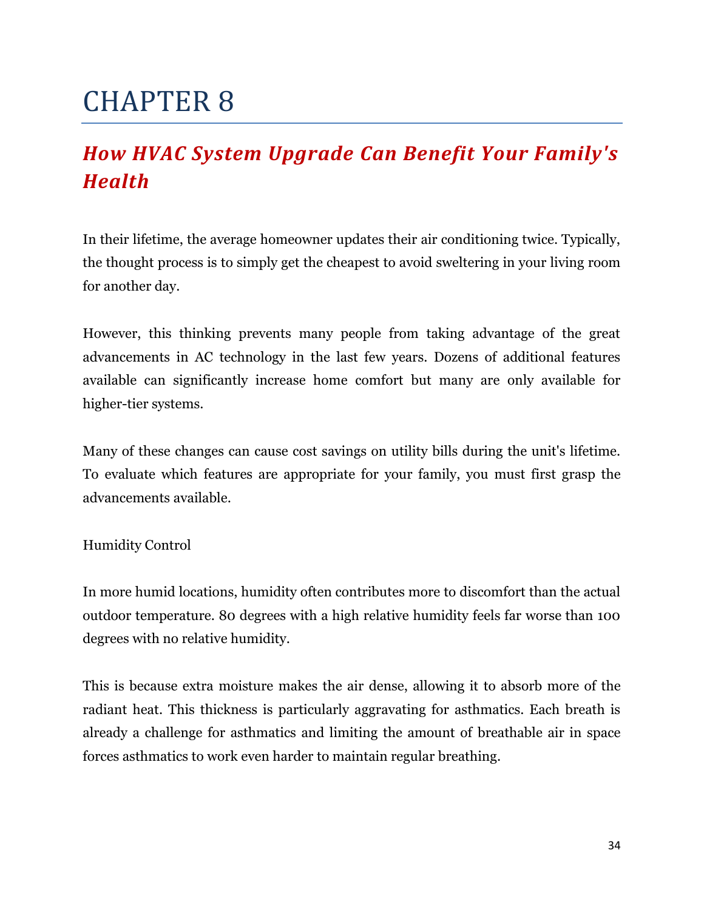# CHAPTER 8

## *How HVAC System Upgrade Can Benefit Your Family's Health*

In their lifetime, the average homeowner updates their air conditioning twice. Typically, the thought process is to simply get the cheapest to avoid sweltering in your living room for another day.

However, this thinking prevents many people from taking advantage of the great advancements in AC technology in the last few years. Dozens of additional features available can significantly increase home comfort but many are only available for higher-tier systems.

Many of these changes can cause cost savings on utility bills during the unit's lifetime. To evaluate which features are appropriate for your family, you must first grasp the advancements available.

Humidity Control

In more humid locations, humidity often contributes more to discomfort than the actual outdoor temperature. 80 degrees with a high relative humidity feels far worse than 100 degrees with no relative humidity.

This is because extra moisture makes the air dense, allowing it to absorb more of the radiant heat. This thickness is particularly aggravating for asthmatics. Each breath is already a challenge for asthmatics and limiting the amount of breathable air in space forces asthmatics to work even harder to maintain regular breathing.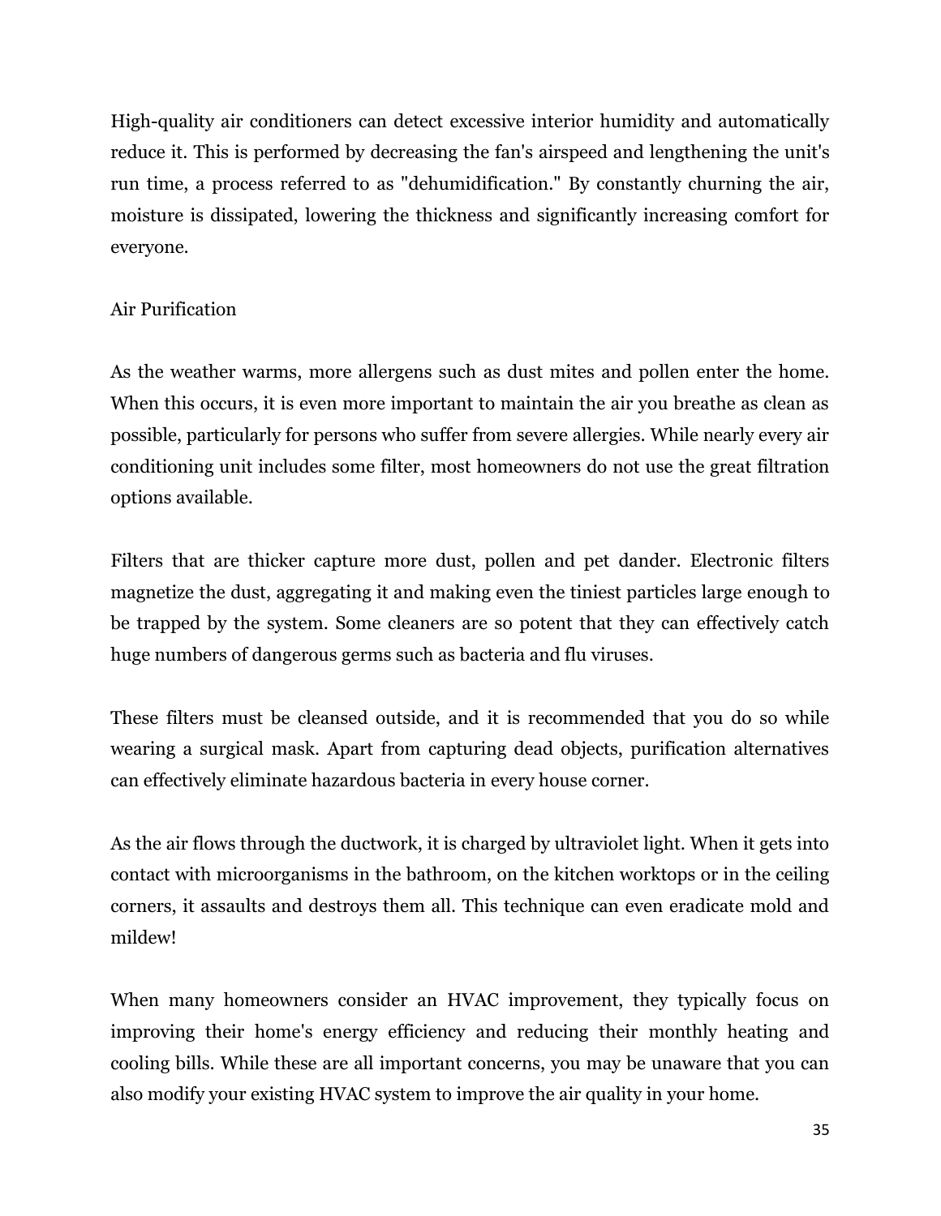High-quality air conditioners can detect excessive interior humidity and automatically reduce it. This is performed by decreasing the fan's airspeed and lengthening the unit's run time, a process referred to as "dehumidification." By constantly churning the air, moisture is dissipated, lowering the thickness and significantly increasing comfort for everyone.

## Air Purification

As the weather warms, more allergens such as dust mites and pollen enter the home. When this occurs, it is even more important to maintain the air you breathe as clean as possible, particularly for persons who suffer from severe allergies. While nearly every air conditioning unit includes some filter, most homeowners do not use the great filtration options available.

Filters that are thicker capture more dust, pollen and pet dander. Electronic filters magnetize the dust, aggregating it and making even the tiniest particles large enough to be trapped by the system. Some cleaners are so potent that they can effectively catch huge numbers of dangerous germs such as bacteria and flu viruses.

These filters must be cleansed outside, and it is recommended that you do so while wearing a surgical mask. Apart from capturing dead objects, purification alternatives can effectively eliminate hazardous bacteria in every house corner.

As the air flows through the ductwork, it is charged by ultraviolet light. When it gets into contact with microorganisms in the bathroom, on the kitchen worktops or in the ceiling corners, it assaults and destroys them all. This technique can even eradicate mold and mildew!

When many homeowners consider an HVAC improvement, they typically focus on improving their home's energy efficiency and reducing their monthly heating and cooling bills. While these are all important concerns, you may be unaware that you can also modify your existing HVAC system to improve the air quality in your home.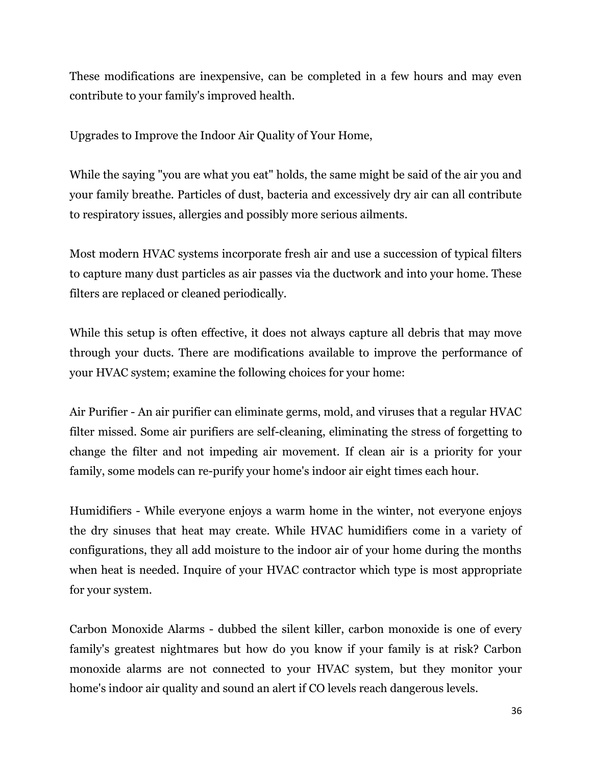These modifications are inexpensive, can be completed in a few hours and may even contribute to your family's improved health.

Upgrades to Improve the Indoor Air Quality of Your Home,

While the saying "you are what you eat" holds, the same might be said of the air you and your family breathe. Particles of dust, bacteria and excessively dry air can all contribute to respiratory issues, allergies and possibly more serious ailments.

Most modern HVAC systems incorporate fresh air and use a succession of typical filters to capture many dust particles as air passes via the ductwork and into your home. These filters are replaced or cleaned periodically.

While this setup is often effective, it does not always capture all debris that may move through your ducts. There are modifications available to improve the performance of your HVAC system; examine the following choices for your home:

Air Purifier - An air purifier can eliminate germs, mold, and viruses that a regular HVAC filter missed. Some air purifiers are self-cleaning, eliminating the stress of forgetting to change the filter and not impeding air movement. If clean air is a priority for your family, some models can re-purify your home's indoor air eight times each hour.

Humidifiers - While everyone enjoys a warm home in the winter, not everyone enjoys the dry sinuses that heat may create. While HVAC humidifiers come in a variety of configurations, they all add moisture to the indoor air of your home during the months when heat is needed. Inquire of your HVAC contractor which type is most appropriate for your system.

Carbon Monoxide Alarms - dubbed the silent killer, carbon monoxide is one of every family's greatest nightmares but how do you know if your family is at risk? Carbon monoxide alarms are not connected to your HVAC system, but they monitor your home's indoor air quality and sound an alert if CO levels reach dangerous levels.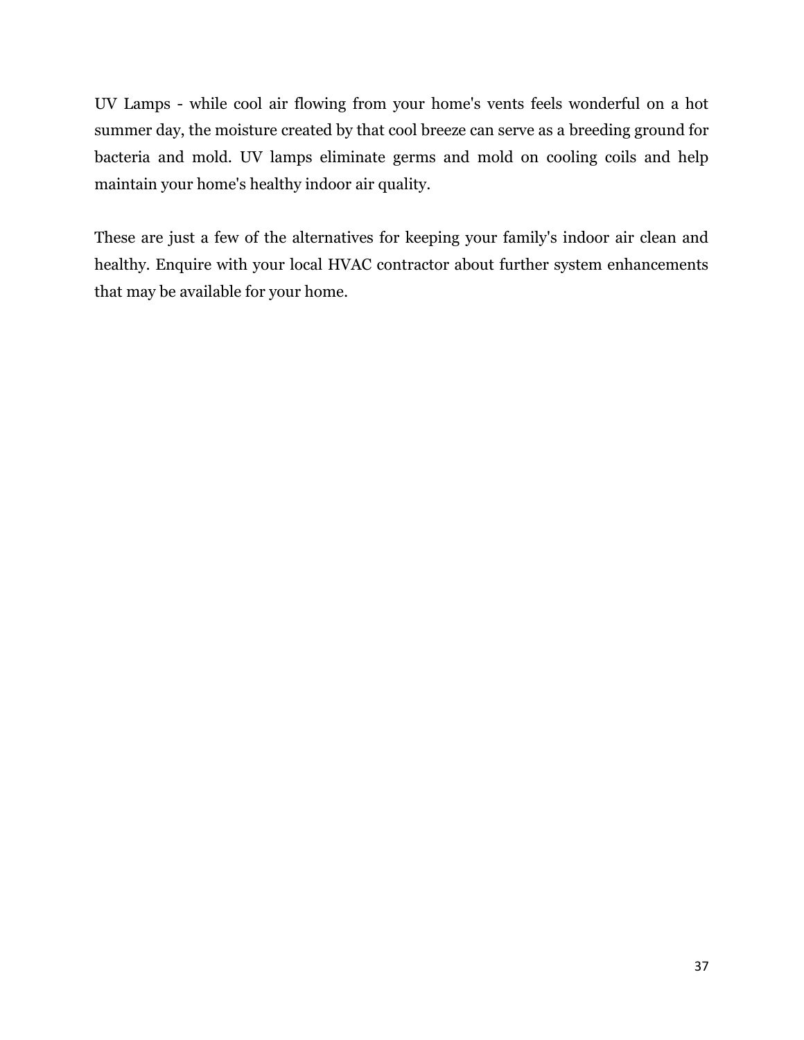UV Lamps - while cool air flowing from your home's vents feels wonderful on a hot summer day, the moisture created by that cool breeze can serve as a breeding ground for bacteria and mold. UV lamps eliminate germs and mold on cooling coils and help maintain your home's healthy indoor air quality.

These are just a few of the alternatives for keeping your family's indoor air clean and healthy. Enquire with your local HVAC contractor about further system enhancements that may be available for your home.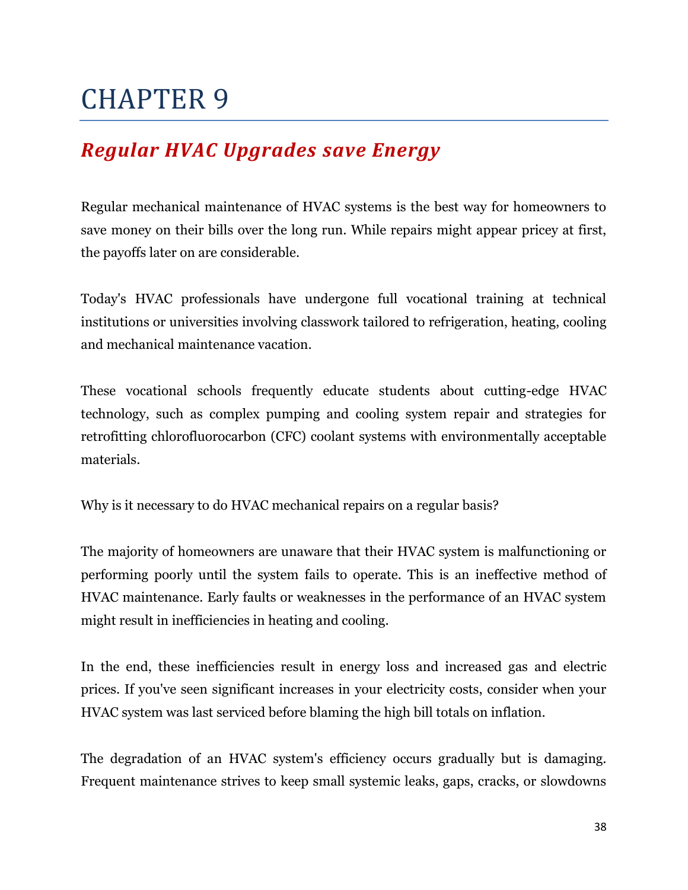# CHAPTER 9

## *Regular HVAC Upgrades save Energy*

Regular mechanical maintenance of HVAC systems is the best way for homeowners to save money on their bills over the long run. While repairs might appear pricey at first, the payoffs later on are considerable.

Today's HVAC professionals have undergone full vocational training at technical institutions or universities involving classwork tailored to refrigeration, heating, cooling and mechanical maintenance vacation.

These vocational schools frequently educate students about cutting-edge HVAC technology, such as complex pumping and cooling system repair and strategies for retrofitting chlorofluorocarbon (CFC) coolant systems with environmentally acceptable materials.

Why is it necessary to do HVAC mechanical repairs on a regular basis?

The majority of homeowners are unaware that their HVAC system is malfunctioning or performing poorly until the system fails to operate. This is an ineffective method of HVAC maintenance. Early faults or weaknesses in the performance of an HVAC system might result in inefficiencies in heating and cooling.

In the end, these inefficiencies result in energy loss and increased gas and electric prices. If you've seen significant increases in your electricity costs, consider when your HVAC system was last serviced before blaming the high bill totals on inflation.

The degradation of an HVAC system's efficiency occurs gradually but is damaging. Frequent maintenance strives to keep small systemic leaks, gaps, cracks, or slowdowns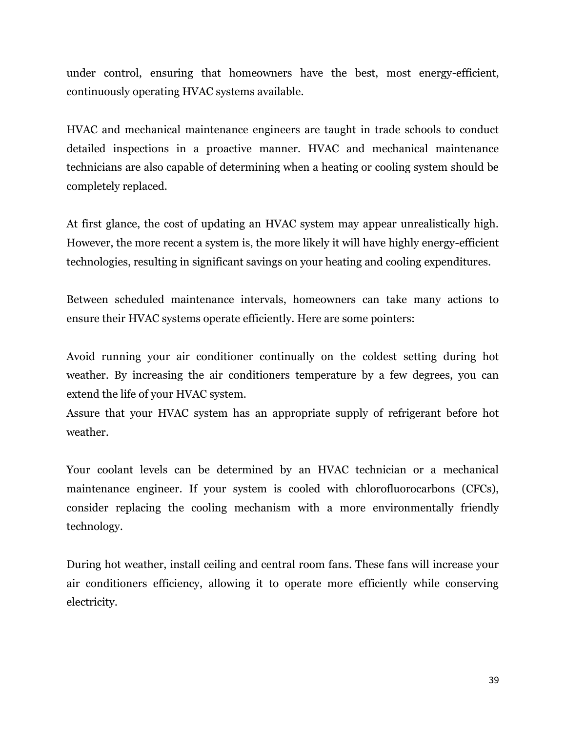under control, ensuring that homeowners have the best, most energy-efficient, continuously operating HVAC systems available.

HVAC and mechanical maintenance engineers are taught in trade schools to conduct detailed inspections in a proactive manner. HVAC and mechanical maintenance technicians are also capable of determining when a heating or cooling system should be completely replaced.

At first glance, the cost of updating an HVAC system may appear unrealistically high. However, the more recent a system is, the more likely it will have highly energy-efficient technologies, resulting in significant savings on your heating and cooling expenditures.

Between scheduled maintenance intervals, homeowners can take many actions to ensure their HVAC systems operate efficiently. Here are some pointers:

Avoid running your air conditioner continually on the coldest setting during hot weather. By increasing the air conditioners temperature by a few degrees, you can extend the life of your HVAC system.
Assure that your HVAC system has an appropriate supply of refrigerant before hot weather.

Your coolant levels can be determined by an HVAC technician or a mechanical maintenance engineer. If your system is cooled with chlorofluorocarbons (CFCs), consider replacing the cooling mechanism with a more environmentally friendly technology.

During hot weather, install ceiling and central room fans. These fans will increase your air conditioners efficiency, allowing it to operate more efficiently while conserving electricity.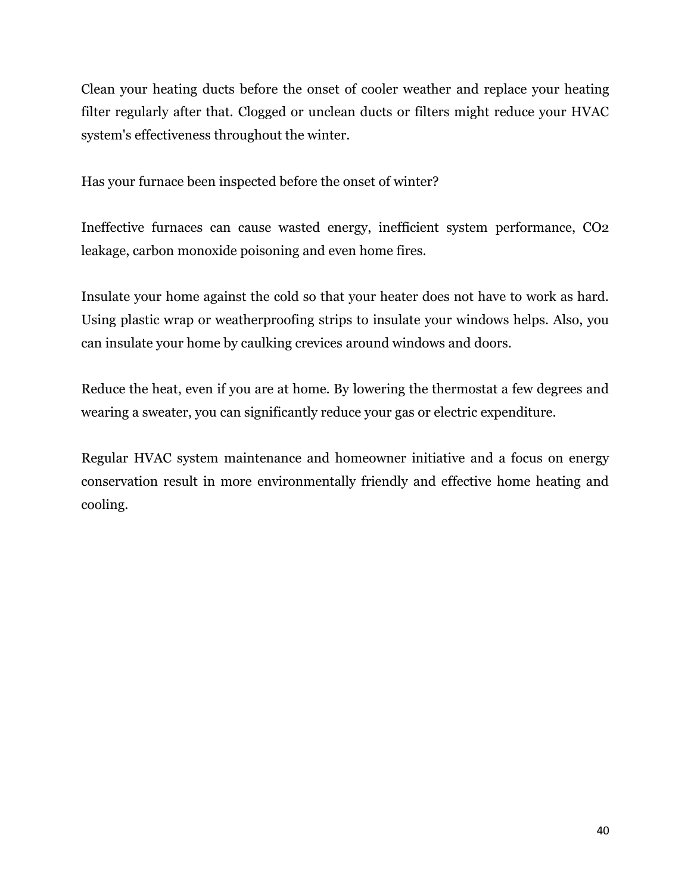Clean your heating ducts before the onset of cooler weather and replace your heating filter regularly after that. Clogged or unclean ducts or filters might reduce your HVAC system's effectiveness throughout the winter.

Has your furnace been inspected before the onset of winter?

Ineffective furnaces can cause wasted energy, inefficient system performance, $CO_2$ leakage, carbon monoxide poisoning and even home fires.

Insulate your home against the cold so that your heater does not have to work as hard. Using plastic wrap or weatherproofing strips to insulate your windows helps. Also, you can insulate your home by caulking crevices around windows and doors.

Reduce the heat, even if you are at home. By lowering the thermostat a few degrees and wearing a sweater, you can significantly reduce your gas or electric expenditure.

Regular HVAC system maintenance and homeowner initiative and a focus on energy conservation result in more environmentally friendly and effective home heating and cooling.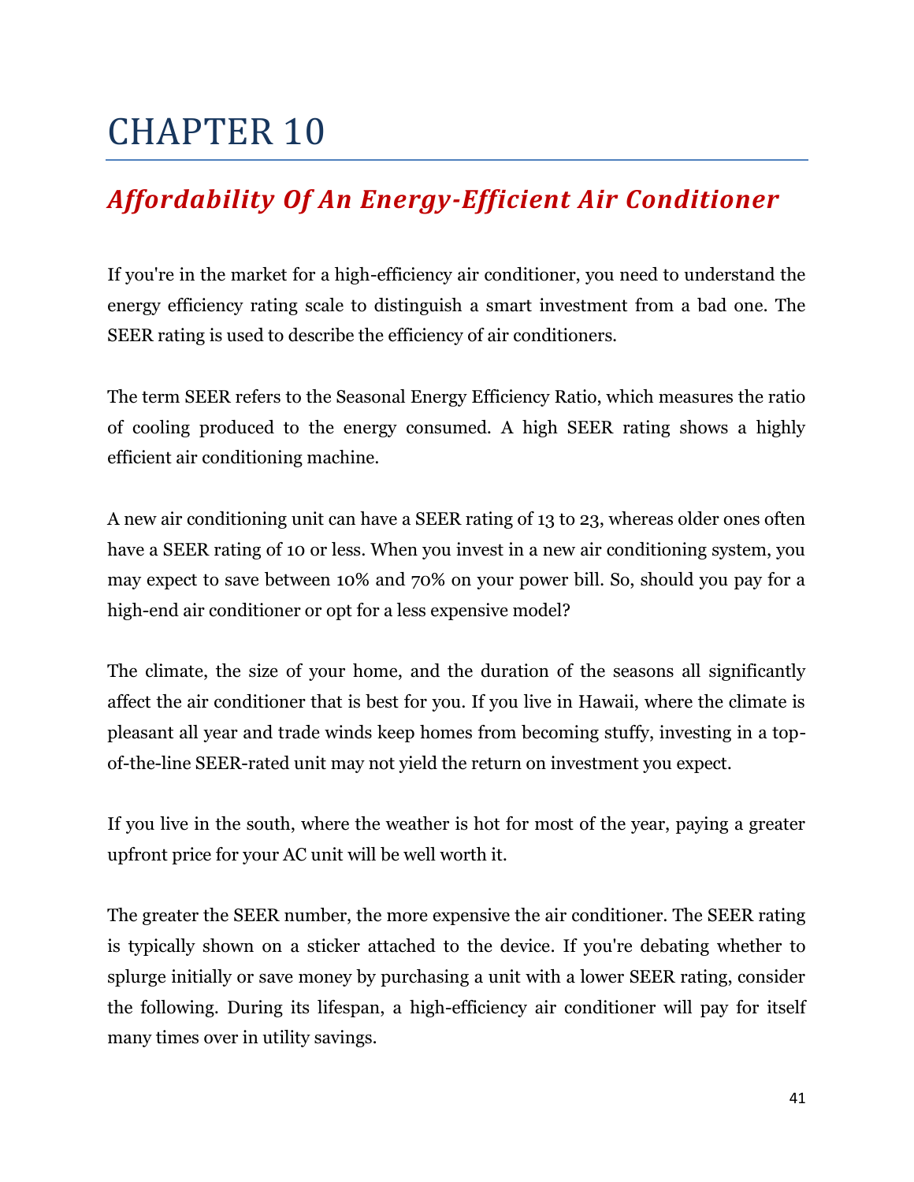# CHAPTER 10

## *Affordability Of An Energy-Efficient Air Conditioner*

If you're in the market for a high-efficiency air conditioner, you need to understand the energy efficiency rating scale to distinguish a smart investment from a bad one. The SEER rating is used to describe the efficiency of air conditioners.

The term SEER refers to the Seasonal Energy Efficiency Ratio, which measures the ratio of cooling produced to the energy consumed. A high SEER rating shows a highly efficient air conditioning machine.

A new air conditioning unit can have a SEER rating of 13 to 23, whereas older ones often have a SEER rating of 10 or less. When you invest in a new air conditioning system, you may expect to save between 10% and 70% on your power bill. So, should you pay for a high-end air conditioner or opt for a less expensive model?

The climate, the size of your home, and the duration of the seasons all significantly affect the air conditioner that is best for you. If you live in Hawaii, where the climate is pleasant all year and trade winds keep homes from becoming stuffy, investing in a top-of-the-line SEER-rated unit may not yield the return on investment you expect.

If you live in the south, where the weather is hot for most of the year, paying a greater upfront price for your AC unit will be well worth it.

The greater the SEER number, the more expensive the air conditioner. The SEER rating is typically shown on a sticker attached to the device. If you're debating whether to splurge initially or save money by purchasing a unit with a lower SEER rating, consider the following. During its lifespan, a high-efficiency air conditioner will pay for itself many times over in utility savings.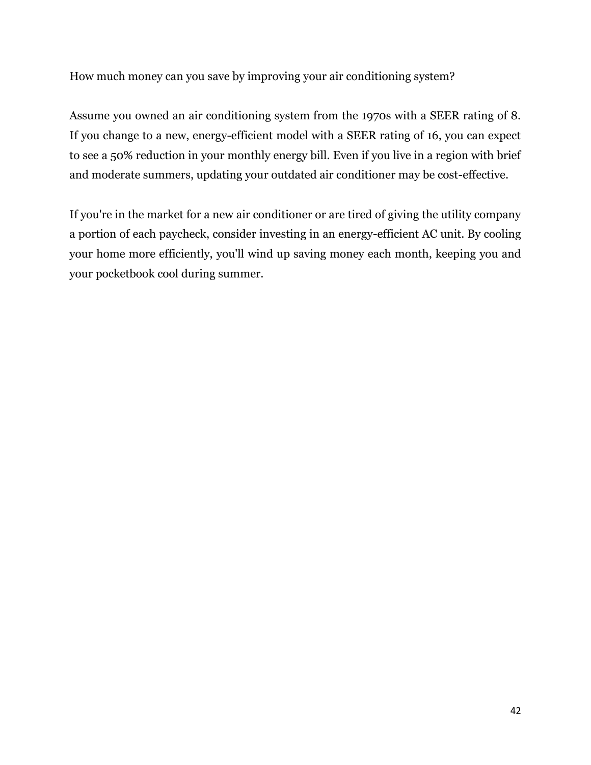How much money can you save by improving your air conditioning system?

Assume you owned an air conditioning system from the 1970s with a SEER rating of 8. If you change to a new, energy-efficient model with a SEER rating of 16, you can expect to see a 50% reduction in your monthly energy bill. Even if you live in a region with brief and moderate summers, updating your outdated air conditioner may be cost-effective.

If you're in the market for a new air conditioner or are tired of giving the utility company a portion of each paycheck, consider investing in an energy-efficient AC unit. By cooling your home more efficiently, you'll wind up saving money each month, keeping you and your pocketbook cool during summer.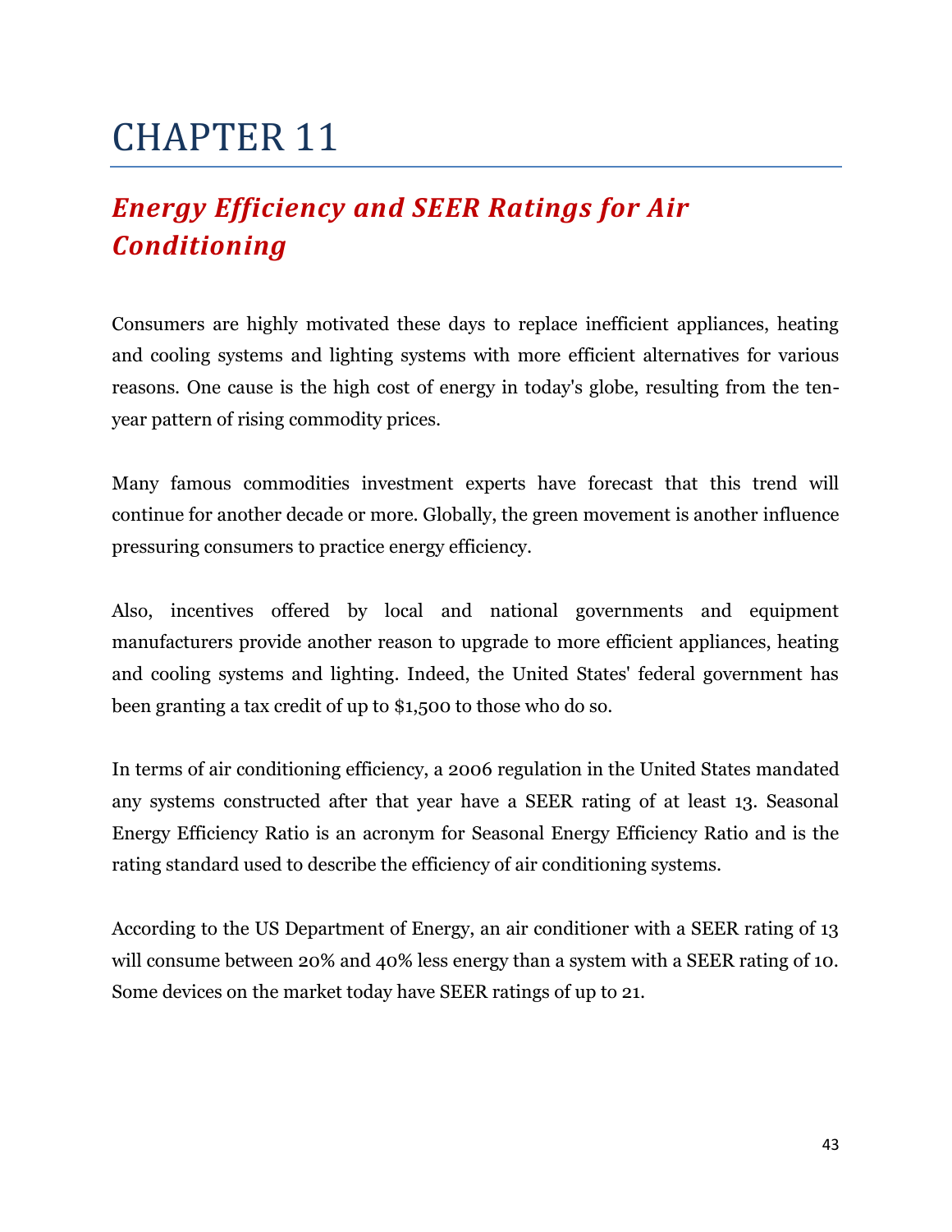# CHAPTER 11

## *Energy Efficiency and SEER Ratings for Air Conditioning*

Consumers are highly motivated these days to replace inefficient appliances, heating and cooling systems and lighting systems with more efficient alternatives for various reasons. One cause is the high cost of energy in today's globe, resulting from the ten-year pattern of rising commodity prices.

Many famous commodities investment experts have forecast that this trend will continue for another decade or more. Globally, the green movement is another influence pressuring consumers to practice energy efficiency.

Also, incentives offered by local and national governments and equipment manufacturers provide another reason to upgrade to more efficient appliances, heating and cooling systems and lighting. Indeed, the United States' federal government has been granting a tax credit of up to $1,500 to those who do so.

In terms of air conditioning efficiency, a 2006 regulation in the United States mandated any systems constructed after that year have a SEER rating of at least 13. Seasonal Energy Efficiency Ratio is an acronym for Seasonal Energy Efficiency Ratio and is the rating standard used to describe the efficiency of air conditioning systems.

According to the US Department of Energy, an air conditioner with a SEER rating of 13 will consume between 20% and 40% less energy than a system with a SEER rating of 10. Some devices on the market today have SEER ratings of up to 21.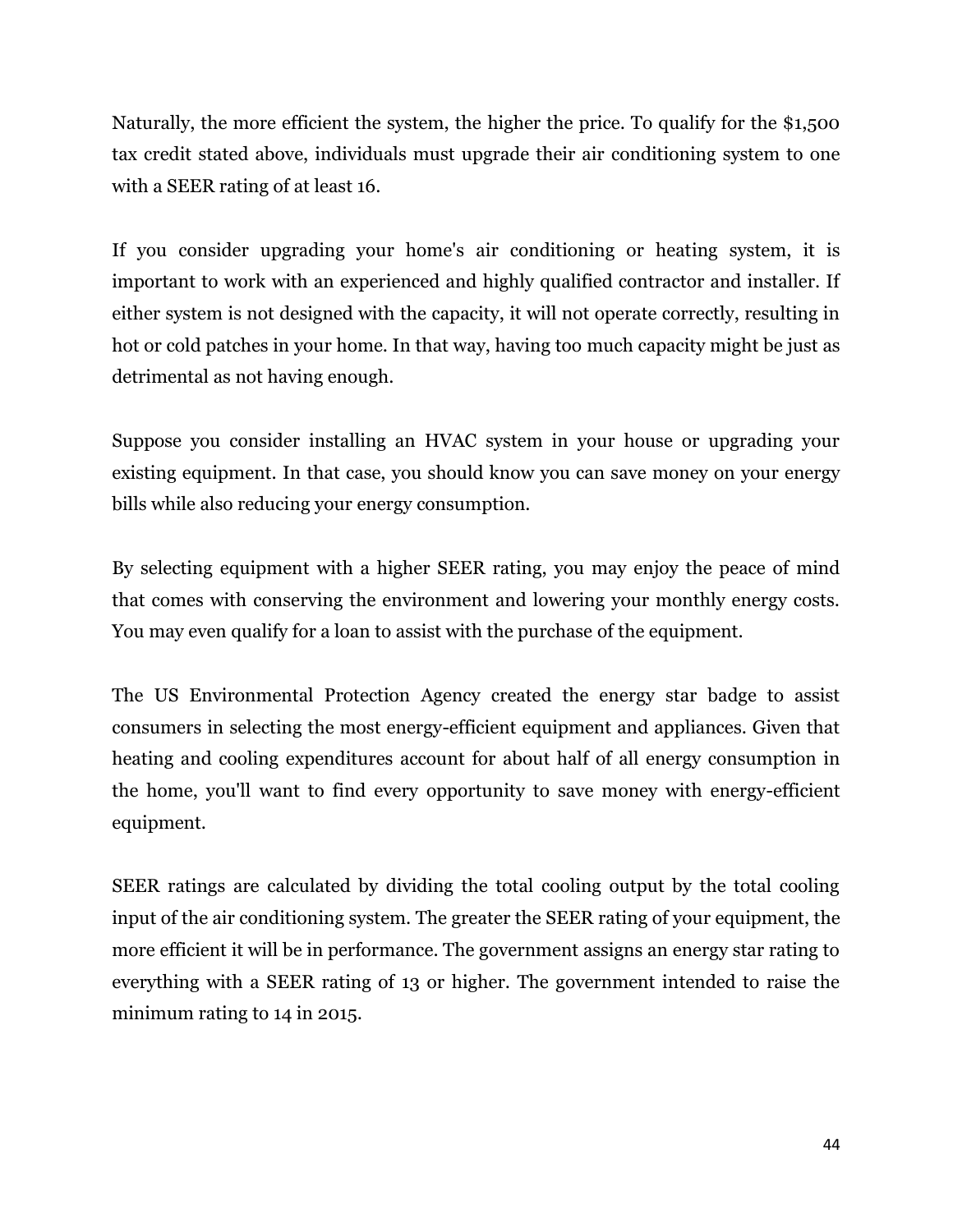Naturally, the more efficient the system, the higher the price. To qualify for the $1,500 tax credit stated above, individuals must upgrade their air conditioning system to one with a SEER rating of at least 16.

If you consider upgrading your home's air conditioning or heating system, it is important to work with an experienced and highly qualified contractor and installer. If either system is not designed with the capacity, it will not operate correctly, resulting in hot or cold patches in your home. In that way, having too much capacity might be just as detrimental as not having enough.

Suppose you consider installing an HVAC system in your house or upgrading your existing equipment. In that case, you should know you can save money on your energy bills while also reducing your energy consumption.

By selecting equipment with a higher SEER rating, you may enjoy the peace of mind that comes with conserving the environment and lowering your monthly energy costs. You may even qualify for a loan to assist with the purchase of the equipment.

The US Environmental Protection Agency created the energy star badge to assist consumers in selecting the most energy-efficient equipment and appliances. Given that heating and cooling expenditures account for about half of all energy consumption in the home, you'll want to find every opportunity to save money with energy-efficient equipment.

SEER ratings are calculated by dividing the total cooling output by the total cooling input of the air conditioning system. The greater the SEER rating of your equipment, the more efficient it will be in performance. The government assigns an energy star rating to everything with a SEER rating of 13 or higher. The government intended to raise the minimum rating to 14 in 2015.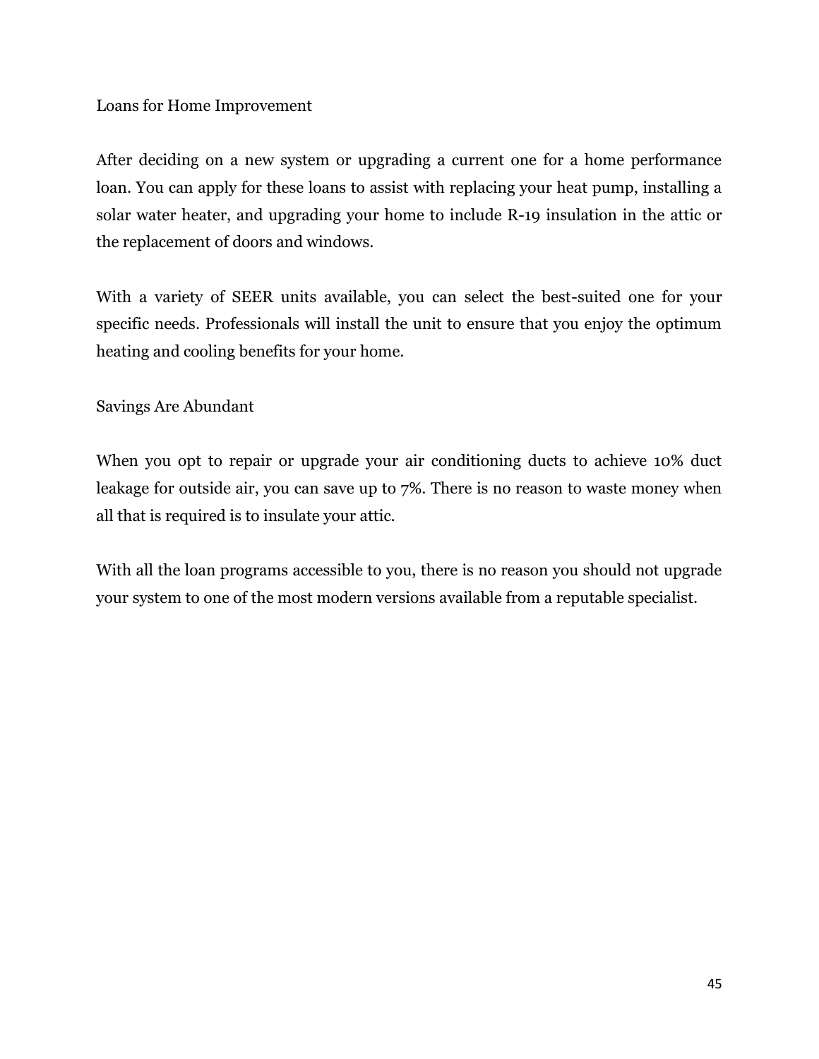## Loans for Home Improvement

After deciding on a new system or upgrading a current one for a home performance loan. You can apply for these loans to assist with replacing your heat pump, installing a solar water heater, and upgrading your home to include R-19 insulation in the attic or the replacement of doors and windows.

With a variety of SEER units available, you can select the best-suited one for your specific needs. Professionals will install the unit to ensure that you enjoy the optimum heating and cooling benefits for your home.

## Savings Are Abundant

When you opt to repair or upgrade your air conditioning ducts to achieve 10% duct leakage for outside air, you can save up to 7%. There is no reason to waste money when all that is required is to insulate your attic.

With all the loan programs accessible to you, there is no reason you should not upgrade your system to one of the most modern versions available from a reputable specialist.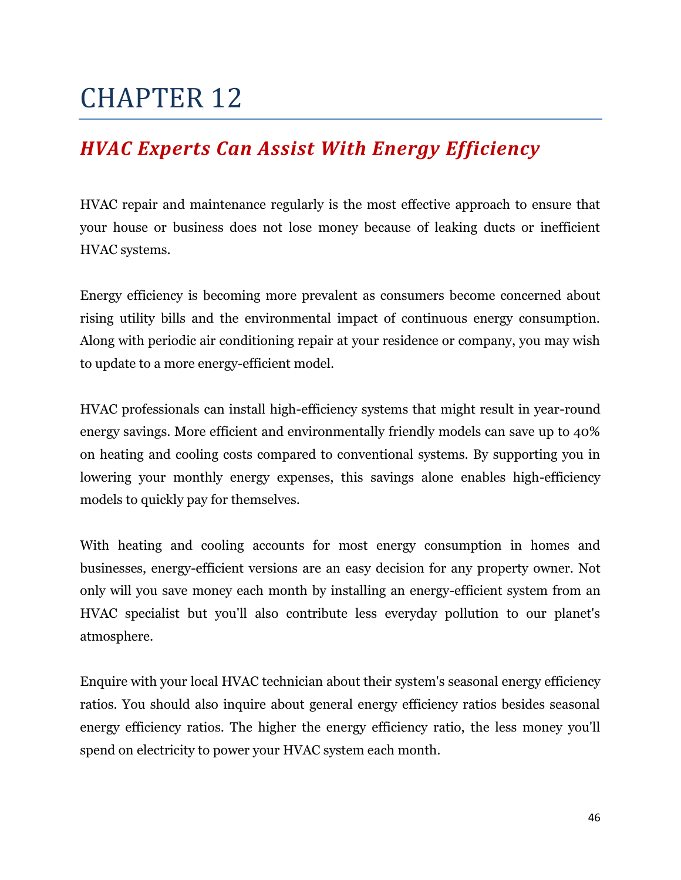# CHAPTER 12

## *HVAC Experts Can Assist With Energy Efficiency*

HVAC repair and maintenance regularly is the most effective approach to ensure that your house or business does not lose money because of leaking ducts or inefficient HVAC systems.

Energy efficiency is becoming more prevalent as consumers become concerned about rising utility bills and the environmental impact of continuous energy consumption. Along with periodic air conditioning repair at your residence or company, you may wish to update to a more energy-efficient model.

HVAC professionals can install high-efficiency systems that might result in year-round energy savings. More efficient and environmentally friendly models can save up to 40% on heating and cooling costs compared to conventional systems. By supporting you in lowering your monthly energy expenses, this savings alone enables high-efficiency models to quickly pay for themselves.

With heating and cooling accounts for most energy consumption in homes and businesses, energy-efficient versions are an easy decision for any property owner. Not only will you save money each month by installing an energy-efficient system from an HVAC specialist but you'll also contribute less everyday pollution to our planet's atmosphere.

Enquire with your local HVAC technician about their system's seasonal energy efficiency ratios. You should also inquire about general energy efficiency ratios besides seasonal energy efficiency ratios. The higher the energy efficiency ratio, the less money you'll spend on electricity to power your HVAC system each month.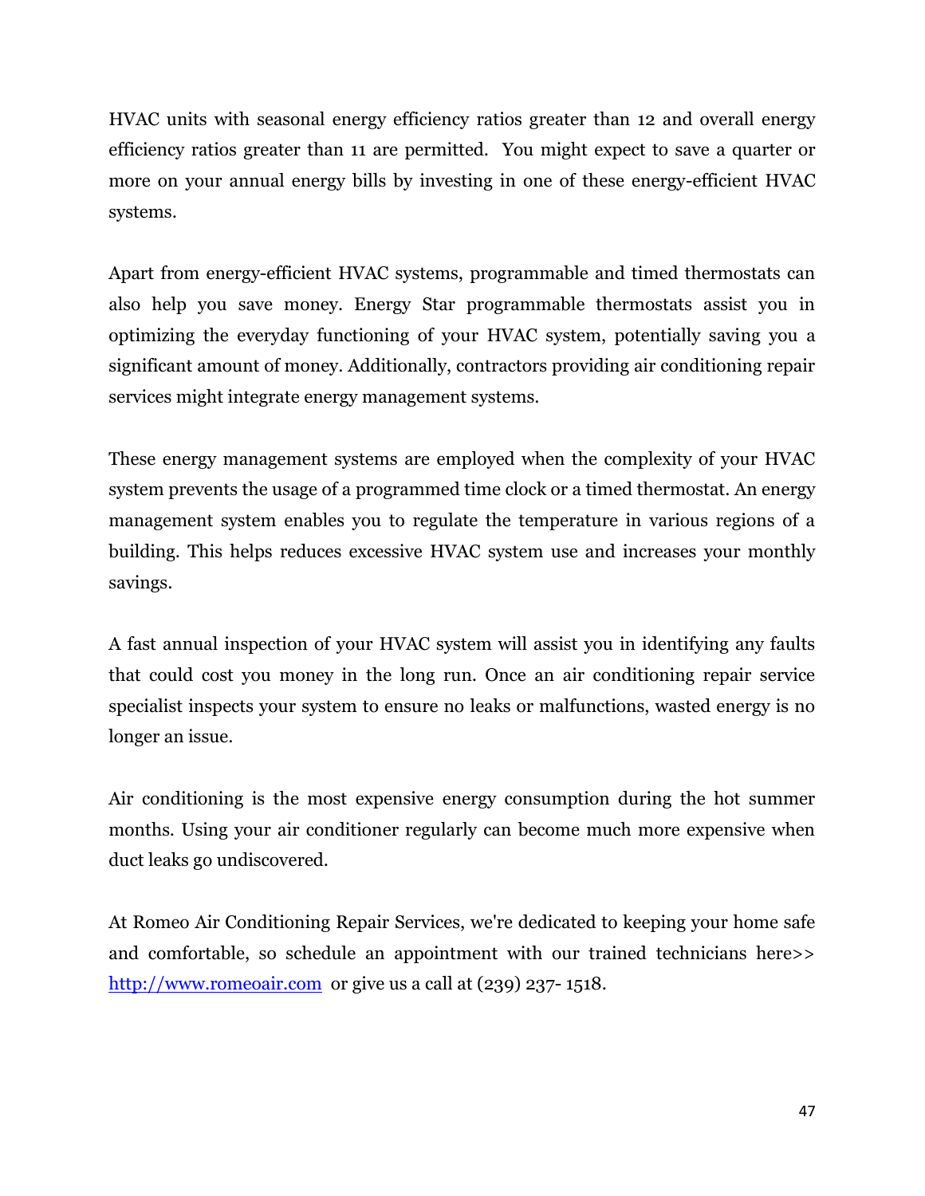HVAC units with seasonal energy efficiency ratios greater than 12 and overall energy efficiency ratios greater than 11 are permitted. You might expect to save a quarter or more on your annual energy bills by investing in one of these energy-efficient HVAC systems.

Apart from energy-efficient HVAC systems, programmable and timed thermostats can also help you save money. Energy Star programmable thermostats assist you in optimizing the everyday functioning of your HVAC system, potentially saving you a significant amount of money. Additionally, contractors providing air conditioning repair services might integrate energy management systems.

These energy management systems are employed when the complexity of your HVAC system prevents the usage of a programmed time clock or a timed thermostat. An energy management system enables you to regulate the temperature in various regions of a building. This helps reduces excessive HVAC system use and increases your monthly savings.

A fast annual inspection of your HVAC system will assist you in identifying any faults that could cost you money in the long run. Once an air conditioning repair service specialist inspects your system to ensure no leaks or malfunctions, wasted energy is no longer an issue.

Air conditioning is the most expensive energy consumption during the hot summer months. Using your air conditioner regularly can become much more expensive when duct leaks go undiscovered.

At Romeo Air Conditioning Repair Services, we're dedicated to keeping your home safe and comfortable, so schedule an appointment with our trained technicians here>> [http://www.romeoair.com](http://www.romeoair.com) or give us a call at (239) 237- 1518.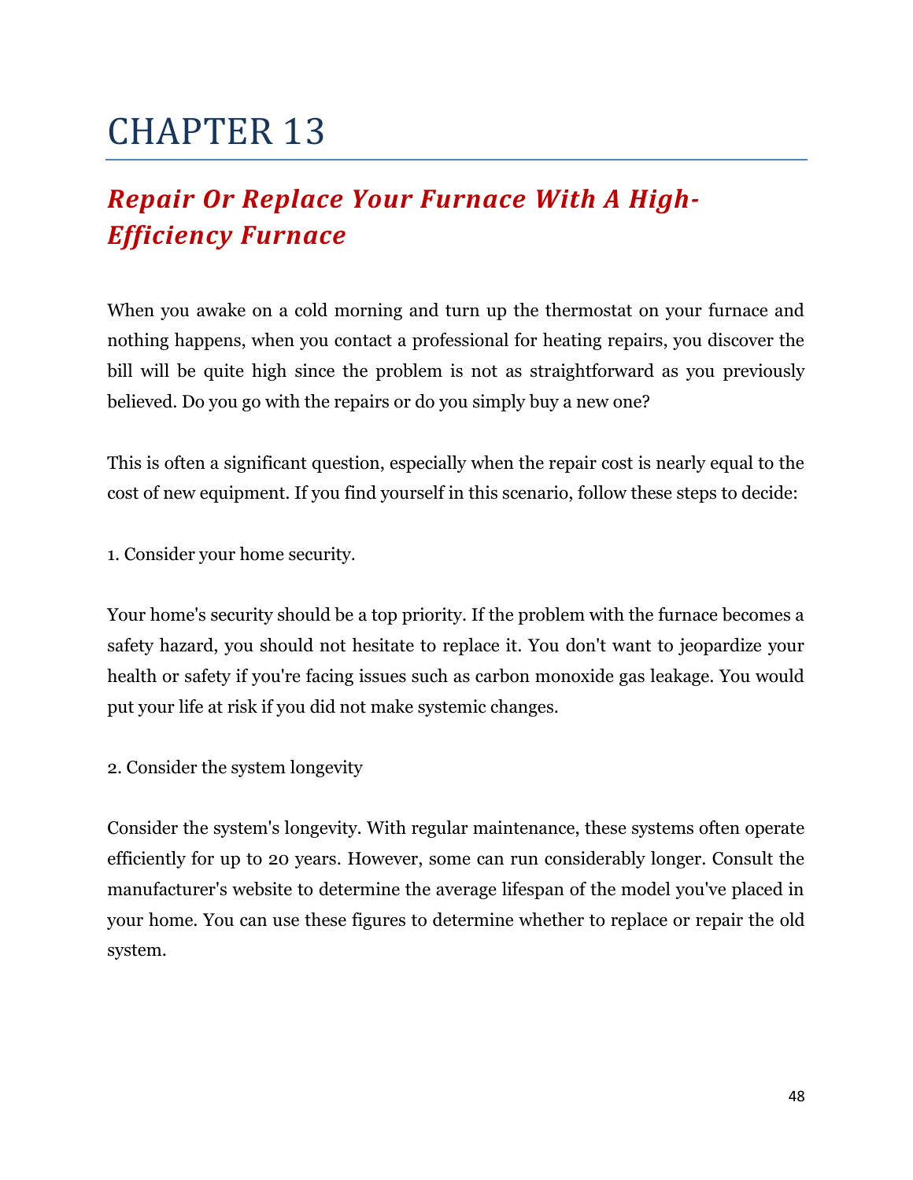# CHAPTER 13

## *Repair Or Replace Your Furnace With A High-Efficiency Furnace*

When you awake on a cold morning and turn up the thermostat on your furnace and nothing happens, when you contact a professional for heating repairs, you discover the bill will be quite high since the problem is not as straightforward as you previously believed. Do you go with the repairs or do you simply buy a new one?

This is often a significant question, especially when the repair cost is nearly equal to the cost of new equipment. If you find yourself in this scenario, follow these steps to decide:

1. Consider your home security.

Your home's security should be a top priority. If the problem with the furnace becomes a safety hazard, you should not hesitate to replace it. You don't want to jeopardize your health or safety if you're facing issues such as carbon monoxide gas leakage. You would put your life at risk if you did not make systemic changes.

2. Consider the system longevity

Consider the system's longevity. With regular maintenance, these systems often operate efficiently for up to 20 years. However, some can run considerably longer. Consult the manufacturer's website to determine the average lifespan of the model you've placed in your home. You can use these figures to determine whether to replace or repair the old system.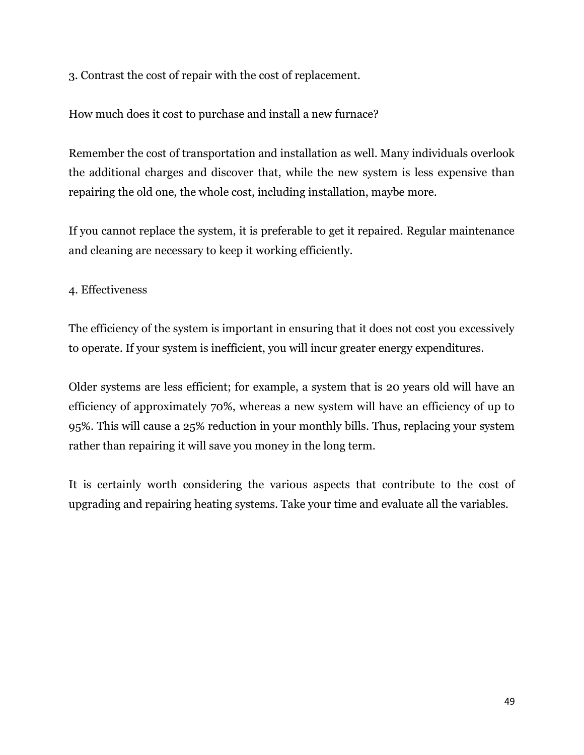3. Contrast the cost of repair with the cost of replacement.

How much does it cost to purchase and install a new furnace?

Remember the cost of transportation and installation as well. Many individuals overlook the additional charges and discover that, while the new system is less expensive than repairing the old one, the whole cost, including installation, maybe more.

If you cannot replace the system, it is preferable to get it repaired. Regular maintenance and cleaning are necessary to keep it working efficiently.

4. Effectiveness

The efficiency of the system is important in ensuring that it does not cost you excessively to operate. If your system is inefficient, you will incur greater energy expenditures.

Older systems are less efficient; for example, a system that is 20 years old will have an efficiency of approximately 70%, whereas a new system will have an efficiency of up to 95%. This will cause a 25% reduction in your monthly bills. Thus, replacing your system rather than repairing it will save you money in the long term.

It is certainly worth considering the various aspects that contribute to the cost of upgrading and repairing heating systems. Take your time and evaluate all the variables.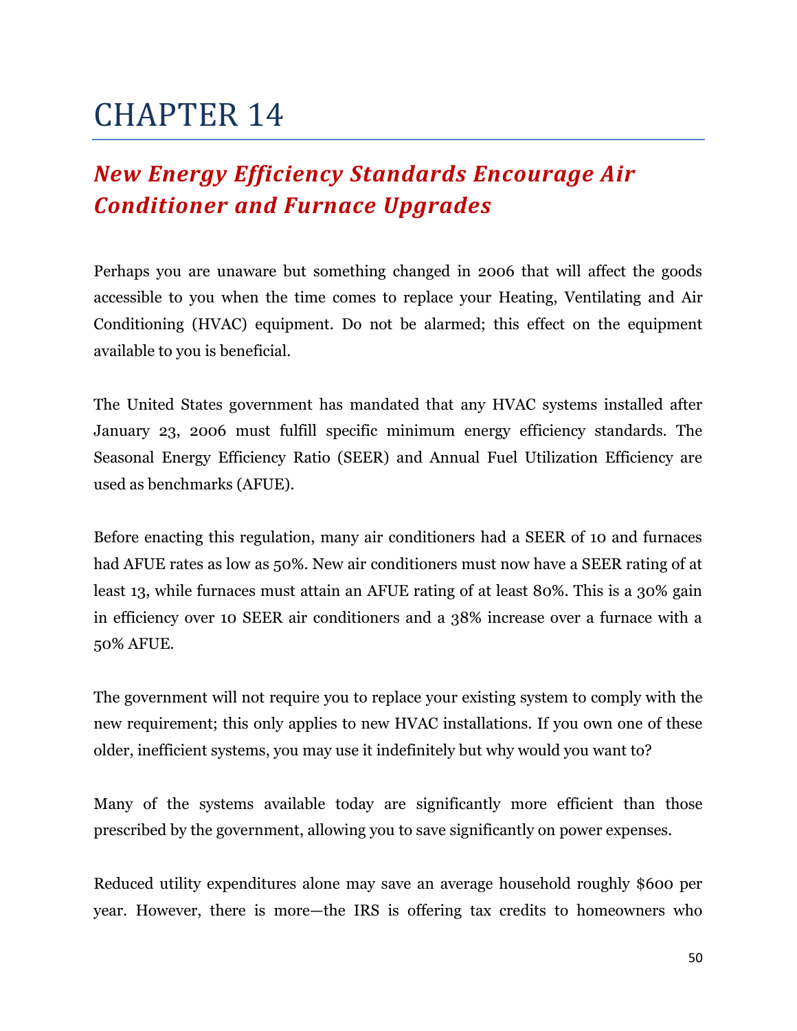# CHAPTER 14

## *New Energy Efficiency Standards Encourage Air Conditioner and Furnace Upgrades*

Perhaps you are unaware but something changed in 2006 that will affect the goods accessible to you when the time comes to replace your Heating, Ventilating and Air Conditioning (HVAC) equipment. Do not be alarmed; this effect on the equipment available to you is beneficial.

The United States government has mandated that any HVAC systems installed after January 23, 2006 must fulfill specific minimum energy efficiency standards. The Seasonal Energy Efficiency Ratio (SEER) and Annual Fuel Utilization Efficiency are used as benchmarks (AFUE).

Before enacting this regulation, many air conditioners had a SEER of 10 and furnaces had AFUE rates as low as 50%. New air conditioners must now have a SEER rating of at least 13, while furnaces must attain an AFUE rating of at least 80%. This is a 30% gain in efficiency over 10 SEER air conditioners and a 38% increase over a furnace with a 50% AFUE.

The government will not require you to replace your existing system to comply with the new requirement; this only applies to new HVAC installations. If you own one of these older, inefficient systems, you may use it indefinitely but why would you want to?

Many of the systems available today are significantly more efficient than those prescribed by the government, allowing you to save significantly on power expenses.

Reduced utility expenditures alone may save an average household roughly $600 per year. However, there is more—the IRS is offering tax credits to homeowners who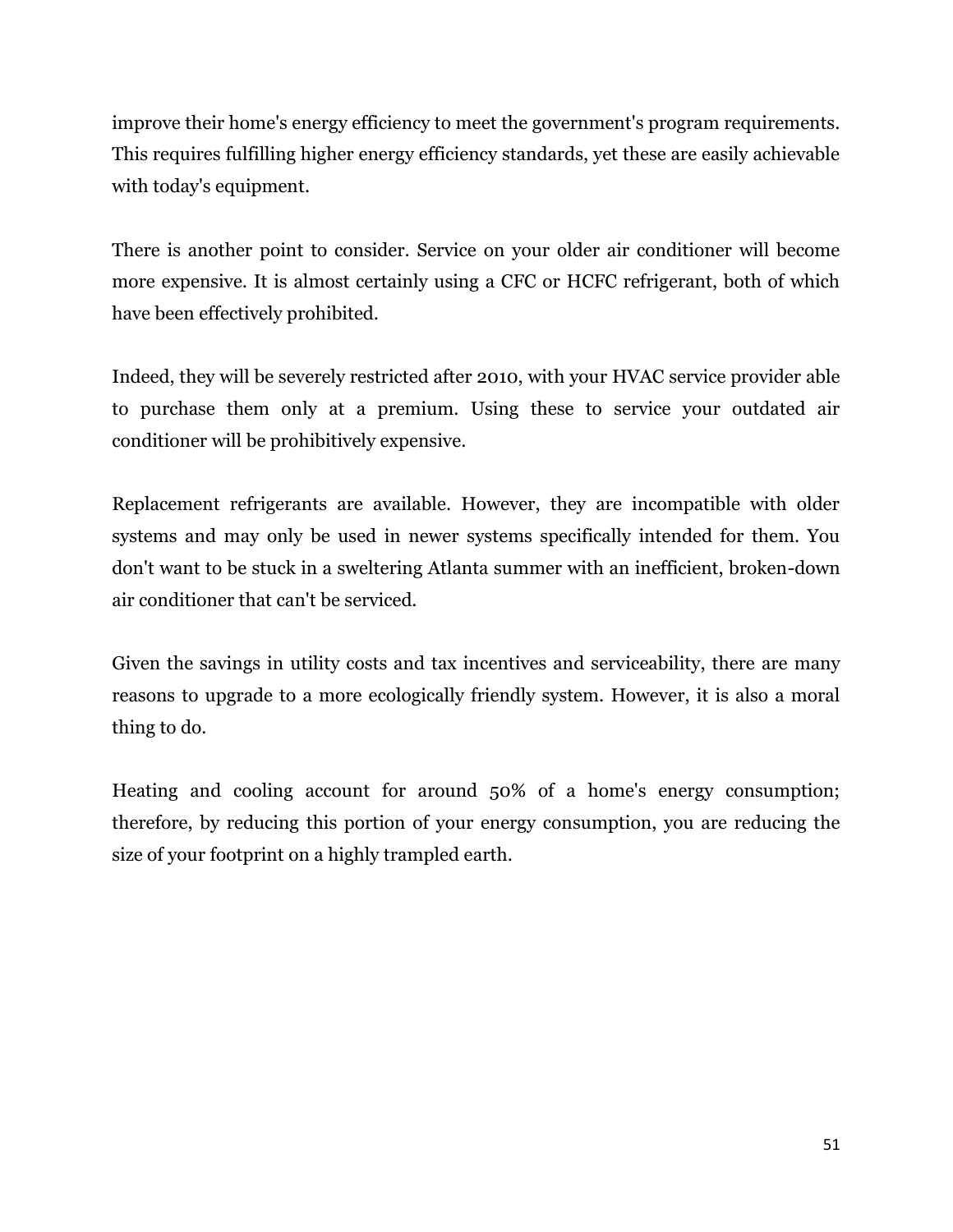improve their home's energy efficiency to meet the government's program requirements. This requires fulfilling higher energy efficiency standards, yet these are easily achievable with today's equipment.

There is another point to consider. Service on your older air conditioner will become more expensive. It is almost certainly using a CFC or HCFC refrigerant, both of which have been effectively prohibited.

Indeed, they will be severely restricted after 2010, with your HVAC service provider able to purchase them only at a premium. Using these to service your outdated air conditioner will be prohibitively expensive.

Replacement refrigerants are available. However, they are incompatible with older systems and may only be used in newer systems specifically intended for them. You don't want to be stuck in a sweltering Atlanta summer with an inefficient, broken-down air conditioner that can't be serviced.

Given the savings in utility costs and tax incentives and serviceability, there are many reasons to upgrade to a more ecologically friendly system. However, it is also a moral thing to do.

Heating and cooling account for around 50% of a home's energy consumption; therefore, by reducing this portion of your energy consumption, you are reducing the size of your footprint on a highly trampled earth.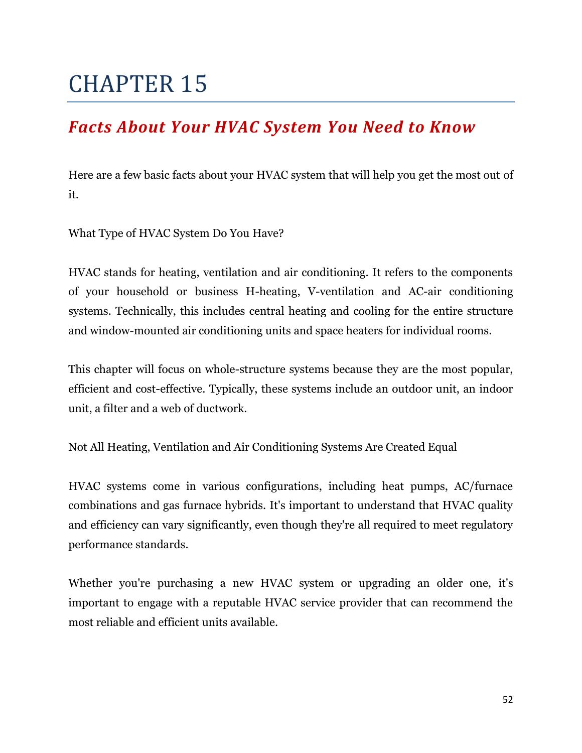# CHAPTER 15

## *Facts About Your HVAC System You Need to Know*

Here are a few basic facts about your HVAC system that will help you get the most out of it.

What Type of HVAC System Do You Have?

HVAC stands for heating, ventilation and air conditioning. It refers to the components of your household or business H-heating, V-ventilation and AC-air conditioning systems. Technically, this includes central heating and cooling for the entire structure and window-mounted air conditioning units and space heaters for individual rooms.

This chapter will focus on whole-structure systems because they are the most popular, efficient and cost-effective. Typically, these systems include an outdoor unit, an indoor unit, a filter and a web of ductwork.

Not All Heating, Ventilation and Air Conditioning Systems Are Created Equal

HVAC systems come in various configurations, including heat pumps, AC/furnace combinations and gas furnace hybrids. It's important to understand that HVAC quality and efficiency can vary significantly, even though they're all required to meet regulatory performance standards.

Whether you're purchasing a new HVAC system or upgrading an older one, it's important to engage with a reputable HVAC service provider that can recommend the most reliable and efficient units available.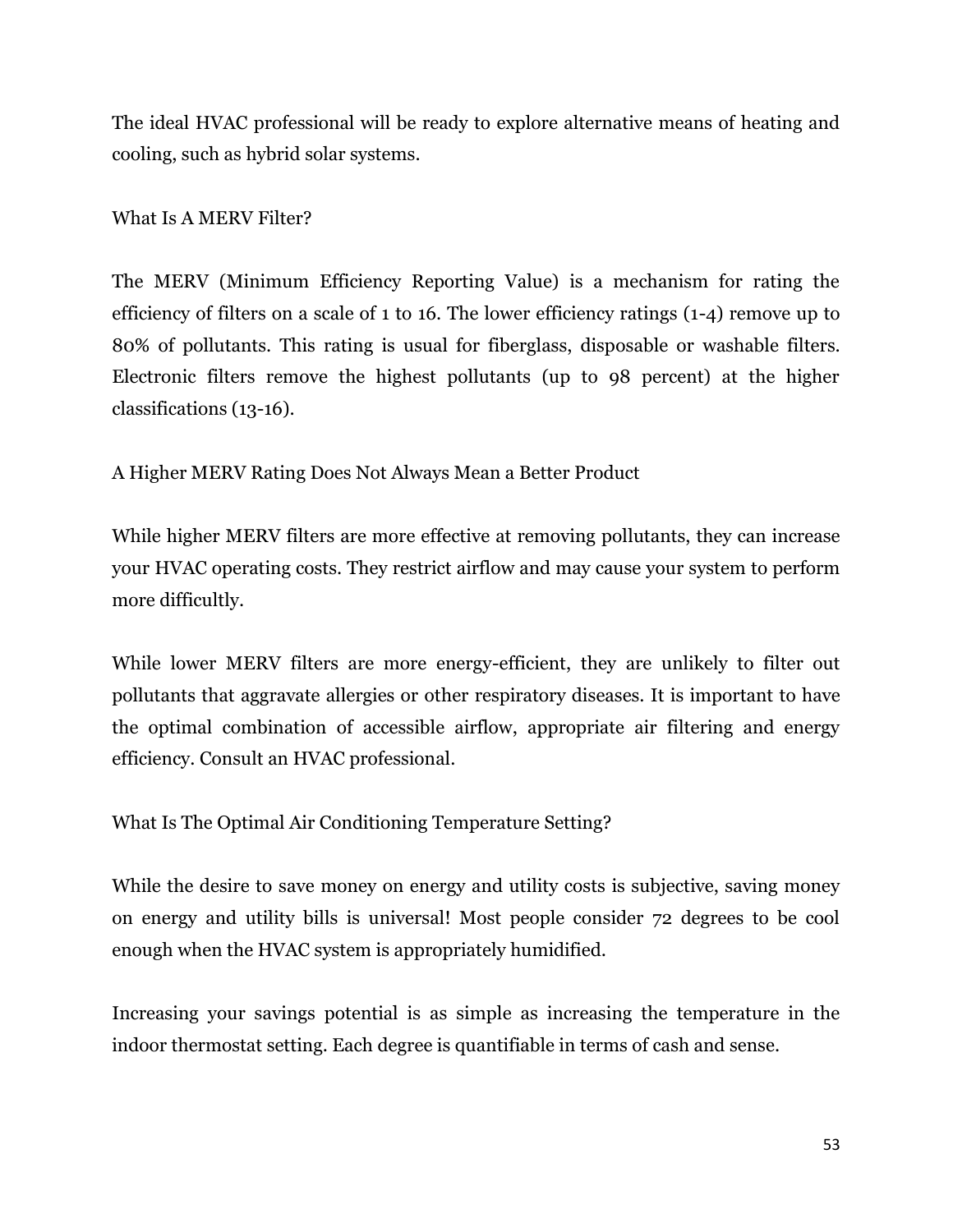The ideal HVAC professional will be ready to explore alternative means of heating and cooling, such as hybrid solar systems.

## What Is A MERV Filter?

The MERV (Minimum Efficiency Reporting Value) is a mechanism for rating the efficiency of filters on a scale of 1 to 16. The lower efficiency ratings (1-4) remove up to 80% of pollutants. This rating is usual for fiberglass, disposable or washable filters. Electronic filters remove the highest pollutants (up to 98 percent) at the higher classifications (13-16).

## A Higher MERV Rating Does Not Always Mean a Better Product

While higher MERV filters are more effective at removing pollutants, they can increase your HVAC operating costs. They restrict airflow and may cause your system to perform more difficultly.

While lower MERV filters are more energy-efficient, they are unlikely to filter out pollutants that aggravate allergies or other respiratory diseases. It is important to have the optimal combination of accessible airflow, appropriate air filtering and energy efficiency. Consult an HVAC professional.

## What Is The Optimal Air Conditioning Temperature Setting?

While the desire to save money on energy and utility costs is subjective, saving money on energy and utility bills is universal! Most people consider 72 degrees to be cool enough when the HVAC system is appropriately humidified.

Increasing your savings potential is as simple as increasing the temperature in the indoor thermostat setting. Each degree is quantifiable in terms of cash and sense.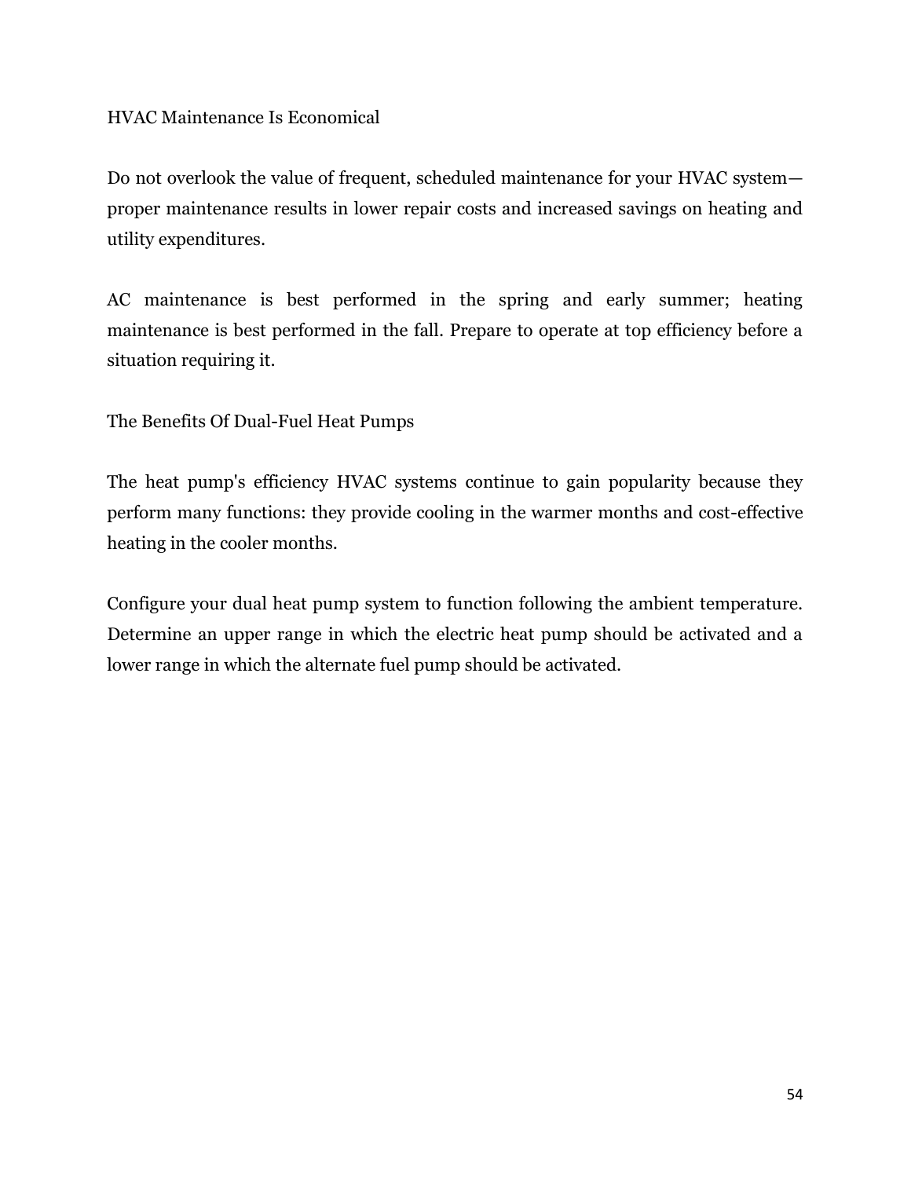## HVAC Maintenance Is Economical

Do not overlook the value of frequent, scheduled maintenance for your HVAC system—proper maintenance results in lower repair costs and increased savings on heating and utility expenditures.

AC maintenance is best performed in the spring and early summer; heating maintenance is best performed in the fall. Prepare to operate at top efficiency before a situation requiring it.

## The Benefits Of Dual-Fuel Heat Pumps

The heat pump's efficiency HVAC systems continue to gain popularity because they perform many functions: they provide cooling in the warmer months and cost-effective heating in the cooler months.

Configure your dual heat pump system to function following the ambient temperature. Determine an upper range in which the electric heat pump should be activated and a lower range in which the alternate fuel pump should be activated.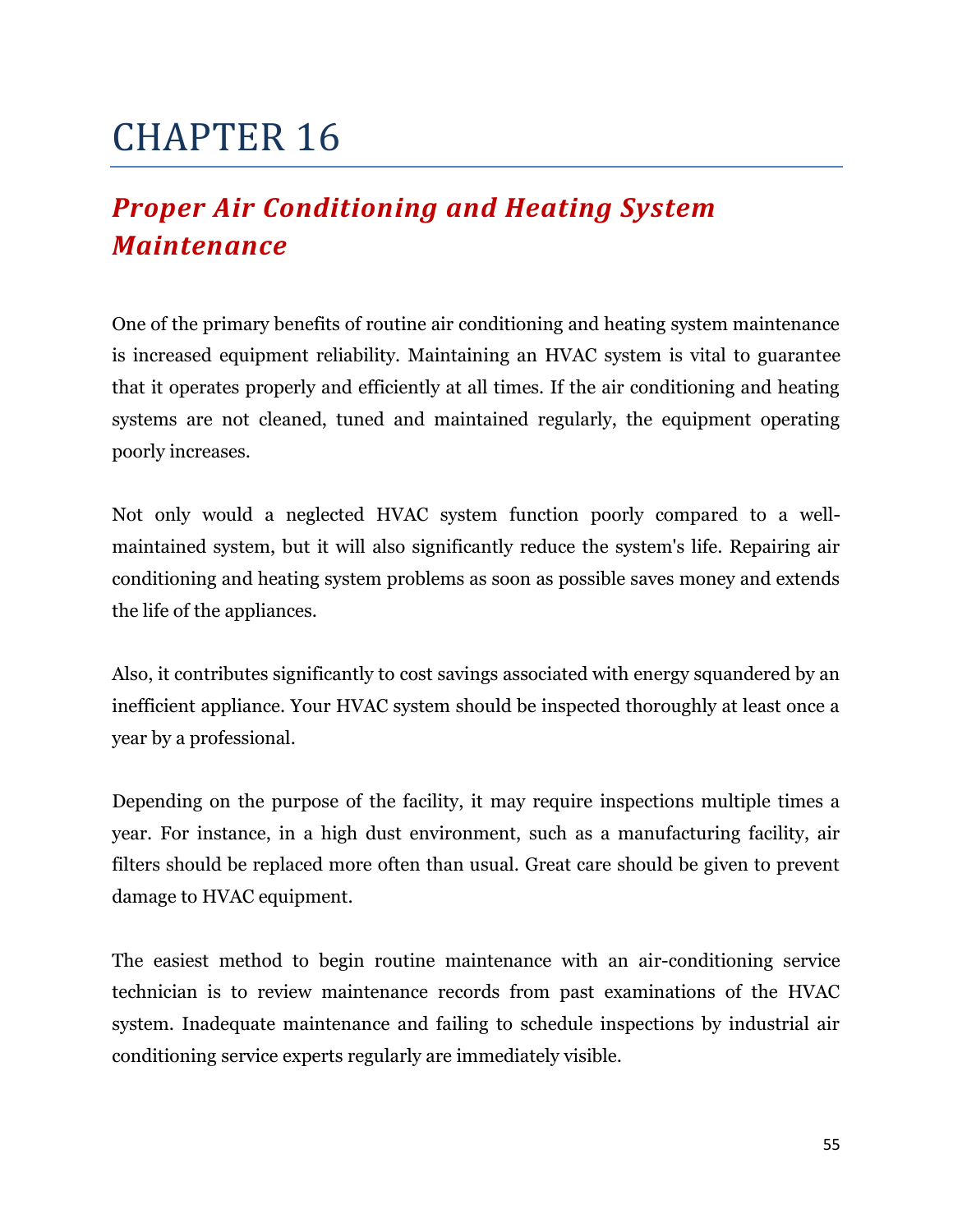# CHAPTER 16

## *Proper Air Conditioning and Heating System Maintenance*

One of the primary benefits of routine air conditioning and heating system maintenance is increased equipment reliability. Maintaining an HVAC system is vital to guarantee that it operates properly and efficiently at all times. If the air conditioning and heating systems are not cleaned, tuned and maintained regularly, the equipment operating poorly increases.

Not only would a neglected HVAC system function poorly compared to a well-maintained system, but it will also significantly reduce the system's life. Repairing air conditioning and heating system problems as soon as possible saves money and extends the life of the appliances.

Also, it contributes significantly to cost savings associated with energy squandered by an inefficient appliance. Your HVAC system should be inspected thoroughly at least once a year by a professional.

Depending on the purpose of the facility, it may require inspections multiple times a year. For instance, in a high dust environment, such as a manufacturing facility, air filters should be replaced more often than usual. Great care should be given to prevent damage to HVAC equipment.

The easiest method to begin routine maintenance with an air-conditioning service technician is to review maintenance records from past examinations of the HVAC system. Inadequate maintenance and failing to schedule inspections by industrial air conditioning service experts regularly are immediately visible.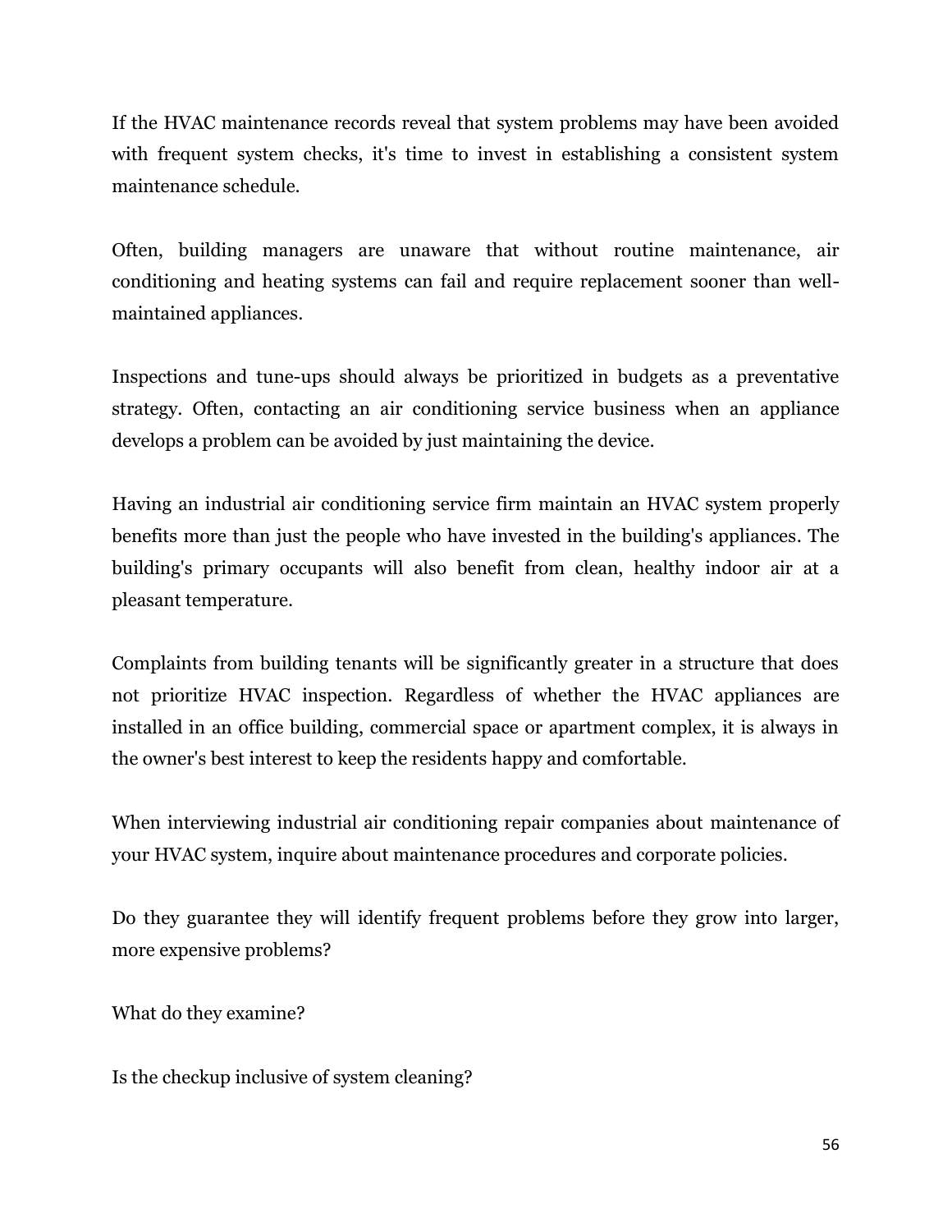If the HVAC maintenance records reveal that system problems may have been avoided with frequent system checks, it's time to invest in establishing a consistent system maintenance schedule.

Often, building managers are unaware that without routine maintenance, air conditioning and heating systems can fail and require replacement sooner than well-maintained appliances.

Inspections and tune-ups should always be prioritized in budgets as a preventative strategy. Often, contacting an air conditioning service business when an appliance develops a problem can be avoided by just maintaining the device.

Having an industrial air conditioning service firm maintain an HVAC system properly benefits more than just the people who have invested in the building's appliances. The building's primary occupants will also benefit from clean, healthy indoor air at a pleasant temperature.

Complaints from building tenants will be significantly greater in a structure that does not prioritize HVAC inspection. Regardless of whether the HVAC appliances are installed in an office building, commercial space or apartment complex, it is always in the owner's best interest to keep the residents happy and comfortable.

When interviewing industrial air conditioning repair companies about maintenance of your HVAC system, inquire about maintenance procedures and corporate policies.

Do they guarantee they will identify frequent problems before they grow into larger, more expensive problems?

What do they examine?

Is the checkup inclusive of system cleaning?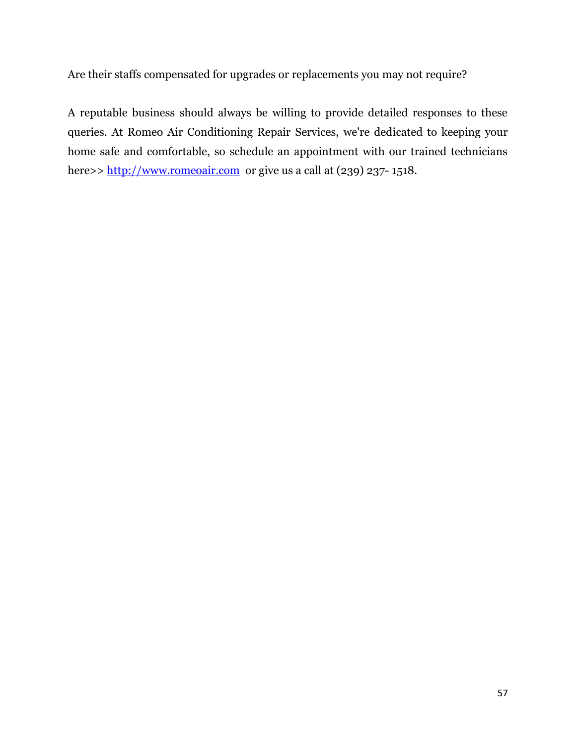Are their staffs compensated for upgrades or replacements you may not require?

A reputable business should always be willing to provide detailed responses to these queries. At Romeo Air Conditioning Repair Services, we're dedicated to keeping your home safe and comfortable, so schedule an appointment with our trained technicians here>> [http://www.romeoair.com](http://www.romeoair.com) or give us a call at (239) 237- 1518.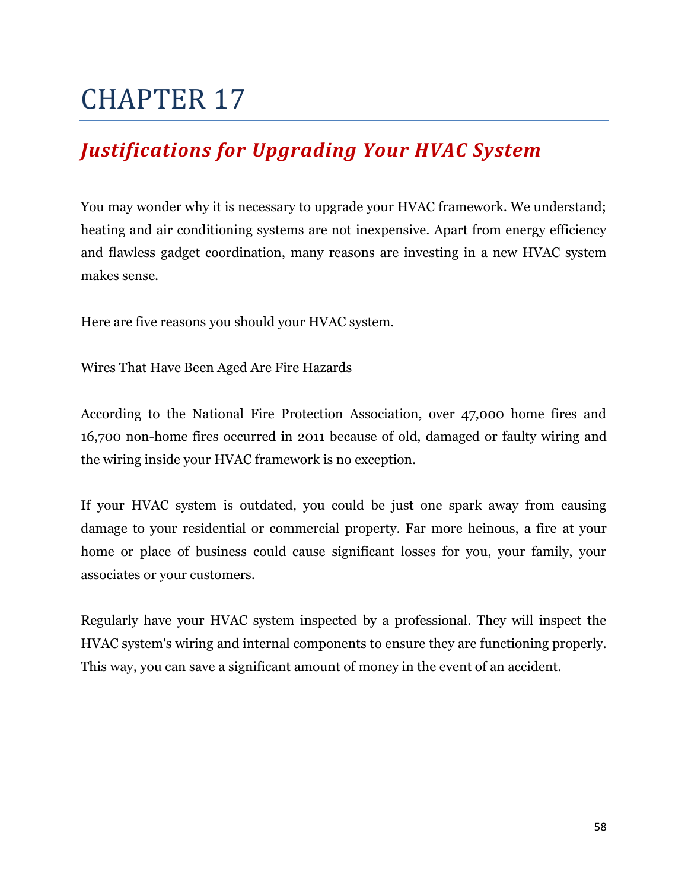# CHAPTER 17

## *Justifications for Upgrading Your HVAC System*

You may wonder why it is necessary to upgrade your HVAC framework. We understand; heating and air conditioning systems are not inexpensive. Apart from energy efficiency and flawless gadget coordination, many reasons are investing in a new HVAC system makes sense.

Here are five reasons you should your HVAC system.

Wires That Have Been Aged Are Fire Hazards

According to the National Fire Protection Association, over 47,000 home fires and 16,700 non-home fires occurred in 2011 because of old, damaged or faulty wiring and the wiring inside your HVAC framework is no exception.

If your HVAC system is outdated, you could be just one spark away from causing damage to your residential or commercial property. Far more heinous, a fire at your home or place of business could cause significant losses for you, your family, your associates or your customers.

Regularly have your HVAC system inspected by a professional. They will inspect the HVAC system's wiring and internal components to ensure they are functioning properly. This way, you can save a significant amount of money in the event of an accident.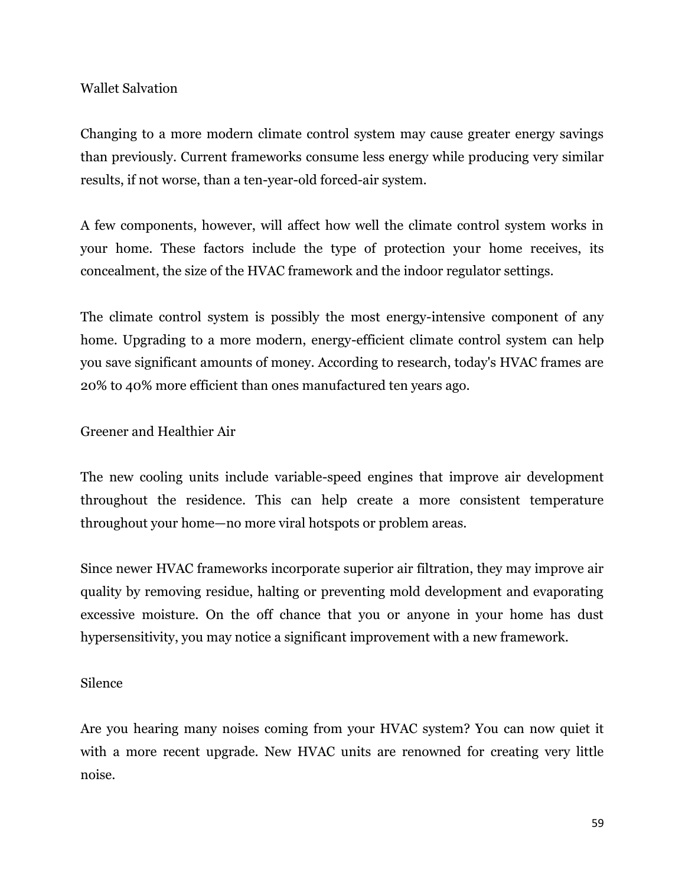## Wallet Salvation

Changing to a more modern climate control system may cause greater energy savings than previously. Current frameworks consume less energy while producing very similar results, if not worse, than a ten-year-old forced-air system.

A few components, however, will affect how well the climate control system works in your home. These factors include the type of protection your home receives, its concealment, the size of the HVAC framework and the indoor regulator settings.

The climate control system is possibly the most energy-intensive component of any home. Upgrading to a more modern, energy-efficient climate control system can help you save significant amounts of money. According to research, today's HVAC frames are 20% to 40% more efficient than ones manufactured ten years ago.

## Greener and Healthier Air

The new cooling units include variable-speed engines that improve air development throughout the residence. This can help create a more consistent temperature throughout your home—no more viral hotspots or problem areas.

Since newer HVAC frameworks incorporate superior air filtration, they may improve air quality by removing residue, halting or preventing mold development and evaporating excessive moisture. On the off chance that you or anyone in your home has dust hypersensitivity, you may notice a significant improvement with a new framework.

## Silence

Are you hearing many noises coming from your HVAC system? You can now quiet it with a more recent upgrade. New HVAC units are renowned for creating very little noise.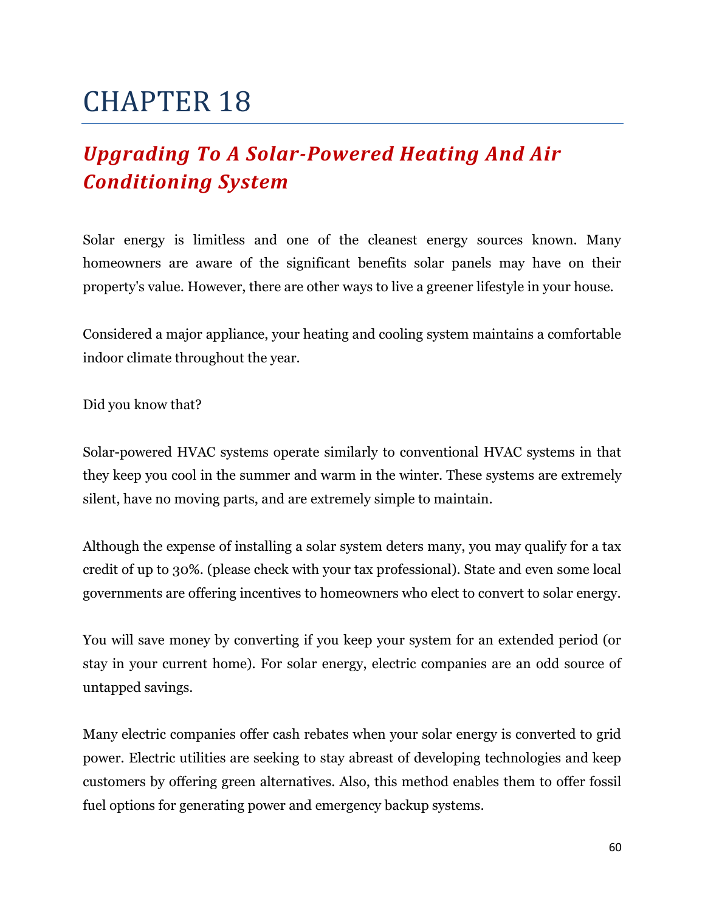# CHAPTER 18

## *Upgrading To A Solar-Powered Heating And Air Conditioning System*

Solar energy is limitless and one of the cleanest energy sources known. Many homeowners are aware of the significant benefits solar panels may have on their property's value. However, there are other ways to live a greener lifestyle in your house.

Considered a major appliance, your heating and cooling system maintains a comfortable indoor climate throughout the year.

Did you know that?

Solar-powered HVAC systems operate similarly to conventional HVAC systems in that they keep you cool in the summer and warm in the winter. These systems are extremely silent, have no moving parts, and are extremely simple to maintain.

Although the expense of installing a solar system deters many, you may qualify for a tax credit of up to 30%. (please check with your tax professional). State and even some local governments are offering incentives to homeowners who elect to convert to solar energy.

You will save money by converting if you keep your system for an extended period (or stay in your current home). For solar energy, electric companies are an odd source of untapped savings.

Many electric companies offer cash rebates when your solar energy is converted to grid power. Electric utilities are seeking to stay abreast of developing technologies and keep customers by offering green alternatives. Also, this method enables them to offer fossil fuel options for generating power and emergency backup systems.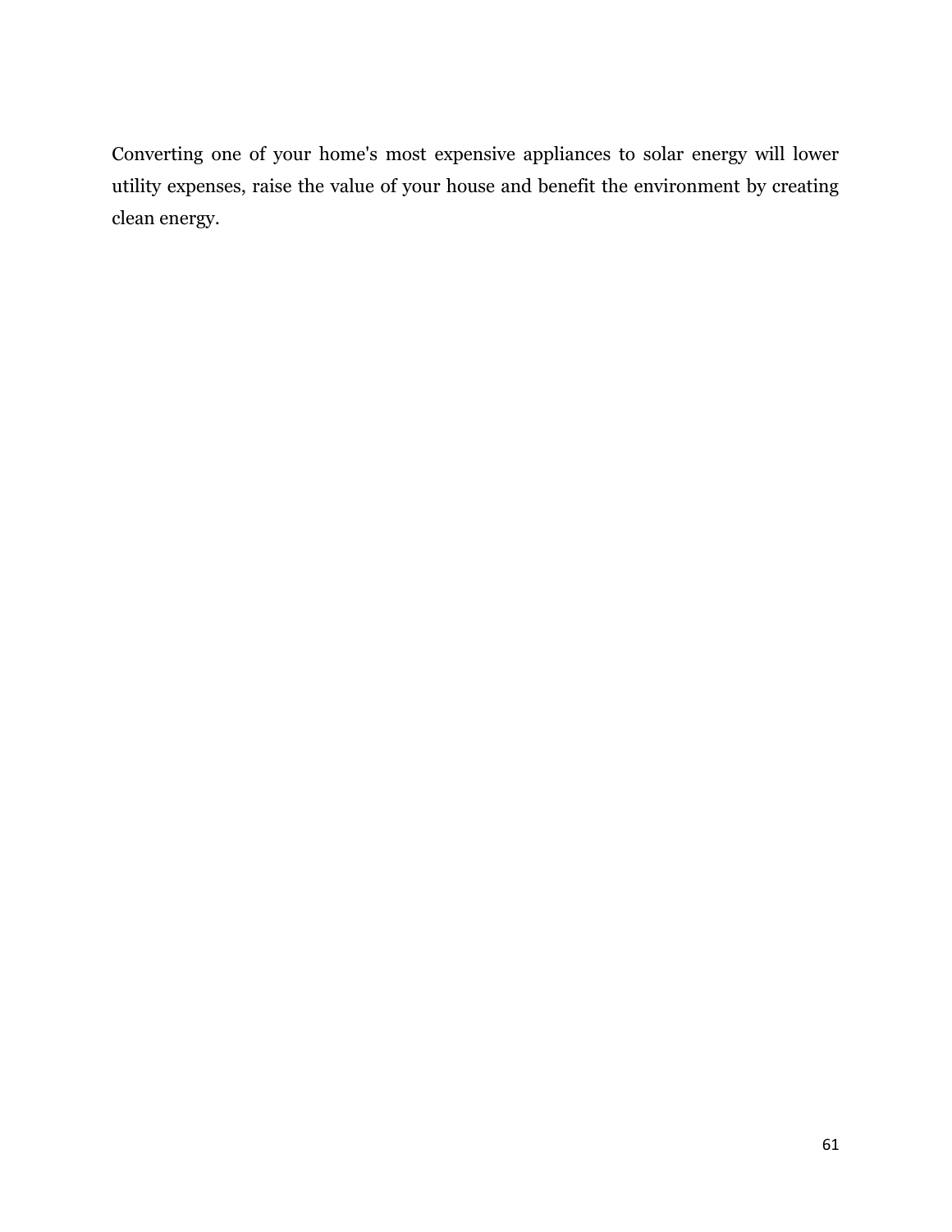Converting one of your home's most expensive appliances to solar energy will lower utility expenses, raise the value of your house and benefit the environment by creating clean energy.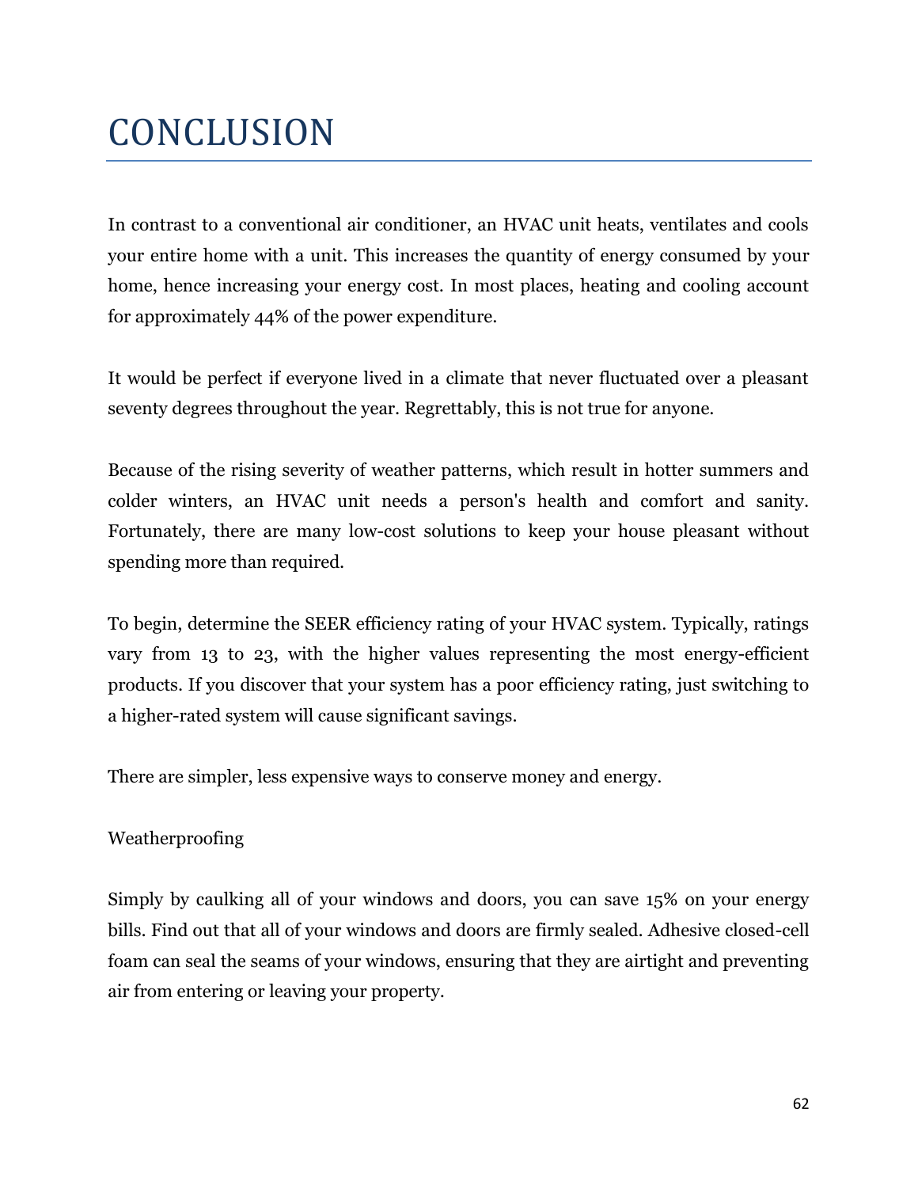# CONCLUSION

In contrast to a conventional air conditioner, an HVAC unit heats, ventilates and cools your entire home with a unit. This increases the quantity of energy consumed by your home, hence increasing your energy cost. In most places, heating and cooling account for approximately 44% of the power expenditure.

It would be perfect if everyone lived in a climate that never fluctuated over a pleasant seventy degrees throughout the year. Regrettably, this is not true for anyone.

Because of the rising severity of weather patterns, which result in hotter summers and colder winters, an HVAC unit needs a person's health and comfort and sanity. Fortunately, there are many low-cost solutions to keep your house pleasant without spending more than required.

To begin, determine the SEER efficiency rating of your HVAC system. Typically, ratings vary from 13 to 23, with the higher values representing the most energy-efficient products. If you discover that your system has a poor efficiency rating, just switching to a higher-rated system will cause significant savings.

There are simpler, less expensive ways to conserve money and energy.

Weatherproofing

Simply by caulking all of your windows and doors, you can save 15% on your energy bills. Find out that all of your windows and doors are firmly sealed. Adhesive closed-cell foam can seal the seams of your windows, ensuring that they are airtight and preventing air from entering or leaving your property.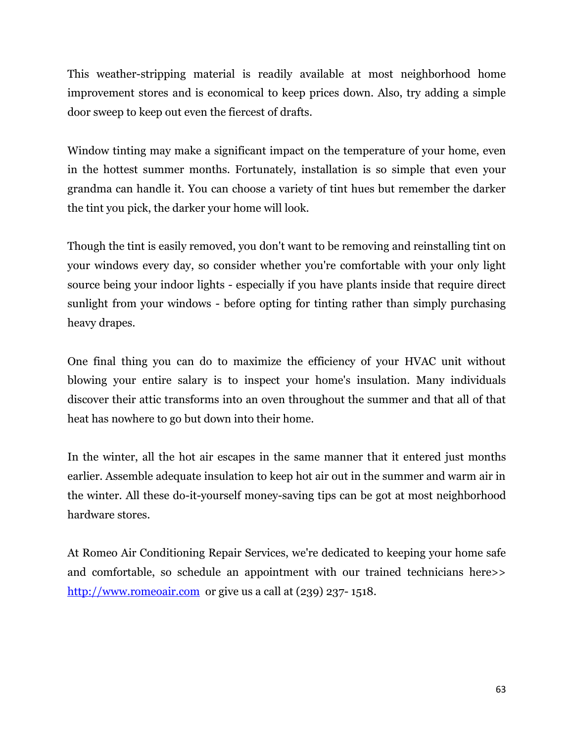This weather-stripping material is readily available at most neighborhood home improvement stores and is economical to keep prices down. Also, try adding a simple door sweep to keep out even the fiercest of drafts.

Window tinting may make a significant impact on the temperature of your home, even in the hottest summer months. Fortunately, installation is so simple that even your grandma can handle it. You can choose a variety of tint hues but remember the darker the tint you pick, the darker your home will look.

Though the tint is easily removed, you don't want to be removing and reinstalling tint on your windows every day, so consider whether you're comfortable with your only light source being your indoor lights - especially if you have plants inside that require direct sunlight from your windows - before opting for tinting rather than simply purchasing heavy drapes.

One final thing you can do to maximize the efficiency of your HVAC unit without blowing your entire salary is to inspect your home's insulation. Many individuals discover their attic transforms into an oven throughout the summer and that all of that heat has nowhere to go but down into their home.

In the winter, all the hot air escapes in the same manner that it entered just months earlier. Assemble adequate insulation to keep hot air out in the summer and warm air in the winter. All these do-it-yourself money-saving tips can be got at most neighborhood hardware stores.

At Romeo Air Conditioning Repair Services, we're dedicated to keeping your home safe and comfortable, so schedule an appointment with our trained technicians here>> [http://www.romeoair.com](http://www.romeoair.com) or give us a call at (239) 237- 1518.